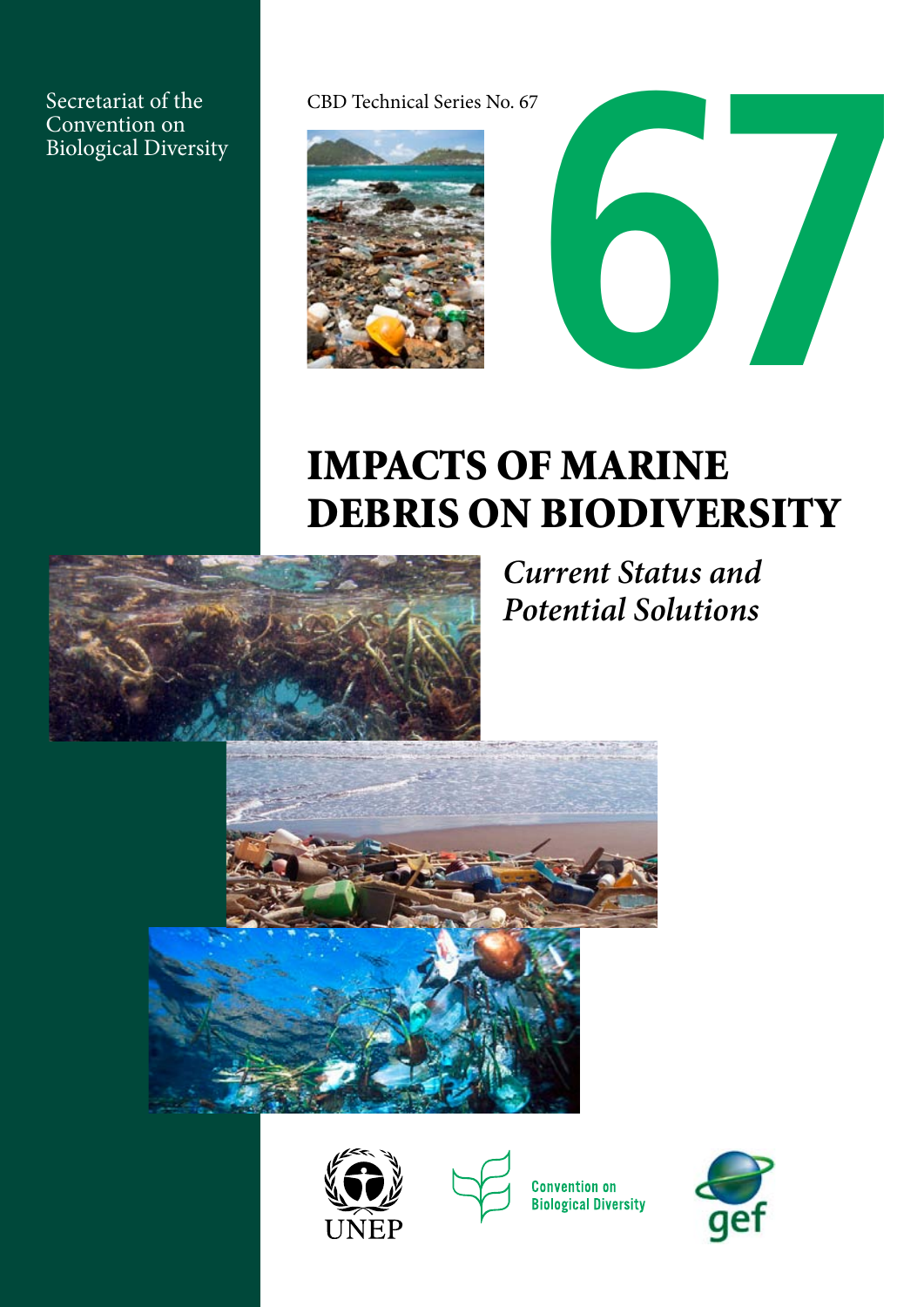Secretariat of the Convention on Biological Diversity

CBD Technical Series No. 67

67

# IMPACTS OF MARINE DEBRIS ON BIODIVERSITY

*Current Status and Potential Solutions*

UNEP

Convention on Biological Diversity

gef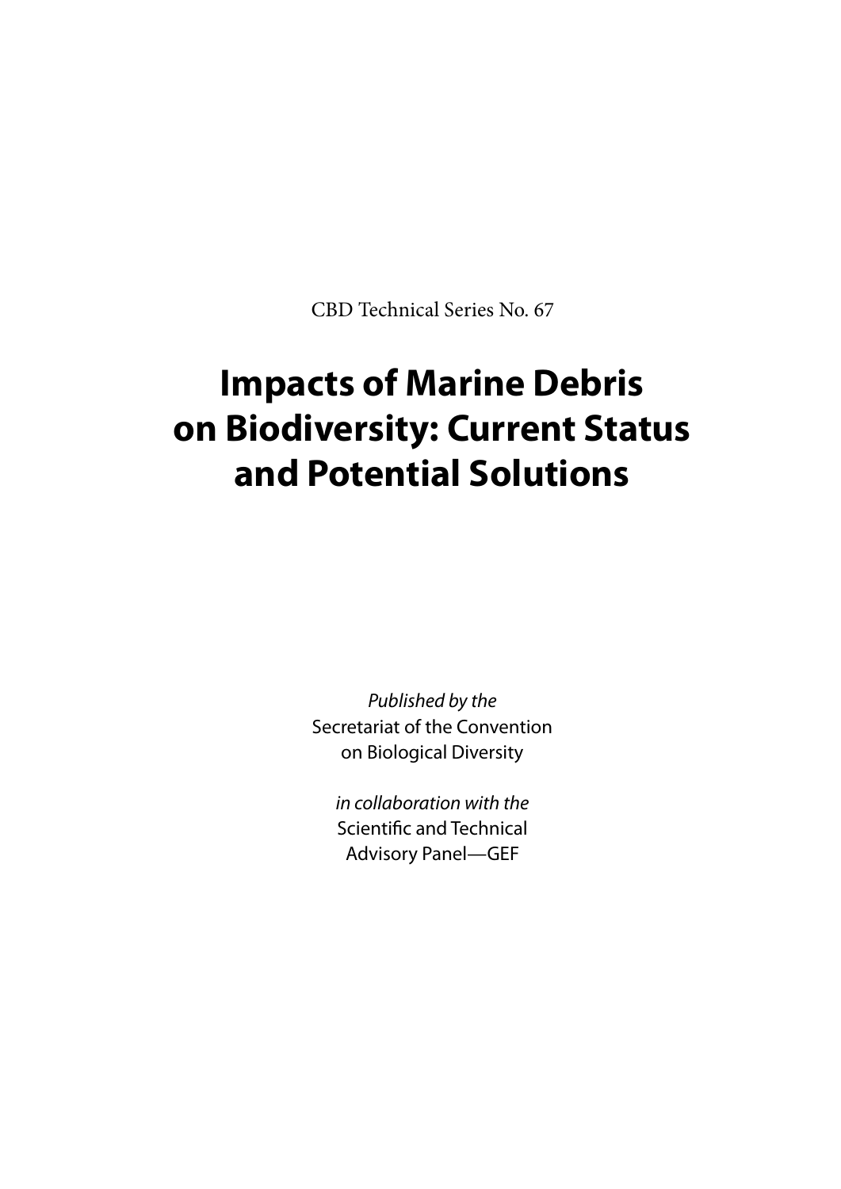CBD Technical Series No. 67

# Impacts of Marine Debris on Biodiversity: Current Status and Potential Solutions

*Published by the*
Secretariat of the Convention on Biological Diversity

*in collaboration with the*
Scientific and Technical Advisory Panel—GEF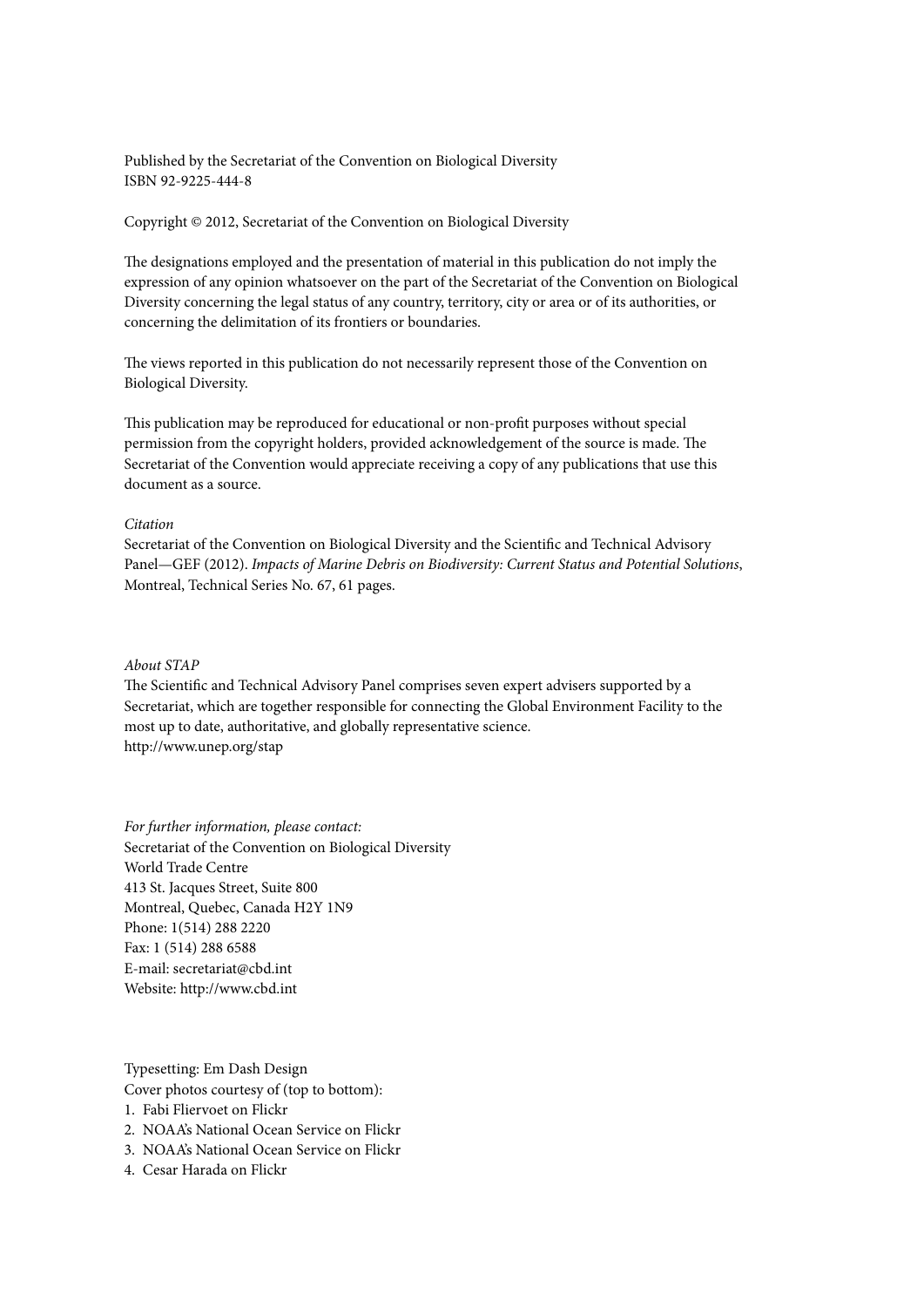Published by the Secretariat of the Convention on Biological Diversity
ISBN 92-9225-444-8

Copyright © 2012, Secretariat of the Convention on Biological Diversity

The designations employed and the presentation of material in this publication do not imply the expression of any opinion whatsoever on the part of the Secretariat of the Convention on Biological Diversity concerning the legal status of any country, territory, city or area or of its authorities, or concerning the delimitation of its frontiers or boundaries.

The views reported in this publication do not necessarily represent those of the Convention on Biological Diversity.

This publication may be reproduced for educational or non-profit purposes without special permission from the copyright holders, provided acknowledgement of the source is made. The Secretariat of the Convention would appreciate receiving a copy of any publications that use this document as a source.

*Citation*
Secretariat of the Convention on Biological Diversity and the Scientific and Technical Advisory Panel—GEF (2012). *Impacts of Marine Debris on Biodiversity: Current Status and Potential Solutions*, Montreal, Technical Series No. 67, 61 pages.

*About STAP*
The Scientific and Technical Advisory Panel comprises seven expert advisers supported by a Secretariat, which are together responsible for connecting the Global Environment Facility to the most up to date, authoritative, and globally representative science.
http://www.unep.org/stap

*For further information, please contact:*
Secretariat of the Convention on Biological Diversity
World Trade Centre
413 St. Jacques Street, Suite 800
Montreal, Quebec, Canada H2Y 1N9
Phone: 1(514) 288 2220
Fax: 1 (514) 288 6588
E-mail: secretariat@cbd.int
Website: http://www.cbd.int

Typesetting: Em Dash Design
Cover photos courtesy of (top to bottom):

1. Fabi Fliervoet on Flickr
2. NOAA's National Ocean Service on Flickr
3. NOAA's National Ocean Service on Flickr
4. Cesar Harada on Flickr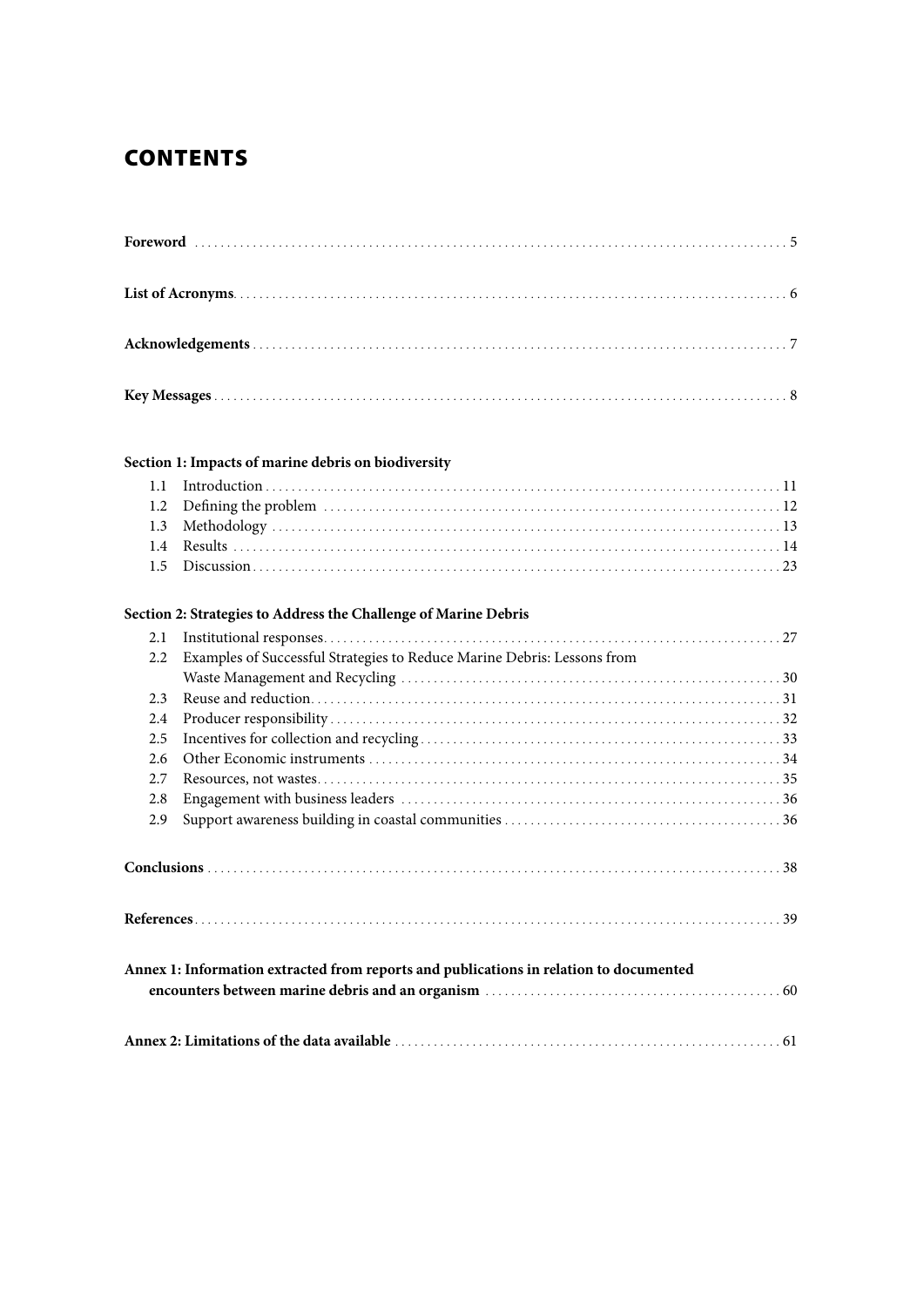# CONTENTS

**Foreword** . . . . . . . . . . . . . . . . . . . . . . . . . . . . . . . . . . . . . . . . . . 5

**List of Acronyms** . . . . . . . . . . . . . . . . . . . . . . . . . . . . . . . . . . . . . 6

**Acknowledgements** . . . . . . . . . . . . . . . . . . . . . . . . . . . . . . . . . . . . 7

**Key Messages** . . . . . . . . . . . . . . . . . . . . . . . . . . . . . . . . . . . . . . . 8

**Section 1: Impacts of marine debris on biodiversity**

- 1.1 Introduction . . . . . . . . . . . . . . . . . . . . . . . . . . . . . . . . . . . . 11
- 1.2 Defining the problem . . . . . . . . . . . . . . . . . . . . . . . . . . . . . . 12
- 1.3 Methodology . . . . . . . . . . . . . . . . . . . . . . . . . . . . . . . . . . . 13
- 1.4 Results . . . . . . . . . . . . . . . . . . . . . . . . . . . . . . . . . . . . . . 14
- 1.5 Discussion . . . . . . . . . . . . . . . . . . . . . . . . . . . . . . . . . . . . 23

**Section 2: Strategies to Address the Challenge of Marine Debris**

- 2.1 Institutional responses . . . . . . . . . . . . . . . . . . . . . . . . . . . . . 27
- 2.2 Examples of Successful Strategies to Reduce Marine Debris: Lessons from Waste Management and Recycling . . . . . . . . . . . . . . . . . . . . . . 30
- 2.3 Reuse and reduction . . . . . . . . . . . . . . . . . . . . . . . . . . . . . . . 31
- 2.4 Producer responsibility . . . . . . . . . . . . . . . . . . . . . . . . . . . . . 32
- 2.5 Incentives for collection and recycling . . . . . . . . . . . . . . . . . . . 33
- 2.6 Other Economic instruments . . . . . . . . . . . . . . . . . . . . . . . . . 34
- 2.7 Resources, not wastes . . . . . . . . . . . . . . . . . . . . . . . . . . . . . . 35
- 2.8 Engagement with business leaders . . . . . . . . . . . . . . . . . . . . . 36
- 2.9 Support awareness building in coastal communities . . . . . . . . . . 36

**Conclusions** . . . . . . . . . . . . . . . . . . . . . . . . . . . . . . . . . . . . . . . . 38

**References** . . . . . . . . . . . . . . . . . . . . . . . . . . . . . . . . . . . . . . . . 39

**Annex 1: Information extracted from reports and publications in relation to documented encounters between marine debris and an organism** . . . . . . . . . . . . . . 60

**Annex 2: Limitations of the data available** . . . . . . . . . . . . . . . . . . . . . 61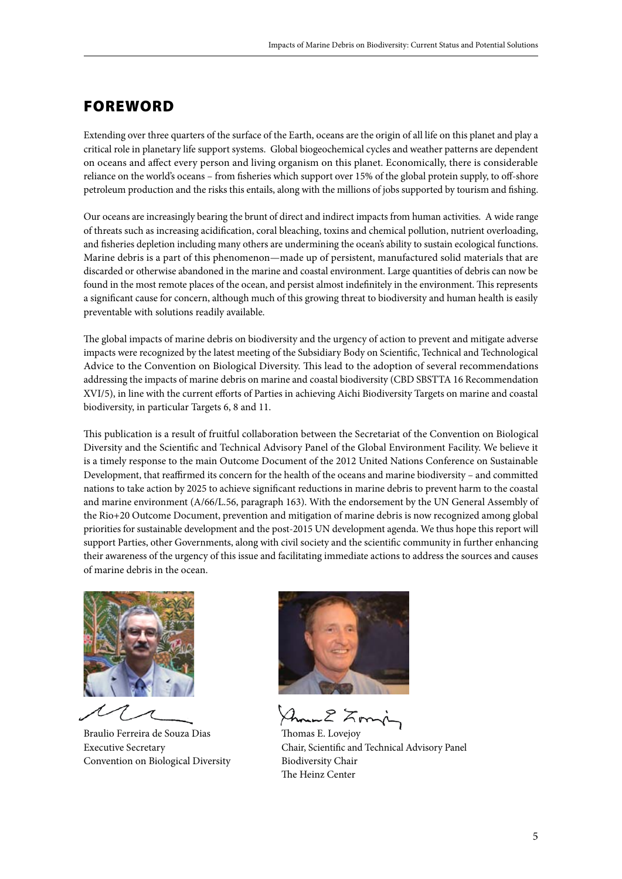# FOREWORD

Extending over three quarters of the surface of the Earth, oceans are the origin of all life on this planet and play a critical role in planetary life support systems. Global biogeochemical cycles and weather patterns are dependent on oceans and affect every person and living organism on this planet. Economically, there is considerable reliance on the world's oceans – from fisheries which support over 15% of the global protein supply, to off-shore petroleum production and the risks this entails, along with the millions of jobs supported by tourism and fishing.

Our oceans are increasingly bearing the brunt of direct and indirect impacts from human activities. A wide range of threats such as increasing acidification, coral bleaching, toxins and chemical pollution, nutrient overloading, and fisheries depletion including many others are undermining the ocean's ability to sustain ecological functions. Marine debris is a part of this phenomenon—made up of persistent, manufactured solid materials that are discarded or otherwise abandoned in the marine and coastal environment. Large quantities of debris can now be found in the most remote places of the ocean, and persist almost indefinitely in the environment. This represents a significant cause for concern, although much of this growing threat to biodiversity and human health is easily preventable with solutions readily available.

The global impacts of marine debris on biodiversity and the urgency of action to prevent and mitigate adverse impacts were recognized by the latest meeting of the Subsidiary Body on Scientific, Technical and Technological Advice to the Convention on Biological Diversity. This lead to the adoption of several recommendations addressing the impacts of marine debris on marine and coastal biodiversity (CBD SBSTTA 16 Recommendation XVI/5), in line with the current efforts of Parties in achieving Aichi Biodiversity Targets on marine and coastal biodiversity, in particular Targets 6, 8 and 11.

This publication is a result of fruitful collaboration between the Secretariat of the Convention on Biological Diversity and the Scientific and Technical Advisory Panel of the Global Environment Facility. We believe it is a timely response to the main Outcome Document of the 2012 United Nations Conference on Sustainable Development, that reaffirmed its concern for the health of the oceans and marine biodiversity – and committed nations to take action by 2025 to achieve significant reductions in marine debris to prevent harm to the coastal and marine environment (A/66/L.56, paragraph 163). With the endorsement by the UN General Assembly of the Rio+20 Outcome Document, prevention and mitigation of marine debris is now recognized among global priorities for sustainable development and the post-2015 UN development agenda. We thus hope this report will support Parties, other Governments, along with civil society and the scientific community in further enhancing their awareness of the urgency of this issue and facilitating immediate actions to address the sources and causes of marine debris in the ocean.

Braulio Ferreira de Souza Dias
Executive Secretary
Convention on Biological Diversity

Thomas E. Lovejoy
Chair, Scientific and Technical Advisory Panel
Biodiversity Chair
The Heinz Center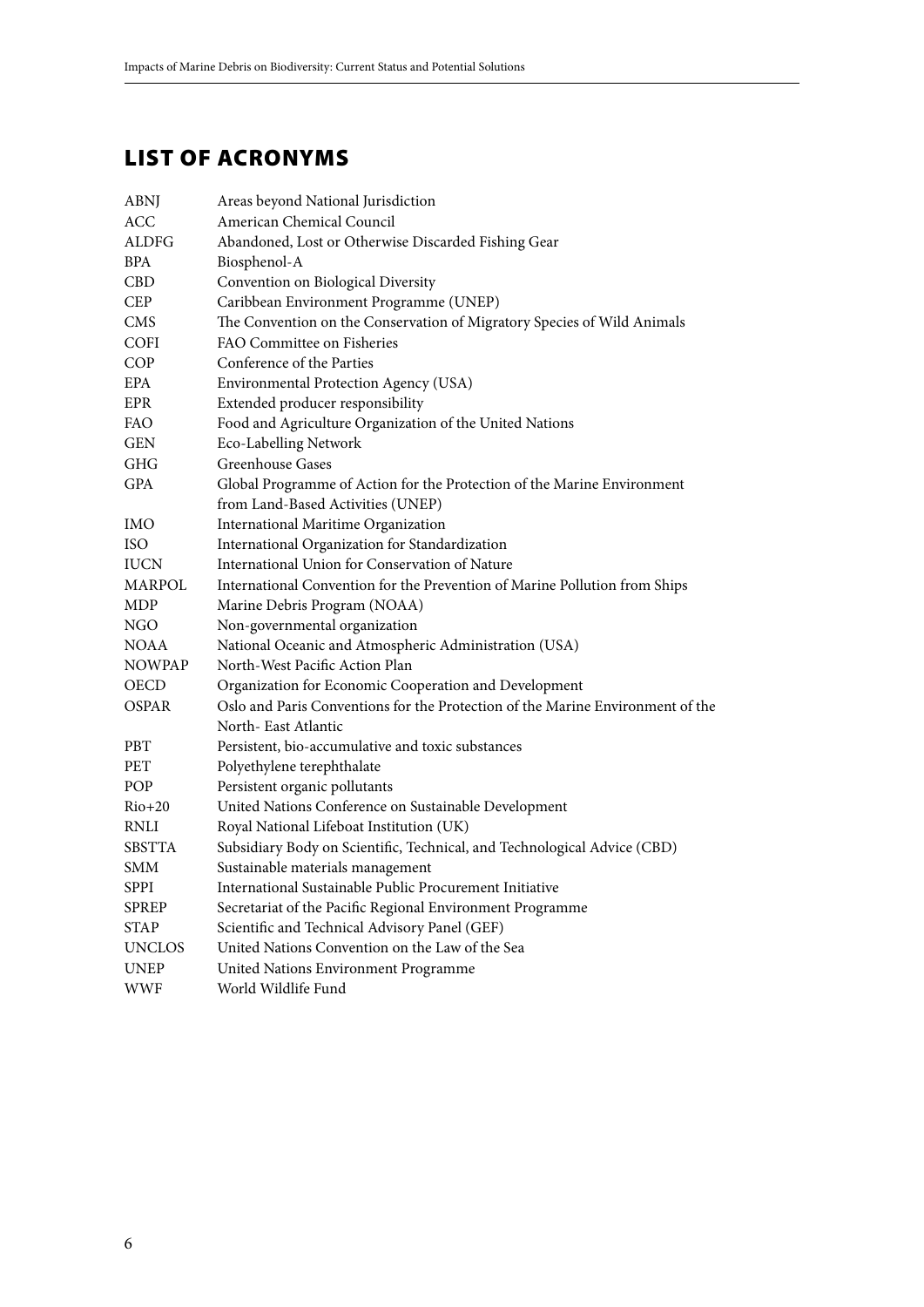## LIST OF ACRONYMS

| | |
|---|---|
| ABNJ | Areas beyond National Jurisdiction |
| ACC | American Chemical Council |
| ALDFG | Abandoned, Lost or Otherwise Discarded Fishing Gear |
| BPA | Biosphenol-A |
| CBD | Convention on Biological Diversity |
| CEP | Caribbean Environment Programme (UNEP) |
| CMS | The Convention on the Conservation of Migratory Species of Wild Animals |
| COFI | FAO Committee on Fisheries |
| COP | Conference of the Parties |
| EPA | Environmental Protection Agency (USA) |
| EPR | Extended producer responsibility |
| FAO | Food and Agriculture Organization of the United Nations |
| GEN | Eco-Labelling Network |
| GHG | Greenhouse Gases |
| GPA | Global Programme of Action for the Protection of the Marine Environment from Land-Based Activities (UNEP) |
| IMO | International Maritime Organization |
| ISO | International Organization for Standardization |
| IUCN | International Union for Conservation of Nature |
| MARPOL | International Convention for the Prevention of Marine Pollution from Ships |
| MDP | Marine Debris Program (NOAA) |
| NGO | Non-governmental organization |
| NOAA | National Oceanic and Atmospheric Administration (USA) |
| NOWPAP | North-West Pacific Action Plan |
| OECD | Organization for Economic Cooperation and Development |
| OSPAR | Oslo and Paris Conventions for the Protection of the Marine Environment of the North- East Atlantic |
| PBT | Persistent, bio-accumulative and toxic substances |
| PET | Polyethylene terephthalate |
| POP | Persistent organic pollutants |
| Rio+20 | United Nations Conference on Sustainable Development |
| RNLI | Royal National Lifeboat Institution (UK) |
| SBSTTA | Subsidiary Body on Scientific, Technical, and Technological Advice (CBD) |
| SMM | Sustainable materials management |
| SPPI | International Sustainable Public Procurement Initiative |
| SPREP | Secretariat of the Pacific Regional Environment Programme |
| STAP | Scientific and Technical Advisory Panel (GEF) |
| UNCLOS | United Nations Convention on the Law of the Sea |
| UNEP | United Nations Environment Programme |
| WWF | World Wildlife Fund |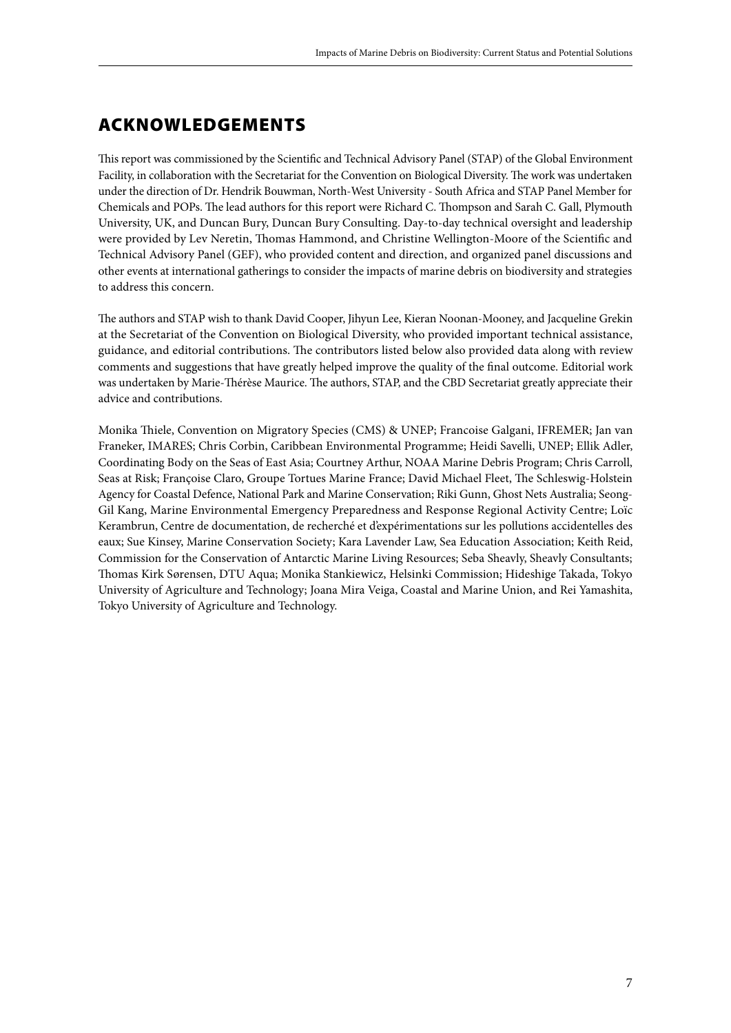# ACKNOWLEDGEMENTS

This report was commissioned by the Scientific and Technical Advisory Panel (STAP) of the Global Environment Facility, in collaboration with the Secretariat for the Convention on Biological Diversity. The work was undertaken under the direction of Dr. Hendrik Bouwman, North-West University - South Africa and STAP Panel Member for Chemicals and POPs. The lead authors for this report were Richard C. Thompson and Sarah C. Gall, Plymouth University, UK, and Duncan Bury, Duncan Bury Consulting. Day-to-day technical oversight and leadership were provided by Lev Neretin, Thomas Hammond, and Christine Wellington-Moore of the Scientific and Technical Advisory Panel (GEF), who provided content and direction, and organized panel discussions and other events at international gatherings to consider the impacts of marine debris on biodiversity and strategies to address this concern.

The authors and STAP wish to thank David Cooper, Jihyun Lee, Kieran Noonan-Mooney, and Jacqueline Grekin at the Secretariat of the Convention on Biological Diversity, who provided important technical assistance, guidance, and editorial contributions. The contributors listed below also provided data along with review comments and suggestions that have greatly helped improve the quality of the final outcome. Editorial work was undertaken by Marie-Thérèse Maurice. The authors, STAP, and the CBD Secretariat greatly appreciate their advice and contributions.

Monika Thiele, Convention on Migratory Species (CMS) & UNEP; Francoise Galgani, IFREMER; Jan van Franeker, IMARES; Chris Corbin, Caribbean Environmental Programme; Heidi Savelli, UNEP; Ellik Adler, Coordinating Body on the Seas of East Asia; Courtney Arthur, NOAA Marine Debris Program; Chris Carroll, Seas at Risk; Françoise Claro, Groupe Tortues Marine France; David Michael Fleet, The Schleswig-Holstein Agency for Coastal Defence, National Park and Marine Conservation; Riki Gunn, Ghost Nets Australia; Seong-Gil Kang, Marine Environmental Emergency Preparedness and Response Regional Activity Centre; Loïc Kerambrun, Centre de documentation, de recherché et d'expérimentations sur les pollutions accidentelles des eaux; Sue Kinsey, Marine Conservation Society; Kara Lavender Law, Sea Education Association; Keith Reid, Commission for the Conservation of Antarctic Marine Living Resources; Seba Sheavly, Sheavly Consultants; Thomas Kirk Sørensen, DTU Aqua; Monika Stankiewicz, Helsinki Commission; Hideshige Takada, Tokyo University of Agriculture and Technology; Joana Mira Veiga, Coastal and Marine Union, and Rei Yamashita, Tokyo University of Agriculture and Technology.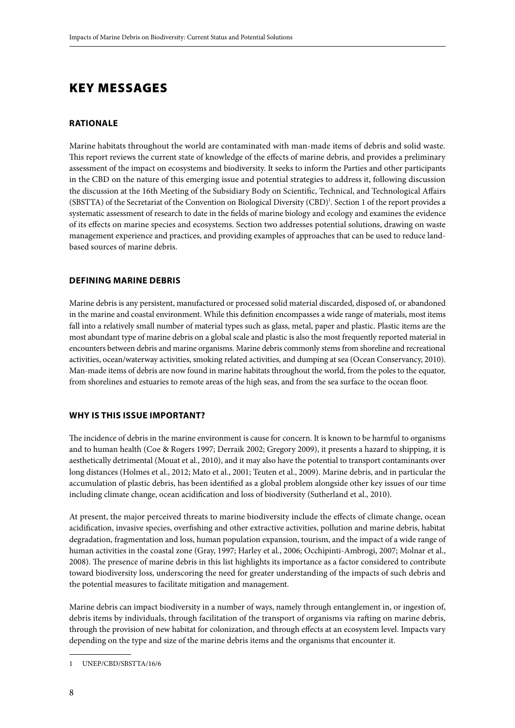# KEY MESSAGES

## RATIONALE

Marine habitats throughout the world are contaminated with man-made items of debris and solid waste. This report reviews the current state of knowledge of the effects of marine debris, and provides a preliminary assessment of the impact on ecosystems and biodiversity. It seeks to inform the Parties and other participants in the CBD on the nature of this emerging issue and potential strategies to address it, following discussion the discussion at the 16th Meeting of the Subsidiary Body on Scientific, Technical, and Technological Affairs (SBSTTA) of the Secretariat of the Convention on Biological Diversity (CBD)[1]. Section 1 of the report provides a systematic assessment of research to date in the fields of marine biology and ecology and examines the evidence of its effects on marine species and ecosystems. Section two addresses potential solutions, drawing on waste management experience and practices, and providing examples of approaches that can be used to reduce land-based sources of marine debris.

## DEFINING MARINE DEBRIS

Marine debris is any persistent, manufactured or processed solid material discarded, disposed of, or abandoned in the marine and coastal environment. While this definition encompasses a wide range of materials, most items fall into a relatively small number of material types such as glass, metal, paper and plastic. Plastic items are the most abundant type of marine debris on a global scale and plastic is also the most frequently reported material in encounters between debris and marine organisms. Marine debris commonly stems from shoreline and recreational activities, ocean/waterway activities, smoking related activities, and dumping at sea (Ocean Conservancy, 2010). Man-made items of debris are now found in marine habitats throughout the world, from the poles to the equator, from shorelines and estuaries to remote areas of the high seas, and from the sea surface to the ocean floor.

## WHY IS THIS ISSUE IMPORTANT?

The incidence of debris in the marine environment is cause for concern. It is known to be harmful to organisms and to human health (Coe & Rogers 1997; Derraik 2002; Gregory 2009), it presents a hazard to shipping, it is aesthetically detrimental (Mouat et al., 2010), and it may also have the potential to transport contaminants over long distances (Holmes et al., 2012; Mato et al., 2001; Teuten et al., 2009). Marine debris, and in particular the accumulation of plastic debris, has been identified as a global problem alongside other key issues of our time including climate change, ocean acidification and loss of biodiversity (Sutherland et al., 2010).

At present, the major perceived threats to marine biodiversity include the effects of climate change, ocean acidification, invasive species, overfishing and other extractive activities, pollution and marine debris, habitat degradation, fragmentation and loss, human population expansion, tourism, and the impact of a wide range of human activities in the coastal zone (Gray, 1997; Harley et al., 2006; Occhipinti-Ambrogi, 2007; Molnar et al., 2008). The presence of marine debris in this list highlights its importance as a factor considered to contribute toward biodiversity loss, underscoring the need for greater understanding of the impacts of such debris and the potential measures to facilitate mitigation and management.

Marine debris can impact biodiversity in a number of ways, namely through entanglement in, or ingestion of, debris items by individuals, through facilitation of the transport of organisms via rafting on marine debris, through the provision of new habitat for colonization, and through effects at an ecosystem level. Impacts vary depending on the type and size of the marine debris items and the organisms that encounter it.

---

1 UNEP/CBD/SBSTTA/16/6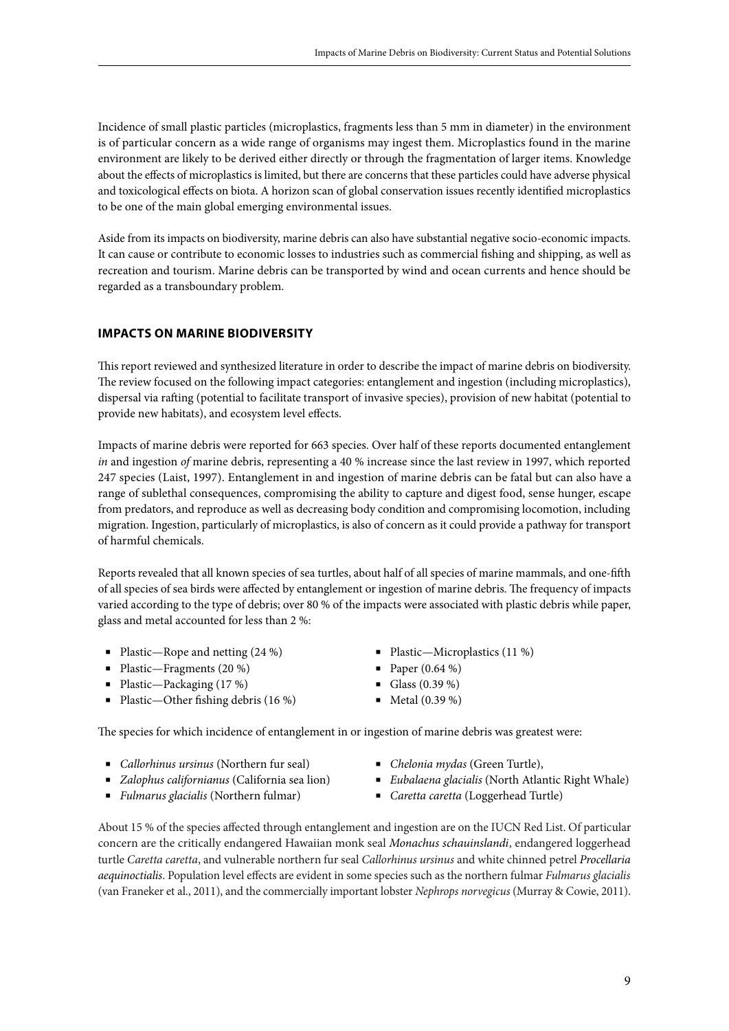Incidence of small plastic particles (microplastics, fragments less than 5 mm in diameter) in the environment is of particular concern as a wide range of organisms may ingest them. Microplastics found in the marine environment are likely to be derived either directly or through the fragmentation of larger items. Knowledge about the effects of microplastics is limited, but there are concerns that these particles could have adverse physical and toxicological effects on biota. A horizon scan of global conservation issues recently identified microplastics to be one of the main global emerging environmental issues.

Aside from its impacts on biodiversity, marine debris can also have substantial negative socio-economic impacts. It can cause or contribute to economic losses to industries such as commercial fishing and shipping, as well as recreation and tourism. Marine debris can be transported by wind and ocean currents and hence should be regarded as a transboundary problem.

## IMPACTS ON MARINE BIODIVERSITY

This report reviewed and synthesized literature in order to describe the impact of marine debris on biodiversity. The review focused on the following impact categories: entanglement and ingestion (including microplastics), dispersal via rafting (potential to facilitate transport of invasive species), provision of new habitat (potential to provide new habitats), and ecosystem level effects.

Impacts of marine debris were reported for 663 species. Over half of these reports documented entanglement *in* and ingestion *of* marine debris, representing a 40 % increase since the last review in 1997, which reported 247 species (Laist, 1997). Entanglement in and ingestion of marine debris can be fatal but can also have a range of sublethal consequences, compromising the ability to capture and digest food, sense hunger, escape from predators, and reproduce as well as decreasing body condition and compromising locomotion, including migration. Ingestion, particularly of microplastics, is also of concern as it could provide a pathway for transport of harmful chemicals.

Reports revealed that all known species of sea turtles, about half of all species of marine mammals, and one-fifth of all species of sea birds were affected by entanglement or ingestion of marine debris. The frequency of impacts varied according to the type of debris; over 80 % of the impacts were associated with plastic debris while paper, glass and metal accounted for less than 2 %:

- Plastic—Rope and netting (24 %)
- Plastic—Fragments (20 %)
- Plastic—Packaging (17 %)
- Plastic—Other fishing debris (16 %)
- Plastic—Microplastics (11 %)
- Paper (0.64 %)
- Glass (0.39 %)
- Metal (0.39 %)

The species for which incidence of entanglement in or ingestion of marine debris was greatest were:

- *Callorhinus ursinus* (Northern fur seal)
- *Zalophus californianus* (California sea lion)
- *Fulmarus glacialis* (Northern fulmar)
- *Chelonia mydas* (Green Turtle),
- *Eubalaena glacialis* (North Atlantic Right Whale)
- *Caretta caretta* (Loggerhead Turtle)

About 15 % of the species affected through entanglement and ingestion are on the IUCN Red List. Of particular concern are the critically endangered Hawaiian monk seal *Monachus schauinslandi*, endangered loggerhead turtle *Caretta caretta*, and vulnerable northern fur seal *Callorhinus ursinus* and white chinned petrel *Procellaria aequinoctialis*. Population level effects are evident in some species such as the northern fulmar *Fulmarus glacialis* (van Franeker et al., 2011), and the commercially important lobster *Nephrops norvegicus* (Murray & Cowie, 2011).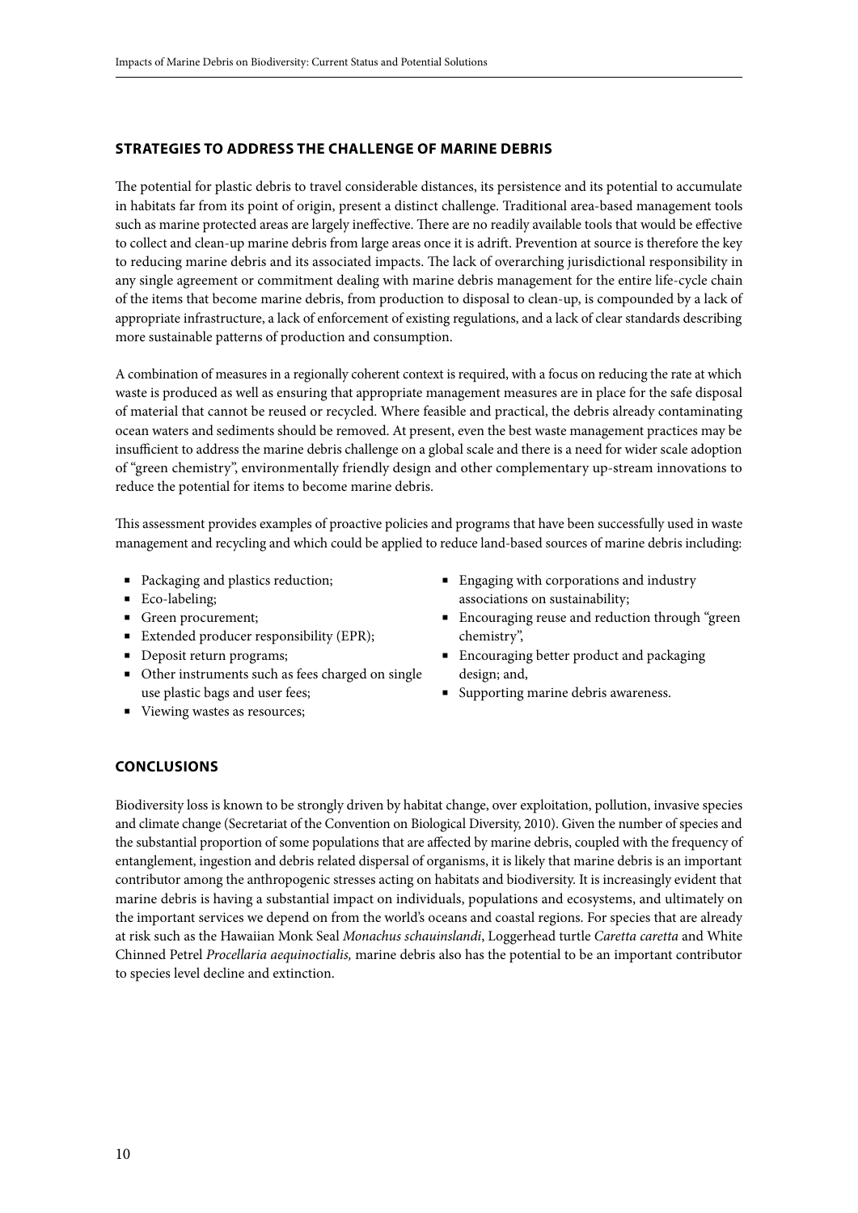## STRATEGIES TO ADDRESS THE CHALLENGE OF MARINE DEBRIS

The potential for plastic debris to travel considerable distances, its persistence and its potential to accumulate in habitats far from its point of origin, present a distinct challenge. Traditional area-based management tools such as marine protected areas are largely ineffective. There are no readily available tools that would be effective to collect and clean-up marine debris from large areas once it is adrift. Prevention at source is therefore the key to reducing marine debris and its associated impacts. The lack of overarching jurisdictional responsibility in any single agreement or commitment dealing with marine debris management for the entire life-cycle chain of the items that become marine debris, from production to disposal to clean-up, is compounded by a lack of appropriate infrastructure, a lack of enforcement of existing regulations, and a lack of clear standards describing more sustainable patterns of production and consumption.

A combination of measures in a regionally coherent context is required, with a focus on reducing the rate at which waste is produced as well as ensuring that appropriate management measures are in place for the safe disposal of material that cannot be reused or recycled. Where feasible and practical, the debris already contaminating ocean waters and sediments should be removed. At present, even the best waste management practices may be insufficient to address the marine debris challenge on a global scale and there is a need for wider scale adoption of "green chemistry", environmentally friendly design and other complementary up-stream innovations to reduce the potential for items to become marine debris.

This assessment provides examples of proactive policies and programs that have been successfully used in waste management and recycling and which could be applied to reduce land-based sources of marine debris including:

- Packaging and plastics reduction;
- Eco-labeling;
- Green procurement;
- Extended producer responsibility (EPR);
- Deposit return programs;
- Other instruments such as fees charged on single use plastic bags and user fees;
- Viewing wastes as resources;
- Engaging with corporations and industry associations on sustainability;
- Encouraging reuse and reduction through "green chemistry",
- Encouraging better product and packaging design; and,
- Supporting marine debris awareness.

## CONCLUSIONS

Biodiversity loss is known to be strongly driven by habitat change, over exploitation, pollution, invasive species and climate change (Secretariat of the Convention on Biological Diversity, 2010). Given the number of species and the substantial proportion of some populations that are affected by marine debris, coupled with the frequency of entanglement, ingestion and debris related dispersal of organisms, it is likely that marine debris is an important contributor among the anthropogenic stresses acting on habitats and biodiversity. It is increasingly evident that marine debris is having a substantial impact on individuals, populations and ecosystems, and ultimately on the important services we depend on from the world's oceans and coastal regions. For species that are already at risk such as the Hawaiian Monk Seal *Monachus schauinslandi*, Loggerhead turtle *Caretta caretta* and White Chinned Petrel *Procellaria aequinoctialis,* marine debris also has the potential to be an important contributor to species level decline and extinction.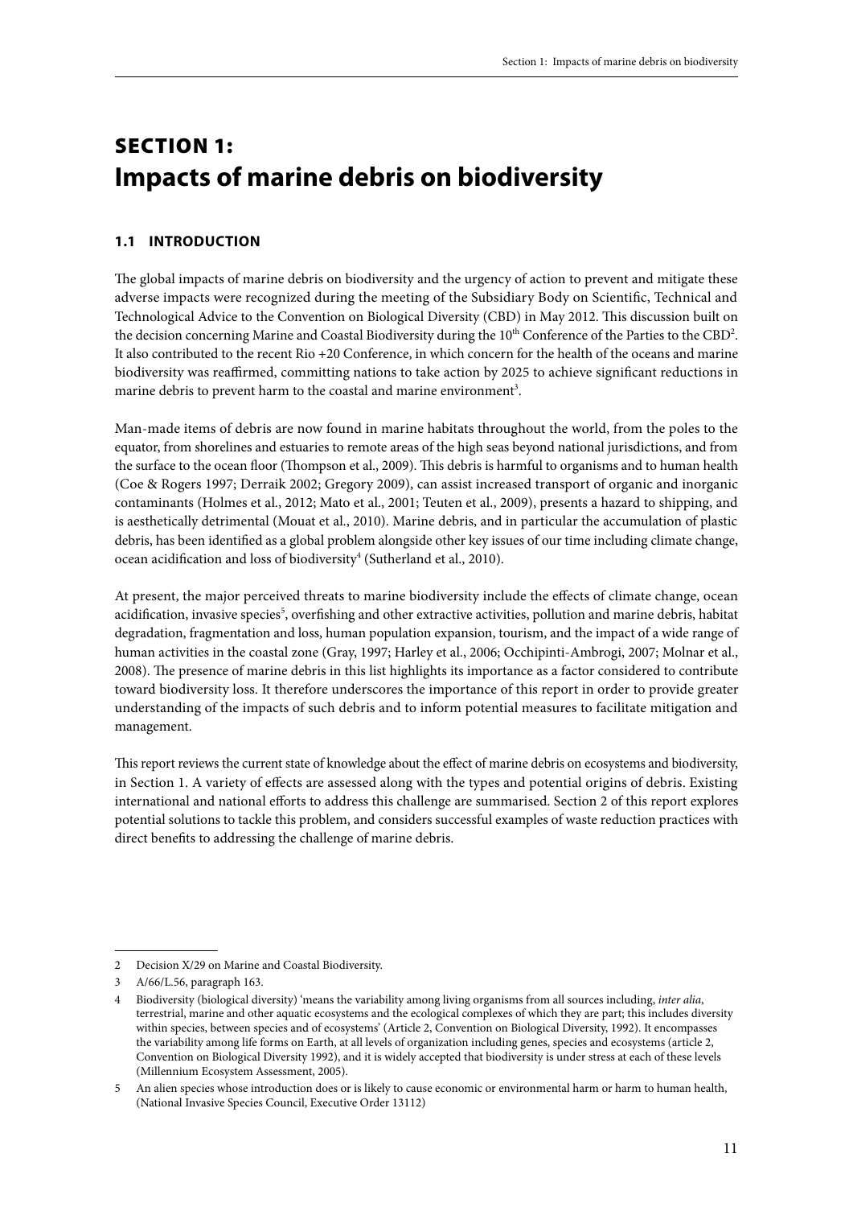# SECTION 1: Impacts of marine debris on biodiversity

## 1.1 INTRODUCTION

The global impacts of marine debris on biodiversity and the urgency of action to prevent and mitigate these adverse impacts were recognized during the meeting of the Subsidiary Body on Scientific, Technical and Technological Advice to the Convention on Biological Diversity (CBD) in May 2012. This discussion built on the decision concerning Marine and Coastal Biodiversity during the 10th Conference of the Parties to the CBD[2]. It also contributed to the recent Rio +20 Conference, in which concern for the health of the oceans and marine biodiversity was reaffirmed, committing nations to take action by 2025 to achieve significant reductions in marine debris to prevent harm to the coastal and marine environment[3].

Man-made items of debris are now found in marine habitats throughout the world, from the poles to the equator, from shorelines and estuaries to remote areas of the high seas beyond national jurisdictions, and from the surface to the ocean floor (Thompson et al., 2009). This debris is harmful to organisms and to human health (Coe & Rogers 1997; Derraik 2002; Gregory 2009), can assist increased transport of organic and inorganic contaminants (Holmes et al., 2012; Mato et al., 2001; Teuten et al., 2009), presents a hazard to shipping, and is aesthetically detrimental (Mouat et al., 2010). Marine debris, and in particular the accumulation of plastic debris, has been identified as a global problem alongside other key issues of our time including climate change, ocean acidification and loss of biodiversity[4] (Sutherland et al., 2010).

At present, the major perceived threats to marine biodiversity include the effects of climate change, ocean acidification, invasive species[5], overfishing and other extractive activities, pollution and marine debris, habitat degradation, fragmentation and loss, human population expansion, tourism, and the impact of a wide range of human activities in the coastal zone (Gray, 1997; Harley et al., 2006; Occhipinti-Ambrogi, 2007; Molnar et al., 2008). The presence of marine debris in this list highlights its importance as a factor considered to contribute toward biodiversity loss. It therefore underscores the importance of this report in order to provide greater understanding of the impacts of such debris and to inform potential measures to facilitate mitigation and management.

This report reviews the current state of knowledge about the effect of marine debris on ecosystems and biodiversity, in Section 1. A variety of effects are assessed along with the types and potential origins of debris. Existing international and national efforts to address this challenge are summarised. Section 2 of this report explores potential solutions to tackle this problem, and considers successful examples of waste reduction practices with direct benefits to addressing the challenge of marine debris.

---

2 Decision X/29 on Marine and Coastal Biodiversity.

3 A/66/L.56, paragraph 163.

4 Biodiversity (biological diversity) 'means the variability among living organisms from all sources including, *inter alia*, terrestrial, marine and other aquatic ecosystems and the ecological complexes of which they are part; this includes diversity within species, between species and of ecosystems' (Article 2, Convention on Biological Diversity, 1992). It encompasses the variability among life forms on Earth, at all levels of organization including genes, species and ecosystems (article 2, Convention on Biological Diversity 1992), and it is widely accepted that biodiversity is under stress at each of these levels (Millennium Ecosystem Assessment, 2005).

5 An alien species whose introduction does or is likely to cause economic or environmental harm or harm to human health, (National Invasive Species Council, Executive Order 13112)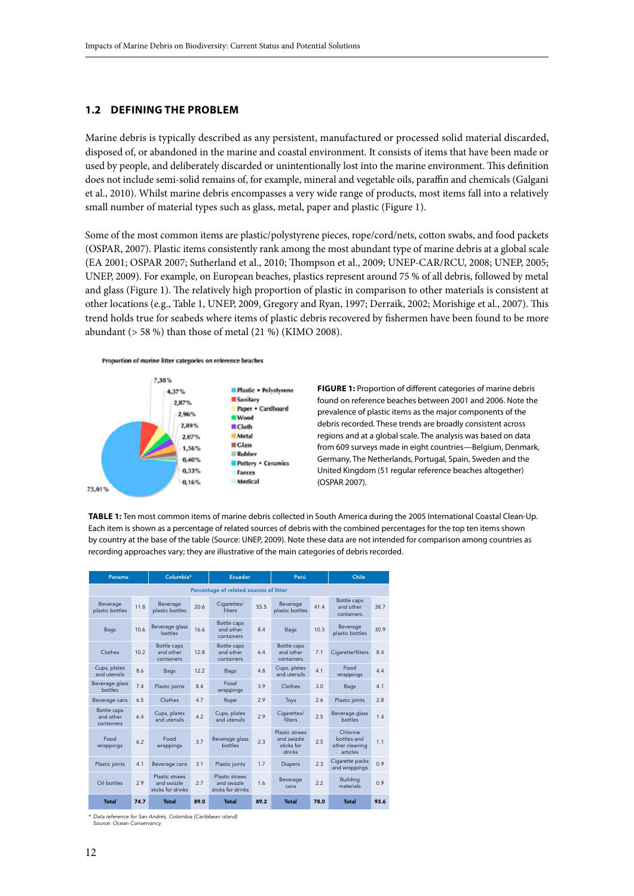## 1.2 DEFINING THE PROBLEM

Marine debris is typically described as any persistent, manufactured or processed solid material discarded, disposed of, or abandoned in the marine and coastal environment. It consists of items that have been made or used by people, and deliberately discarded or unintentionally lost into the marine environment. This definition does not include semi-solid remains of, for example, mineral and vegetable oils, paraffin and chemicals (Galgani et al., 2010). Whilst marine debris encompasses a very wide range of products, most items fall into a relatively small number of material types such as glass, metal, paper and plastic (Figure 1).

Some of the most common items are plastic/polystyrene pieces, rope/cord/nets, cotton swabs, and food packets (OSPAR, 2007). Plastic items consistently rank among the most abundant type of marine debris at a global scale (EA 2001; OSPAR 2007; Sutherland et al., 2010; Thompson et al., 2009; UNEP-CAR/RCU, 2008; UNEP, 2005; UNEP, 2009). For example, on European beaches, plastics represent around 75 % of all debris, followed by metal and glass (Figure 1). The relatively high proportion of plastic in comparison to other materials is consistent at other locations (e.g., Table 1, UNEP, 2009, Gregory and Ryan, 1997; Derraik, 2002; Morishige et al., 2007). This trend holds true for seabeds where items of plastic debris recovered by fishermen have been found to be more abundant (> 58 %) than those of metal (21 %) (KIMO 2008).

Proportion of marine litter categories on reference beaches

| Category | Proportion |
|---|---|
| Plastic • Polystyrene | 75,01% |
| Sanitary | 7,38% |
| Paper • Cardboard | 4,37% |
| Wood | 2,87% |
| Cloth | 2,96% |
| Metal | 2,89% |
| Glass | 2,07% |
| Rubber | 1,56% |
| Pottery • Ceramics | 0,40% |
| Faeces | 0,33% |
| Medical | 0,16% |

**FIGURE 1:** Proportion of different categories of marine debris found on reference beaches between 2001 and 2006. Note the prevalence of plastic items as the major components of the debris recorded. These trends are broadly consistent across regions and at a global scale. The analysis was based on data from 609 surveys made in eight countries—Belgium, Denmark, Germany, The Netherlands, Portugal, Spain, Sweden and the United Kingdom (51 regular reference beaches altogether) (OSPAR 2007).

**TABLE 1:** Ten most common items of marine debris collected in South America during the 2005 International Coastal Clean-Up. Each item is shown as a percentage of related sources of debris with the combined percentages for the top ten items shown by country at the base of the table (Source: UNEP, 2009). Note these data are not intended for comparison among countries as recording approaches vary; they are illustrative of the main categories of debris recorded.

| Panama | | Columbia* | | Ecuador | | Perú | | Chile | |
|---|---|---|---|---|---|---|---|---|---|
| Percentage of related sources of litter | | | | | | | | | |
| Beverage plastic bottles | 11.8 | Beverage plastic bottles | 20.6 | Cigarettes/ filters | 55.5 | Beverage plastic bottles | 41.4 | Bottle caps and other containers | 38.7 |
| Bags | 10.6 | Beverage glass bottles | 16.6 | Bottle caps and other containers | 8.4 | Bags | 10.3 | Beverage plastic bottles | 30.9 |
| Clothes | 10.2 | Bottle caps and other containers | 12.8 | Bottle caps and other containers | 6.4 | Bottle caps and other containers | 7.1 | Cigarette/filters | 8.4 |
| Cups, plates and utensils | 8.6 | Bags | 12.2 | Bags | 4.8 | Cups, plates and utensils | 4.1 | Food wrappings | 4.4 |
| Beverage glass bottles | 7.4 | Plastic joints | 8.4 | Food wrappings | 3.9 | Clothes | 3.0 | Bags | 4.1 |
| Beverage cans | 6.5 | Clothes | 4.7 | Rope | 2.9 | Toys | 2.6 | Plastic joints | 2.8 |
| Bottle caps and other containers | 6.4 | Cups, plates and utensils | 4.2 | Cups, plates and utensils | 2.9 | Cigarettes/ filters | 2.5 | Beverage glass bottles | 1.4 |
| Food wrappings | 6.2 | Food wrappings | 3.7 | Beverage glass bottles | 2.3 | Plastic straws and swizzle sticks for drinks | 2.5 | Chlorine bottles and other cleaning articles | 1.1 |
| Plastic joints | 4.1 | Beverage cans | 3.1 | Plastic joints | 1.7 | Diapers | 2.3 | Cigarette packs and wrappings | 0.9 |
| Oil bottles | 2.9 | Plastic straws and swizzle sticks for drinks | 2.7 | Plastic straws and swizzle sticks for drinks | 1.6 | Beverage cans | 2.2 | Building materials | 0.9 |
| **Total** | **74.7** | **Total** | **89.0** | **Total** | **89.2** | **Total** | **78.0** | **Total** | **93.6** |

\* *Data reference for San Andrés, Colombia (Caribbean island)*
*Source: Ocean Conservancy*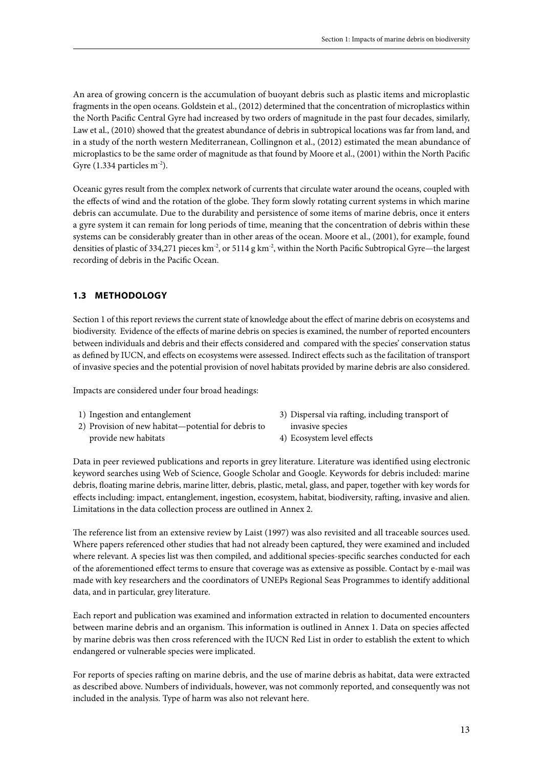An area of growing concern is the accumulation of buoyant debris such as plastic items and microplastic fragments in the open oceans. Goldstein et al., (2012) determined that the concentration of microplastics within the North Pacific Central Gyre had increased by two orders of magnitude in the past four decades, similarly, Law et al., (2010) showed that the greatest abundance of debris in subtropical locations was far from land, and in a study of the north western Mediterranean, Collingnon et al., (2012) estimated the mean abundance of microplastics to be the same order of magnitude as that found by Moore et al., (2001) within the North Pacific Gyre (1.334 particles $m^{-2}$).

Oceanic gyres result from the complex network of currents that circulate water around the oceans, coupled with the effects of wind and the rotation of the globe. They form slowly rotating current systems in which marine debris can accumulate. Due to the durability and persistence of some items of marine debris, once it enters a gyre system it can remain for long periods of time, meaning that the concentration of debris within these systems can be considerably greater than in other areas of the ocean. Moore et al., (2001), for example, found densities of plastic of 334,271 pieces $km^{-2}$, or 5114 g $km^{-2}$, within the North Pacific Subtropical Gyre—the largest recording of debris in the Pacific Ocean.

### 1.3 METHODOLOGY

Section 1 of this report reviews the current state of knowledge about the effect of marine debris on ecosystems and biodiversity. Evidence of the effects of marine debris on species is examined, the number of reported encounters between individuals and debris and their effects considered and compared with the species' conservation status as defined by IUCN, and effects on ecosystems were assessed. Indirect effects such as the facilitation of transport of invasive species and the potential provision of novel habitats provided by marine debris are also considered.

Impacts are considered under four broad headings:

1) Ingestion and entanglement
2) Provision of new habitat—potential for debris to provide new habitats
3) Dispersal via rafting, including transport of invasive species
4) Ecosystem level effects

Data in peer reviewed publications and reports in grey literature. Literature was identified using electronic keyword searches using Web of Science, Google Scholar and Google. Keywords for debris included: marine debris, floating marine debris, marine litter, debris, plastic, metal, glass, and paper, together with key words for effects including: impact, entanglement, ingestion, ecosystem, habitat, biodiversity, rafting, invasive and alien. Limitations in the data collection process are outlined in Annex 2.

The reference list from an extensive review by Laist (1997) was also revisited and all traceable sources used. Where papers referenced other studies that had not already been captured, they were examined and included where relevant. A species list was then compiled, and additional species-specific searches conducted for each of the aforementioned effect terms to ensure that coverage was as extensive as possible. Contact by e-mail was made with key researchers and the coordinators of UNEPs Regional Seas Programmes to identify additional data, and in particular, grey literature.

Each report and publication was examined and information extracted in relation to documented encounters between marine debris and an organism. This information is outlined in Annex 1. Data on species affected by marine debris was then cross referenced with the IUCN Red List in order to establish the extent to which endangered or vulnerable species were implicated.

For reports of species rafting on marine debris, and the use of marine debris as habitat, data were extracted as described above. Numbers of individuals, however, was not commonly reported, and consequently was not included in the analysis. Type of harm was also not relevant here.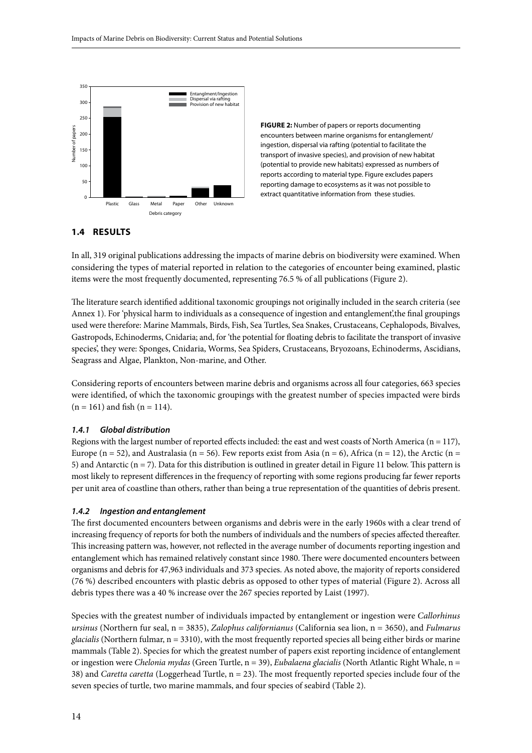**FIGURE 2:** Number of papers or reports documenting encounters between marine organisms for entanglement/ ingestion, dispersal via rafting (potential to facilitate the transport of invasive species), and provision of new habitat (potential to provide new habitats) expressed as numbers of reports according to material type. Figure excludes papers reporting damage to ecosystems as it was not possible to extract quantitative information from these studies.

## 1.4 RESULTS

In all, 319 original publications addressing the impacts of marine debris on biodiversity were examined. When considering the types of material reported in relation to the categories of encounter being examined, plastic items were the most frequently documented, representing 76.5 % of all publications (Figure 2).

The literature search identified additional taxonomic groupings not originally included in the search criteria (see Annex 1). For 'physical harm to individuals as a consequence of ingestion and entanglement',the final groupings used were therefore: Marine Mammals, Birds, Fish, Sea Turtles, Sea Snakes, Crustaceans, Cephalopods, Bivalves, Gastropods, Echinoderms, Cnidaria; and, for 'the potential for floating debris to facilitate the transport of invasive species', they were: Sponges, Cnidaria, Worms, Sea Spiders, Crustaceans, Bryozoans, Echinoderms, Ascidians, Seagrass and Algae, Plankton, Non-marine, and Other.

Considering reports of encounters between marine debris and organisms across all four categories, 663 species were identified, of which the taxonomic groupings with the greatest number of species impacted were birds (n = 161) and fish (n = 114).

### *1.4.1 Global distribution*

Regions with the largest number of reported effects included: the east and west coasts of North America (n = 117), Europe (n = 52), and Australasia (n = 56). Few reports exist from Asia (n = 6), Africa (n = 12), the Arctic (n = 5) and Antarctic (n = 7). Data for this distribution is outlined in greater detail in Figure 11 below. This pattern is most likely to represent differences in the frequency of reporting with some regions producing far fewer reports per unit area of coastline than others, rather than being a true representation of the quantities of debris present.

### *1.4.2 Ingestion and entanglement*

The first documented encounters between organisms and debris were in the early 1960s with a clear trend of increasing frequency of reports for both the numbers of individuals and the numbers of species affected thereafter. This increasing pattern was, however, not reflected in the average number of documents reporting ingestion and entanglement which has remained relatively constant since 1980. There were documented encounters between organisms and debris for 47,963 individuals and 373 species. As noted above, the majority of reports considered (76 %) described encounters with plastic debris as opposed to other types of material (Figure 2). Across all debris types there was a 40 % increase over the 267 species reported by Laist (1997).

Species with the greatest number of individuals impacted by entanglement or ingestion were *Callorhinus ursinus* (Northern fur seal, n = 3835), *Zalophus californianus* (California sea lion, n = 3650), and *Fulmarus glacialis* (Northern fulmar, n = 3310), with the most frequently reported species all being either birds or marine mammals (Table 2). Species for which the greatest number of papers exist reporting incidence of entanglement or ingestion were *Chelonia mydas* (Green Turtle, n = 39), *Eubalaena glacialis* (North Atlantic Right Whale, n = 38) and *Caretta caretta* (Loggerhead Turtle, n = 23). The most frequently reported species include four of the seven species of turtle, two marine mammals, and four species of seabird (Table 2).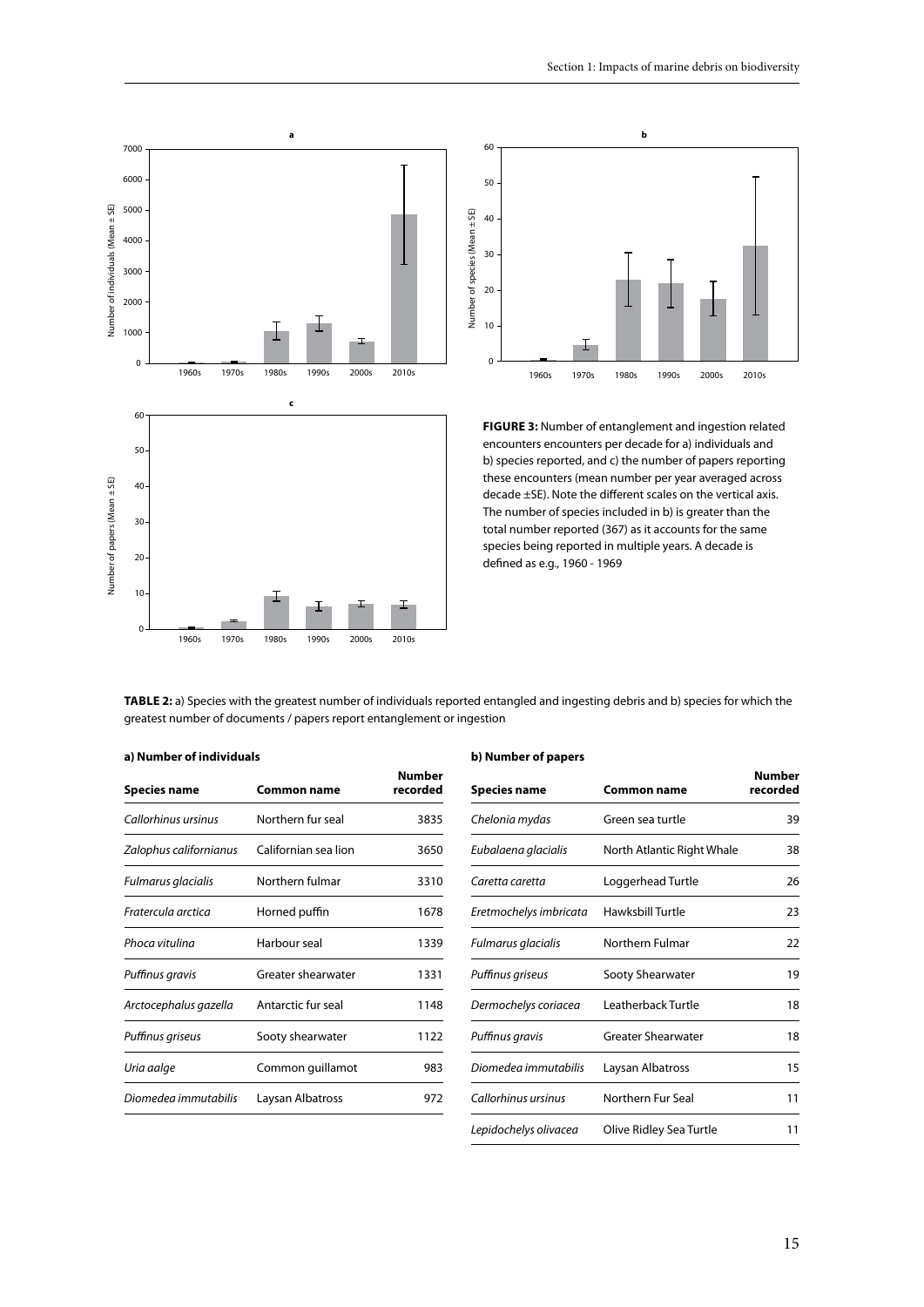**FIGURE 3:** Number of entanglement and ingestion related encounters encounters per decade for a) individuals and b) species reported, and c) the number of papers reporting these encounters (mean number per year averaged across decade ±SE). Note the different scales on the vertical axis. The number of species included in b) is greater than the total number reported (367) as it accounts for the same species being reported in multiple years. A decade is defined as e.g., 1960 - 1969

**TABLE 2:** a) Species with the greatest number of individuals reported entangled and ingesting debris and b) species for which the greatest number of documents / papers report entanglement or ingestion

**a) Number of individuals**

| Species name | Common name | Number recorded |
|---|---|---|
| *Callorhinus ursinus* | Northern fur seal | 3835 |
| *Zalophus californianus* | Californian sea lion | 3650 |
| *Fulmarus glacialis* | Northern fulmar | 3310 |
| *Fratercula arctica* | Horned puffin | 1678 |
| *Phoca vitulina* | Harbour seal | 1339 |
| *Puffinus gravis* | Greater shearwater | 1331 |
| *Arctocephalus gazella* | Antarctic fur seal | 1148 |
| *Puffinus griseus* | Sooty shearwater | 1122 |
| *Uria aalge* | Common guillamot | 983 |
| *Diomedea immutabilis* | Laysan Albatross | 972 |

**b) Number of papers**

| Species name | Common name | Number recorded |
|---|---|---|
| *Chelonia mydas* | Green sea turtle | 39 |
| *Eubalaena glacialis* | North Atlantic Right Whale | 38 |
| *Caretta caretta* | Loggerhead Turtle | 26 |
| *Eretmochelys imbricata* | Hawksbill Turtle | 23 |
| *Fulmarus glacialis* | Northern Fulmar | 22 |
| *Puffinus griseus* | Sooty Shearwater | 19 |
| *Dermochelys coriacea* | Leatherback Turtle | 18 |
| *Puffinus gravis* | Greater Shearwater | 18 |
| *Diomedea immutabilis* | Laysan Albatross | 15 |
| *Callorhinus ursinus* | Northern Fur Seal | 11 |
| *Lepidochelys olivacea* | Olive Ridley Sea Turtle | 11 |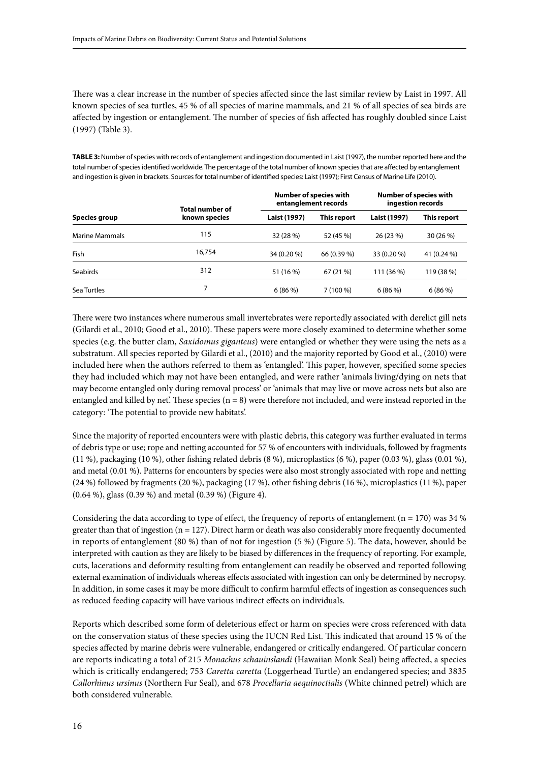There was a clear increase in the number of species affected since the last similar review by Laist in 1997. All known species of sea turtles, 45 % of all species of marine mammals, and 21 % of all species of sea birds are affected by ingestion or entanglement. The number of species of fish affected has roughly doubled since Laist (1997) (Table 3).

**TABLE 3:** Number of species with records of entanglement and ingestion documented in Laist (1997), the number reported here and the total number of species identified worldwide. The percentage of the total number of known species that are affected by entanglement and ingestion is given in brackets. Sources for total number of identified species: Laist (1997); First Census of Marine Life (2010).

| Species group | Total number of known species | Number of species with entanglement records | | Number of species with ingestion records | |
|---|---|---|---|---|---|
| | | Laist (1997) | This report | Laist (1997) | This report |
| Marine Mammals | 115 | 32 (28 %) | 52 (45 %) | 26 (23 %) | 30 (26 %) |
| Fish | 16,754 | 34 (0.20 %) | 66 (0.39 %) | 33 (0.20 %) | 41 (0.24 %) |
| Seabirds | 312 | 51 (16 %) | 67 (21 %) | 111 (36 %) | 119 (38 %) |
| Sea Turtles | 7 | 6 (86 %) | 7 (100 %) | 6 (86 %) | 6 (86 %) |

There were two instances where numerous small invertebrates were reportedly associated with derelict gill nets (Gilardi et al., 2010; Good et al., 2010). These papers were more closely examined to determine whether some species (e.g. the butter clam, *Saxidomus giganteus*) were entangled or whether they were using the nets as a substratum. All species reported by Gilardi et al., (2010) and the majority reported by Good et al., (2010) were included here when the authors referred to them as 'entangled'. This paper, however, specified some species they had included which may not have been entangled, and were rather 'animals living/dying on nets that may become entangled only during removal process' or 'animals that may live or move across nets but also are entangled and killed by net'. These species ($n = 8$) were therefore not included, and were instead reported in the category: 'The potential to provide new habitats'.

Since the majority of reported encounters were with plastic debris, this category was further evaluated in terms of debris type or use; rope and netting accounted for 57 % of encounters with individuals, followed by fragments (11 %), packaging (10 %), other fishing related debris (8 %), microplastics (6 %), paper (0.03 %), glass (0.01 %), and metal (0.01 %). Patterns for encounters by species were also most strongly associated with rope and netting (24 %) followed by fragments (20 %), packaging (17 %), other fishing debris (16 %), microplastics (11 %), paper (0.64 %), glass (0.39 %) and metal (0.39 %) (Figure 4).

Considering the data according to type of effect, the frequency of reports of entanglement ($n = 170$) was 34 % greater than that of ingestion ($n = 127$). Direct harm or death was also considerably more frequently documented in reports of entanglement (80 %) than of not for ingestion (5 %) (Figure 5). The data, however, should be interpreted with caution as they are likely to be biased by differences in the frequency of reporting. For example, cuts, lacerations and deformity resulting from entanglement can readily be observed and reported following external examination of individuals whereas effects associated with ingestion can only be determined by necropsy. In addition, in some cases it may be more difficult to confirm harmful effects of ingestion as consequences such as reduced feeding capacity will have various indirect effects on individuals.

Reports which described some form of deleterious effect or harm on species were cross referenced with data on the conservation status of these species using the IUCN Red List. This indicated that around 15 % of the species affected by marine debris were vulnerable, endangered or critically endangered. Of particular concern are reports indicating a total of 215 *Monachus schauinslandi* (Hawaiian Monk Seal) being affected, a species which is critically endangered; 753 *Caretta caretta* (Loggerhead Turtle) an endangered species; and 3835 *Callorhinus ursinus* (Northern Fur Seal), and 678 *Procellaria aequinoctialis* (White chinned petrel) which are both considered vulnerable.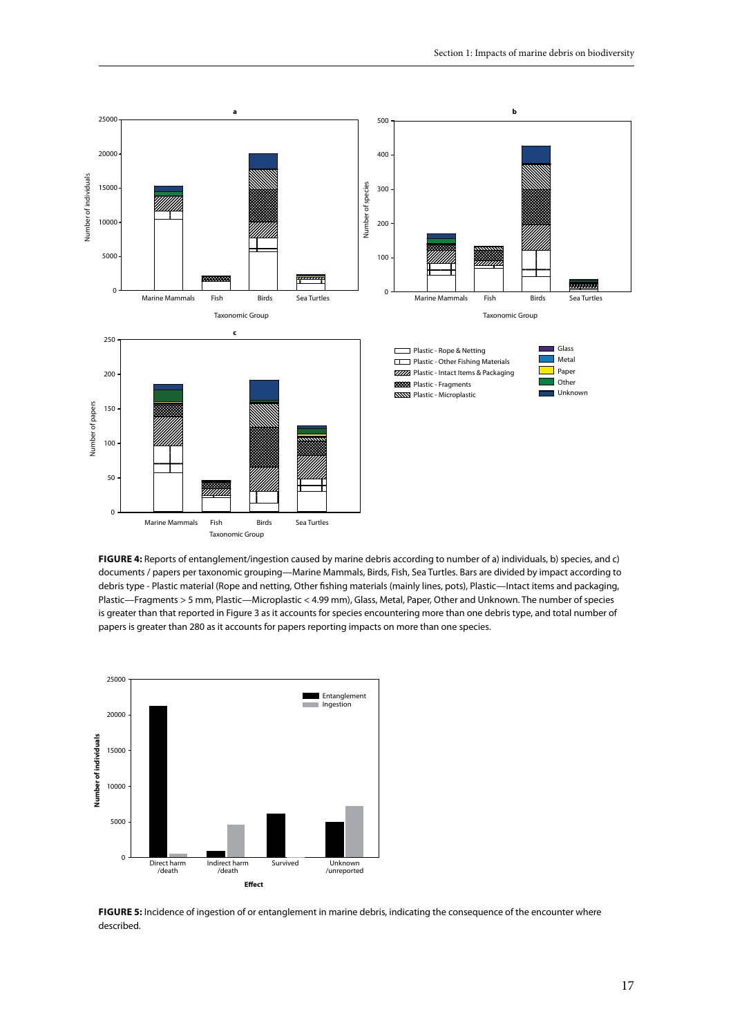**FIGURE 4:** Reports of entanglement/ingestion caused by marine debris according to number of a) individuals, b) species, and c) documents / papers per taxonomic grouping—Marine Mammals, Birds, Fish, Sea Turtles. Bars are divided by impact according to debris type - Plastic material (Rope and netting, Other fishing materials (mainly lines, pots), Plastic—Intact items and packaging, Plastic—Fragments > 5 mm, Plastic—Microplastic < 4.99 mm), Glass, Metal, Paper, Other and Unknown. The number of species is greater than that reported in Figure 3 as it accounts for species encountering more than one debris type, and total number of papers is greater than 280 as it accounts for papers reporting impacts on more than one species.

**FIGURE 5:** Incidence of ingestion of or entanglement in marine debris, indicating the consequence of the encounter where described.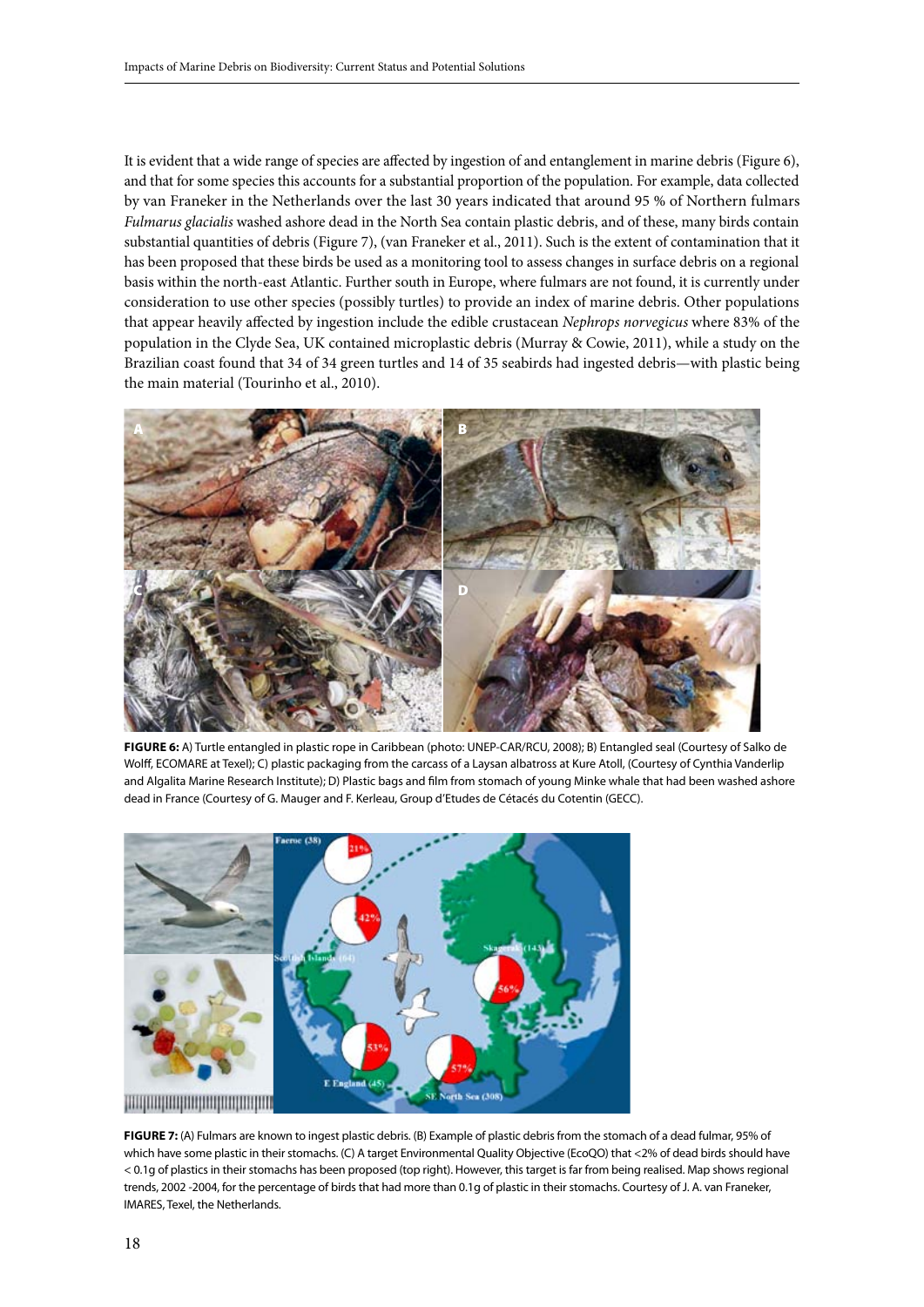It is evident that a wide range of species are affected by ingestion of and entanglement in marine debris (Figure 6), and that for some species this accounts for a substantial proportion of the population. For example, data collected by van Franeker in the Netherlands over the last 30 years indicated that around 95 % of Northern fulmars *Fulmarus glacialis* washed ashore dead in the North Sea contain plastic debris, and of these, many birds contain substantial quantities of debris (Figure 7), (van Franeker et al., 2011). Such is the extent of contamination that it has been proposed that these birds be used as a monitoring tool to assess changes in surface debris on a regional basis within the north-east Atlantic. Further south in Europe, where fulmars are not found, it is currently under consideration to use other species (possibly turtles) to provide an index of marine debris. Other populations that appear heavily affected by ingestion include the edible crustacean *Nephrops norvegicus* where 83% of the population in the Clyde Sea, UK contained microplastic debris (Murray & Cowie, 2011), while a study on the Brazilian coast found that 34 of 34 green turtles and 14 of 35 seabirds had ingested debris—with plastic being the main material (Tourinho et al., 2010).

**FIGURE 6:** A) Turtle entangled in plastic rope in Caribbean (photo: UNEP-CAR/RCU, 2008); B) Entangled seal (Courtesy of Salko de Wolff, ECOMARE at Texel); C) plastic packaging from the carcass of a Laysan albatross at Kure Atoll, (Courtesy of Cynthia Vanderlip and Algalita Marine Research Institute); D) Plastic bags and film from stomach of young Minke whale that had been washed ashore dead in France (Courtesy of G. Mauger and F. Kerleau, Group d'Etudes de Cétacés du Cotentin (GECC).

**FIGURE 7:** (A) Fulmars are known to ingest plastic debris. (B) Example of plastic debris from the stomach of a dead fulmar, 95% of which have some plastic in their stomachs. (C) A target Environmental Quality Objective (EcoQO) that <2% of dead birds should have < 0.1g of plastics in their stomachs has been proposed (top right). However, this target is far from being realised. Map shows regional trends, 2002 -2004, for the percentage of birds that had more than 0.1g of plastic in their stomachs. Courtesy of J. A. van Franeker, IMARES, Texel, the Netherlands.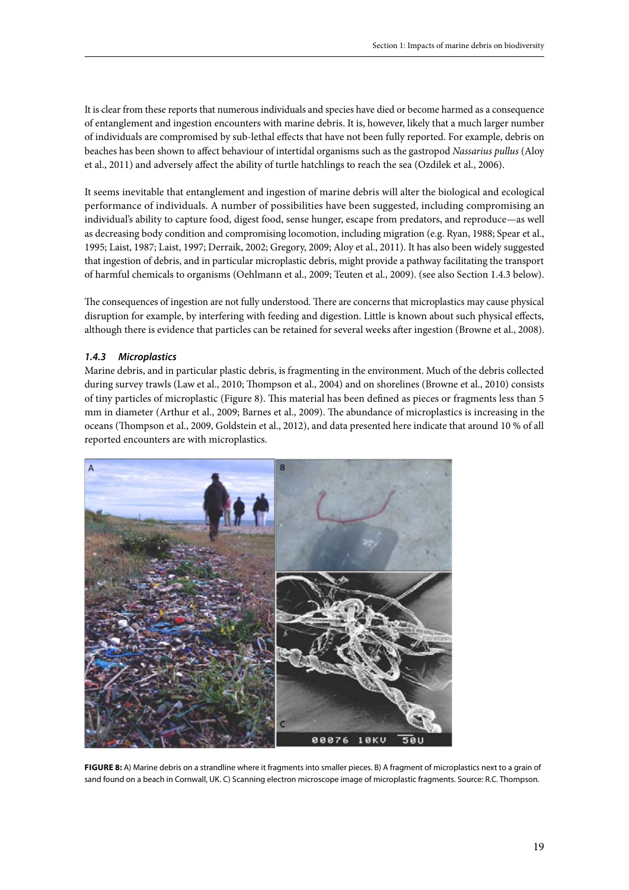It is clear from these reports that numerous individuals and species have died or become harmed as a consequence of entanglement and ingestion encounters with marine debris. It is, however, likely that a much larger number of individuals are compromised by sub-lethal effects that have not been fully reported. For example, debris on beaches has been shown to affect behaviour of intertidal organisms such as the gastropod *Nassarius pullus* (Aloy et al., 2011) and adversely affect the ability of turtle hatchlings to reach the sea (Ozdilek et al., 2006).

It seems inevitable that entanglement and ingestion of marine debris will alter the biological and ecological performance of individuals. A number of possibilities have been suggested, including compromising an individual's ability to capture food, digest food, sense hunger, escape from predators, and reproduce—as well as decreasing body condition and compromising locomotion, including migration (e.g. Ryan, 1988; Spear et al., 1995; Laist, 1987; Laist, 1997; Derraik, 2002; Gregory, 2009; Aloy et al., 2011). It has also been widely suggested that ingestion of debris, and in particular microplastic debris, might provide a pathway facilitating the transport of harmful chemicals to organisms (Oehlmann et al., 2009; Teuten et al., 2009). (see also Section 1.4.3 below).

The consequences of ingestion are not fully understood. There are concerns that microplastics may cause physical disruption for example, by interfering with feeding and digestion. Little is known about such physical effects, although there is evidence that particles can be retained for several weeks after ingestion (Browne et al., 2008).

### *1.4.3 Microplastics*

Marine debris, and in particular plastic debris, is fragmenting in the environment. Much of the debris collected during survey trawls (Law et al., 2010; Thompson et al., 2004) and on shorelines (Browne et al., 2010) consists of tiny particles of microplastic (Figure 8). This material has been defined as pieces or fragments less than 5 mm in diameter (Arthur et al., 2009; Barnes et al., 2009). The abundance of microplastics is increasing in the oceans (Thompson et al., 2009, Goldstein et al., 2012), and data presented here indicate that around 10 % of all reported encounters are with microplastics.

**FIGURE 8:** A) Marine debris on a strandline where it fragments into smaller pieces. B) A fragment of microplastics next to a grain of sand found on a beach in Cornwall, UK. C) Scanning electron microscope image of microplastic fragments. Source: R.C. Thompson.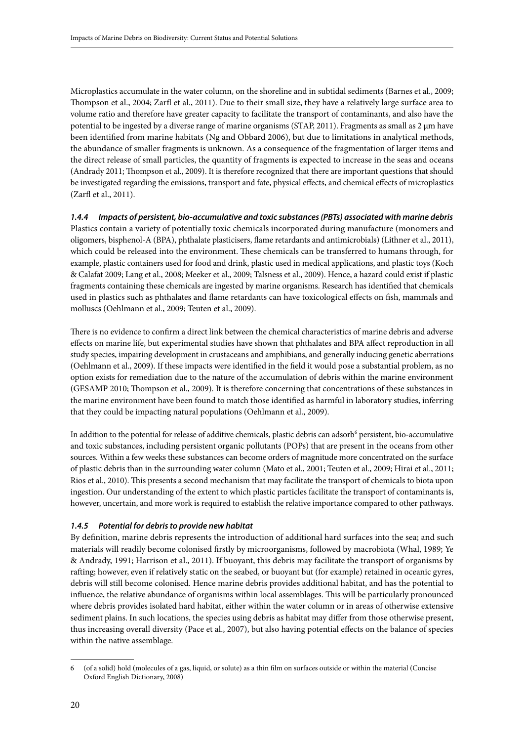Microplastics accumulate in the water column, on the shoreline and in subtidal sediments (Barnes et al., 2009; Thompson et al., 2004; Zarfl et al., 2011). Due to their small size, they have a relatively large surface area to volume ratio and therefore have greater capacity to facilitate the transport of contaminants, and also have the potential to be ingested by a diverse range of marine organisms (STAP, 2011). Fragments as small as 2 µm have been identified from marine habitats (Ng and Obbard 2006), but due to limitations in analytical methods, the abundance of smaller fragments is unknown. As a consequence of the fragmentation of larger items and the direct release of small particles, the quantity of fragments is expected to increase in the seas and oceans (Andrady 2011; Thompson et al., 2009). It is therefore recognized that there are important questions that should be investigated regarding the emissions, transport and fate, physical effects, and chemical effects of microplastics (Zarfl et al., 2011).

#### *1.4.4 Impacts of persistent, bio-accumulative and toxic substances (PBTs) associated with marine debris*

Plastics contain a variety of potentially toxic chemicals incorporated during manufacture (monomers and oligomers, bisphenol-A (BPA), phthalate plasticisers, flame retardants and antimicrobials) (Lithner et al., 2011), which could be released into the environment. These chemicals can be transferred to humans through, for example, plastic containers used for food and drink, plastic used in medical applications, and plastic toys (Koch & Calafat 2009; Lang et al., 2008; Meeker et al., 2009; Talsness et al., 2009). Hence, a hazard could exist if plastic fragments containing these chemicals are ingested by marine organisms. Research has identified that chemicals used in plastics such as phthalates and flame retardants can have toxicological effects on fish, mammals and molluscs (Oehlmann et al., 2009; Teuten et al., 2009).

There is no evidence to confirm a direct link between the chemical characteristics of marine debris and adverse effects on marine life, but experimental studies have shown that phthalates and BPA affect reproduction in all study species, impairing development in crustaceans and amphibians, and generally inducing genetic aberrations (Oehlmann et al., 2009). If these impacts were identified in the field it would pose a substantial problem, as no option exists for remediation due to the nature of the accumulation of debris within the marine environment (GESAMP 2010; Thompson et al., 2009). It is therefore concerning that concentrations of these substances in the marine environment have been found to match those identified as harmful in laboratory studies, inferring that they could be impacting natural populations (Oehlmann et al., 2009).

In addition to the potential for release of additive chemicals, plastic debris can adsorb[6] persistent, bio-accumulative and toxic substances, including persistent organic pollutants (POPs) that are present in the oceans from other sources. Within a few weeks these substances can become orders of magnitude more concentrated on the surface of plastic debris than in the surrounding water column (Mato et al., 2001; Teuten et al., 2009; Hirai et al., 2011; Rios et al., 2010). This presents a second mechanism that may facilitate the transport of chemicals to biota upon ingestion. Our understanding of the extent to which plastic particles facilitate the transport of contaminants is, however, uncertain, and more work is required to establish the relative importance compared to other pathways.

#### *1.4.5 Potential for debris to provide new habitat*

By definition, marine debris represents the introduction of additional hard surfaces into the sea; and such materials will readily become colonised firstly by microorganisms, followed by macrobiota (Whal, 1989; Ye & Andrady, 1991; Harrison et al., 2011). If buoyant, this debris may facilitate the transport of organisms by rafting; however, even if relatively static on the seabed, or buoyant but (for example) retained in oceanic gyres, debris will still become colonised. Hence marine debris provides additional habitat, and has the potential to influence, the relative abundance of organisms within local assemblages. This will be particularly pronounced where debris provides isolated hard habitat, either within the water column or in areas of otherwise extensive sediment plains. In such locations, the species using debris as habitat may differ from those otherwise present, thus increasing overall diversity (Pace et al., 2007), but also having potential effects on the balance of species within the native assemblage.

---

6 (of a solid) hold (molecules of a gas, liquid, or solute) as a thin film on surfaces outside or within the material (Concise Oxford English Dictionary, 2008)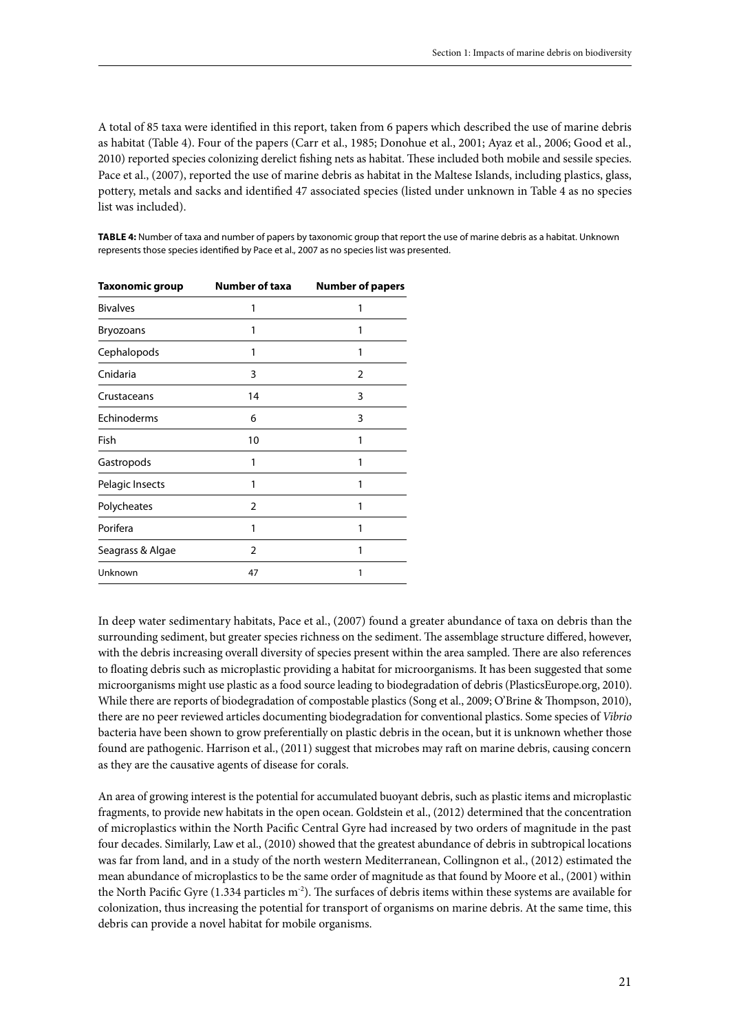A total of 85 taxa were identified in this report, taken from 6 papers which described the use of marine debris as habitat (Table 4). Four of the papers (Carr et al., 1985; Donohue et al., 2001; Ayaz et al., 2006; Good et al., 2010) reported species colonizing derelict fishing nets as habitat. These included both mobile and sessile species. Pace et al., (2007), reported the use of marine debris as habitat in the Maltese Islands, including plastics, glass, pottery, metals and sacks and identified 47 associated species (listed under unknown in Table 4 as no species list was included).

**TABLE 4:** Number of taxa and number of papers by taxonomic group that report the use of marine debris as a habitat. Unknown represents those species identified by Pace et al., 2007 as no species list was presented.

| Taxonomic group | Number of taxa | Number of papers |
|---|---|---|
| Bivalves | 1 | 1 |
| Bryozoans | 1 | 1 |
| Cephalopods | 1 | 1 |
| Cnidaria | 3 | 2 |
| Crustaceans | 14 | 3 |
| Echinoderms | 6 | 3 |
| Fish | 10 | 1 |
| Gastropods | 1 | 1 |
| Pelagic Insects | 1 | 1 |
| Polycheates | 2 | 1 |
| Porifera | 1 | 1 |
| Seagrass & Algae | 2 | 1 |
| Unknown | 47 | 1 |

In deep water sedimentary habitats, Pace et al., (2007) found a greater abundance of taxa on debris than the surrounding sediment, but greater species richness on the sediment. The assemblage structure differed, however, with the debris increasing overall diversity of species present within the area sampled. There are also references to floating debris such as microplastic providing a habitat for microorganisms. It has been suggested that some microorganisms might use plastic as a food source leading to biodegradation of debris (PlasticsEurope.org, 2010). While there are reports of biodegradation of compostable plastics (Song et al., 2009; O'Brine & Thompson, 2010), there are no peer reviewed articles documenting biodegradation for conventional plastics. Some species of *Vibrio* bacteria have been shown to grow preferentially on plastic debris in the ocean, but it is unknown whether those found are pathogenic. Harrison et al., (2011) suggest that microbes may raft on marine debris, causing concern as they are the causative agents of disease for corals.

An area of growing interest is the potential for accumulated buoyant debris, such as plastic items and microplastic fragments, to provide new habitats in the open ocean. Goldstein et al., (2012) determined that the concentration of microplastics within the North Pacific Central Gyre had increased by two orders of magnitude in the past four decades. Similarly, Law et al., (2010) showed that the greatest abundance of debris in subtropical locations was far from land, and in a study of the north western Mediterranean, Collingnon et al., (2012) estimated the mean abundance of microplastics to be the same order of magnitude as that found by Moore et al., (2001) within the North Pacific Gyre (1.334 particles $m^{-2}$). The surfaces of debris items within these systems are available for colonization, thus increasing the potential for transport of organisms on marine debris. At the same time, this debris can provide a novel habitat for mobile organisms.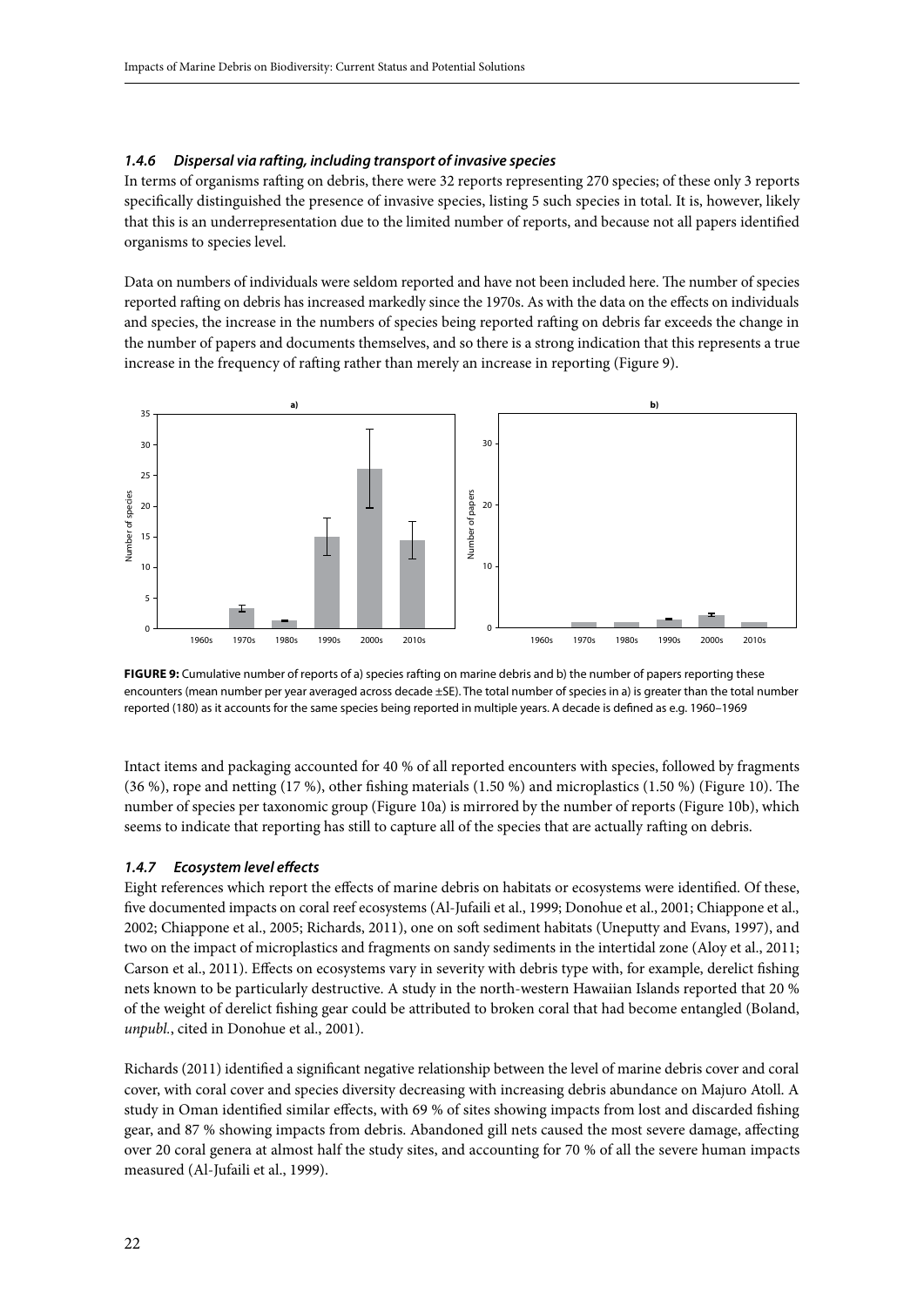### 1.4.6 Dispersal via rafting, including transport of invasive species

In terms of organisms rafting on debris, there were 32 reports representing 270 species; of these only 3 reports specifically distinguished the presence of invasive species, listing 5 such species in total. It is, however, likely that this is an underrepresentation due to the limited number of reports, and because not all papers identified organisms to species level.

Data on numbers of individuals were seldom reported and have not been included here. The number of species reported rafting on debris has increased markedly since the 1970s. As with the data on the effects on individuals and species, the increase in the numbers of species being reported rafting on debris far exceeds the change in the number of papers and documents themselves, and so there is a strong indication that this represents a true increase in the frequency of rafting rather than merely an increase in reporting (Figure 9).

**FIGURE 9:** Cumulative number of reports of a) species rafting on marine debris and b) the number of papers reporting these encounters (mean number per year averaged across decade ±SE). The total number of species in a) is greater than the total number reported (180) as it accounts for the same species being reported in multiple years. A decade is defined as e.g. 1960–1969

Intact items and packaging accounted for 40 % of all reported encounters with species, followed by fragments (36 %), rope and netting (17 %), other fishing materials (1.50 %) and microplastics (1.50 %) (Figure 10). The number of species per taxonomic group (Figure 10a) is mirrored by the number of reports (Figure 10b), which seems to indicate that reporting has still to capture all of the species that are actually rafting on debris.

### 1.4.7 Ecosystem level effects

Eight references which report the effects of marine debris on habitats or ecosystems were identified. Of these, five documented impacts on coral reef ecosystems (Al-Jufaili et al., 1999; Donohue et al., 2001; Chiappone et al., 2002; Chiappone et al., 2005; Richards, 2011), one on soft sediment habitats (Uneputty and Evans, 1997), and two on the impact of microplastics and fragments on sandy sediments in the intertidal zone (Aloy et al., 2011; Carson et al., 2011). Effects on ecosystems vary in severity with debris type with, for example, derelict fishing nets known to be particularly destructive. A study in the north-western Hawaiian Islands reported that 20 % of the weight of derelict fishing gear could be attributed to broken coral that had become entangled (Boland, *unpubl.*, cited in Donohue et al., 2001).

Richards (2011) identified a significant negative relationship between the level of marine debris cover and coral cover, with coral cover and species diversity decreasing with increasing debris abundance on Majuro Atoll. A study in Oman identified similar effects, with 69 % of sites showing impacts from lost and discarded fishing gear, and 87 % showing impacts from debris. Abandoned gill nets caused the most severe damage, affecting over 20 coral genera at almost half the study sites, and accounting for 70 % of all the severe human impacts measured (Al-Jufaili et al., 1999).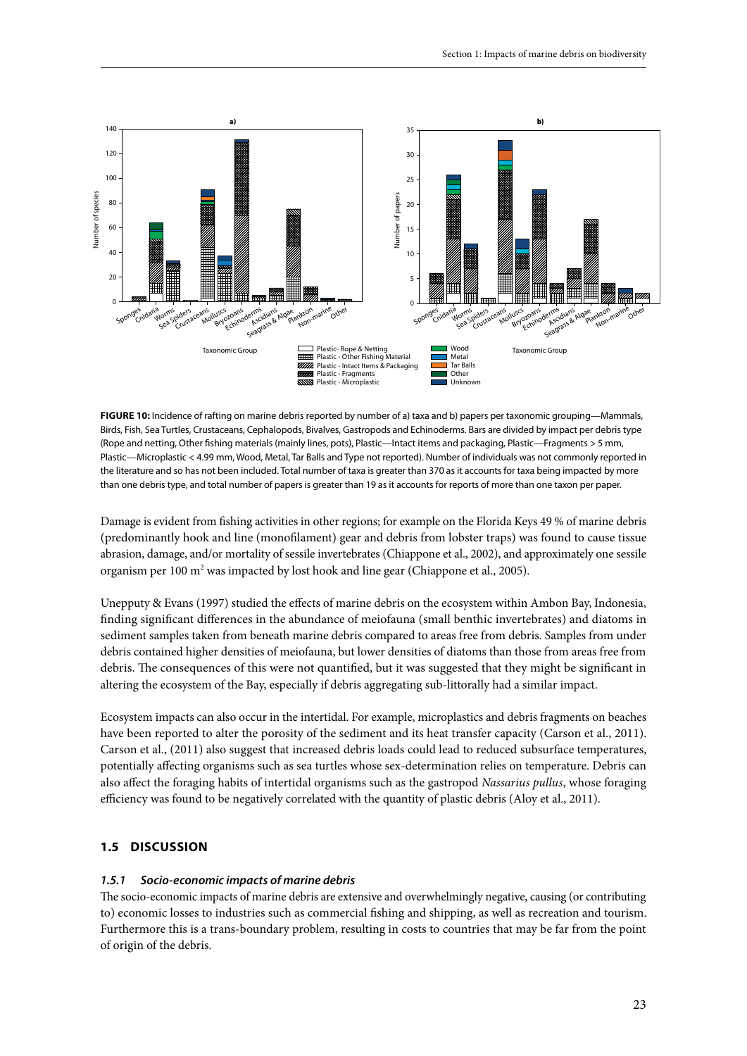**FIGURE 10:** Incidence of rafting on marine debris reported by number of a) taxa and b) papers per taxonomic grouping—Mammals, Birds, Fish, Sea Turtles, Crustaceans, Cephalopods, Bivalves, Gastropods and Echinoderms. Bars are divided by impact per debris type (Rope and netting, Other fishing materials (mainly lines, pots), Plastic—Intact items and packaging, Plastic—Fragments > 5 mm, Plastic—Microplastic < 4.99 mm, Wood, Metal, Tar Balls and Type not reported). Number of individuals was not commonly reported in the literature and so has not been included. Total number of taxa is greater than 370 as it accounts for taxa being impacted by more than one debris type, and total number of papers is greater than 19 as it accounts for reports of more than one taxon per paper.

Damage is evident from fishing activities in other regions; for example on the Florida Keys 49 % of marine debris (predominantly hook and line (monofilament) gear and debris from lobster traps) was found to cause tissue abrasion, damage, and/or mortality of sessile invertebrates (Chiappone et al., 2002), and approximately one sessile organism per 100 m$^2$ was impacted by lost hook and line gear (Chiappone et al., 2005).

Unepputy & Evans (1997) studied the effects of marine debris on the ecosystem within Ambon Bay, Indonesia, finding significant differences in the abundance of meiofauna (small benthic invertebrates) and diatoms in sediment samples taken from beneath marine debris compared to areas free from debris. Samples from under debris contained higher densities of meiofauna, but lower densities of diatoms than those from areas free from debris. The consequences of this were not quantified, but it was suggested that they might be significant in altering the ecosystem of the Bay, especially if debris aggregating sub-littorally had a similar impact.

Ecosystem impacts can also occur in the intertidal. For example, microplastics and debris fragments on beaches have been reported to alter the porosity of the sediment and its heat transfer capacity (Carson et al., 2011). Carson et al., (2011) also suggest that increased debris loads could lead to reduced subsurface temperatures, potentially affecting organisms such as sea turtles whose sex-determination relies on temperature. Debris can also affect the foraging habits of intertidal organisms such as the gastropod *Nassarius pullus*, whose foraging efficiency was found to be negatively correlated with the quantity of plastic debris (Aloy et al., 2011).

## 1.5 DISCUSSION

### *1.5.1 Socio-economic impacts of marine debris*

The socio-economic impacts of marine debris are extensive and overwhelmingly negative, causing (or contributing to) economic losses to industries such as commercial fishing and shipping, as well as recreation and tourism. Furthermore this is a trans-boundary problem, resulting in costs to countries that may be far from the point of origin of the debris.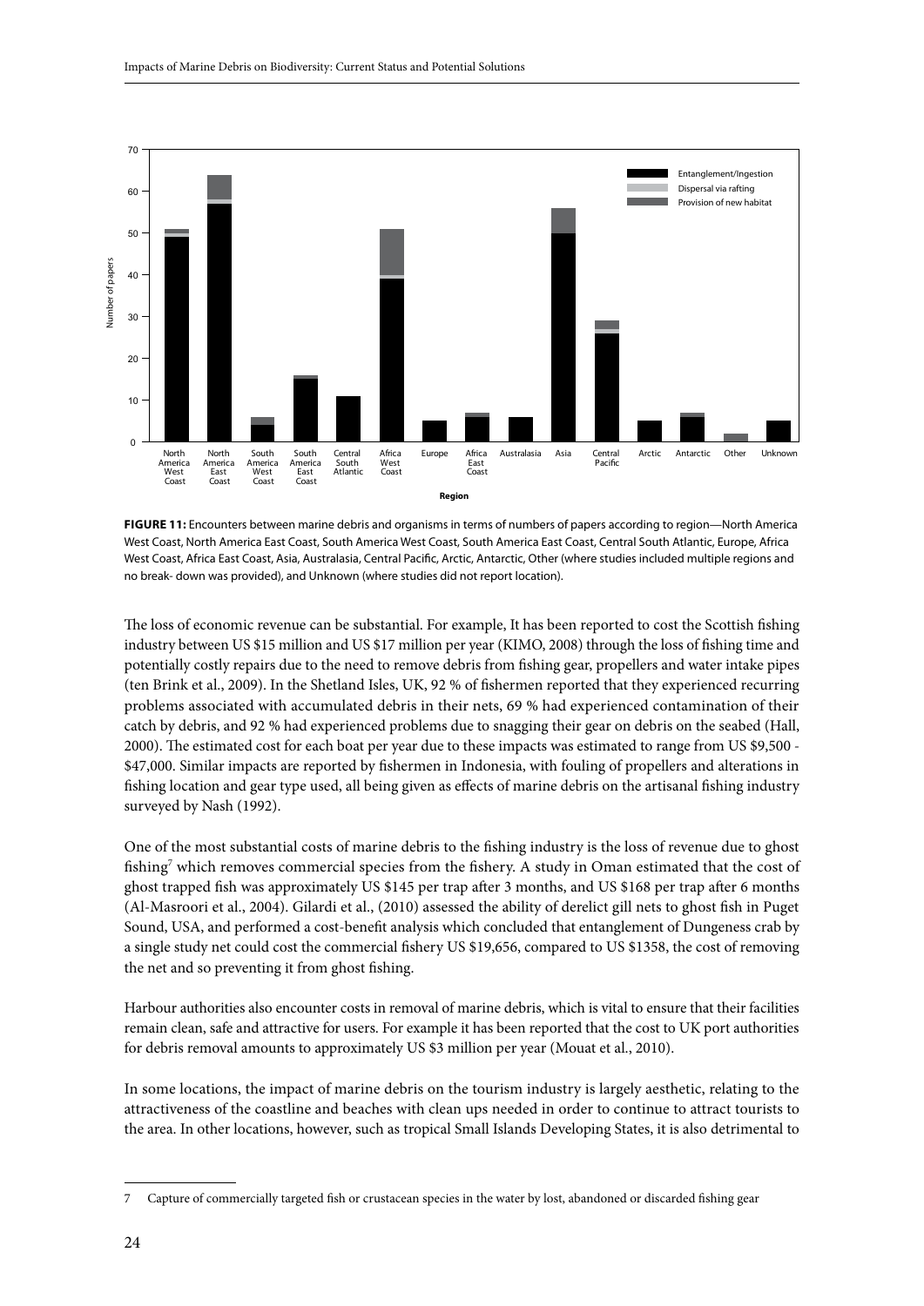**FIGURE 11:** Encounters between marine debris and organisms in terms of numbers of papers according to region—North America West Coast, North America East Coast, South America West Coast, South America East Coast, Central South Atlantic, Europe, Africa West Coast, Africa East Coast, Asia, Australasia, Central Pacific, Arctic, Antarctic, Other (where studies included multiple regions and no break- down was provided), and Unknown (where studies did not report location).

The loss of economic revenue can be substantial. For example, It has been reported to cost the Scottish fishing industry between US $15 million and US $17 million per year (KIMO, 2008) through the loss of fishing time and potentially costly repairs due to the need to remove debris from fishing gear, propellers and water intake pipes (ten Brink et al., 2009). In the Shetland Isles, UK, 92 % of fishermen reported that they experienced recurring problems associated with accumulated debris in their nets, 69 % had experienced contamination of their catch by debris, and 92 % had experienced problems due to snagging their gear on debris on the seabed (Hall, 2000). The estimated cost for each boat per year due to these impacts was estimated to range from US $9,500 - $47,000. Similar impacts are reported by fishermen in Indonesia, with fouling of propellers and alterations in fishing location and gear type used, all being given as effects of marine debris on the artisanal fishing industry surveyed by Nash (1992).

One of the most substantial costs of marine debris to the fishing industry is the loss of revenue due to ghost fishing[7] which removes commercial species from the fishery. A study in Oman estimated that the cost of ghost trapped fish was approximately US $145 per trap after 3 months, and US $168 per trap after 6 months (Al-Masroori et al., 2004). Gilardi et al., (2010) assessed the ability of derelict gill nets to ghost fish in Puget Sound, USA, and performed a cost-benefit analysis which concluded that entanglement of Dungeness crab by a single study net could cost the commercial fishery US $19,656, compared to US $1358, the cost of removing the net and so preventing it from ghost fishing.

Harbour authorities also encounter costs in removal of marine debris, which is vital to ensure that their facilities remain clean, safe and attractive for users. For example it has been reported that the cost to UK port authorities for debris removal amounts to approximately US $3 million per year (Mouat et al., 2010).

In some locations, the impact of marine debris on the tourism industry is largely aesthetic, relating to the attractiveness of the coastline and beaches with clean ups needed in order to continue to attract tourists to the area. In other locations, however, such as tropical Small Islands Developing States, it is also detrimental to

---

7 Capture of commercially targeted fish or crustacean species in the water by lost, abandoned or discarded fishing gear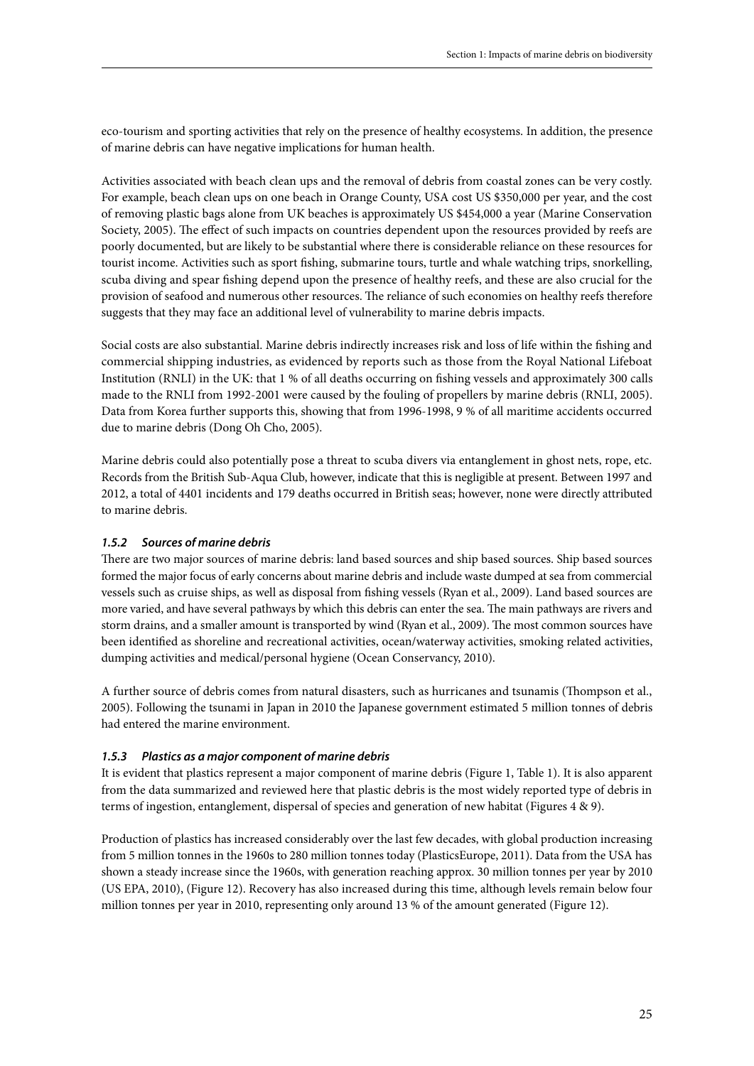eco-tourism and sporting activities that rely on the presence of healthy ecosystems. In addition, the presence of marine debris can have negative implications for human health.

Activities associated with beach clean ups and the removal of debris from coastal zones can be very costly. For example, beach clean ups on one beach in Orange County, USA cost US $350,000 per year, and the cost of removing plastic bags alone from UK beaches is approximately US $454,000 a year (Marine Conservation Society, 2005). The effect of such impacts on countries dependent upon the resources provided by reefs are poorly documented, but are likely to be substantial where there is considerable reliance on these resources for tourist income. Activities such as sport fishing, submarine tours, turtle and whale watching trips, snorkelling, scuba diving and spear fishing depend upon the presence of healthy reefs, and these are also crucial for the provision of seafood and numerous other resources. The reliance of such economies on healthy reefs therefore suggests that they may face an additional level of vulnerability to marine debris impacts.

Social costs are also substantial. Marine debris indirectly increases risk and loss of life within the fishing and commercial shipping industries, as evidenced by reports such as those from the Royal National Lifeboat Institution (RNLI) in the UK: that 1 % of all deaths occurring on fishing vessels and approximately 300 calls made to the RNLI from 1992-2001 were caused by the fouling of propellers by marine debris (RNLI, 2005). Data from Korea further supports this, showing that from 1996-1998, 9 % of all maritime accidents occurred due to marine debris (Dong Oh Cho, 2005).

Marine debris could also potentially pose a threat to scuba divers via entanglement in ghost nets, rope, etc. Records from the British Sub-Aqua Club, however, indicate that this is negligible at present. Between 1997 and 2012, a total of 4401 incidents and 179 deaths occurred in British seas; however, none were directly attributed to marine debris.

#### *1.5.2 Sources of marine debris*

There are two major sources of marine debris: land based sources and ship based sources. Ship based sources formed the major focus of early concerns about marine debris and include waste dumped at sea from commercial vessels such as cruise ships, as well as disposal from fishing vessels (Ryan et al., 2009). Land based sources are more varied, and have several pathways by which this debris can enter the sea. The main pathways are rivers and storm drains, and a smaller amount is transported by wind (Ryan et al., 2009). The most common sources have been identified as shoreline and recreational activities, ocean/waterway activities, smoking related activities, dumping activities and medical/personal hygiene (Ocean Conservancy, 2010).

A further source of debris comes from natural disasters, such as hurricanes and tsunamis (Thompson et al., 2005). Following the tsunami in Japan in 2010 the Japanese government estimated 5 million tonnes of debris had entered the marine environment.

#### *1.5.3 Plastics as a major component of marine debris*

It is evident that plastics represent a major component of marine debris (Figure 1, Table 1). It is also apparent from the data summarized and reviewed here that plastic debris is the most widely reported type of debris in terms of ingestion, entanglement, dispersal of species and generation of new habitat (Figures 4 & 9).

Production of plastics has increased considerably over the last few decades, with global production increasing from 5 million tonnes in the 1960s to 280 million tonnes today (PlasticsEurope, 2011). Data from the USA has shown a steady increase since the 1960s, with generation reaching approx. 30 million tonnes per year by 2010 (US EPA, 2010), (Figure 12). Recovery has also increased during this time, although levels remain below four million tonnes per year in 2010, representing only around 13 % of the amount generated (Figure 12).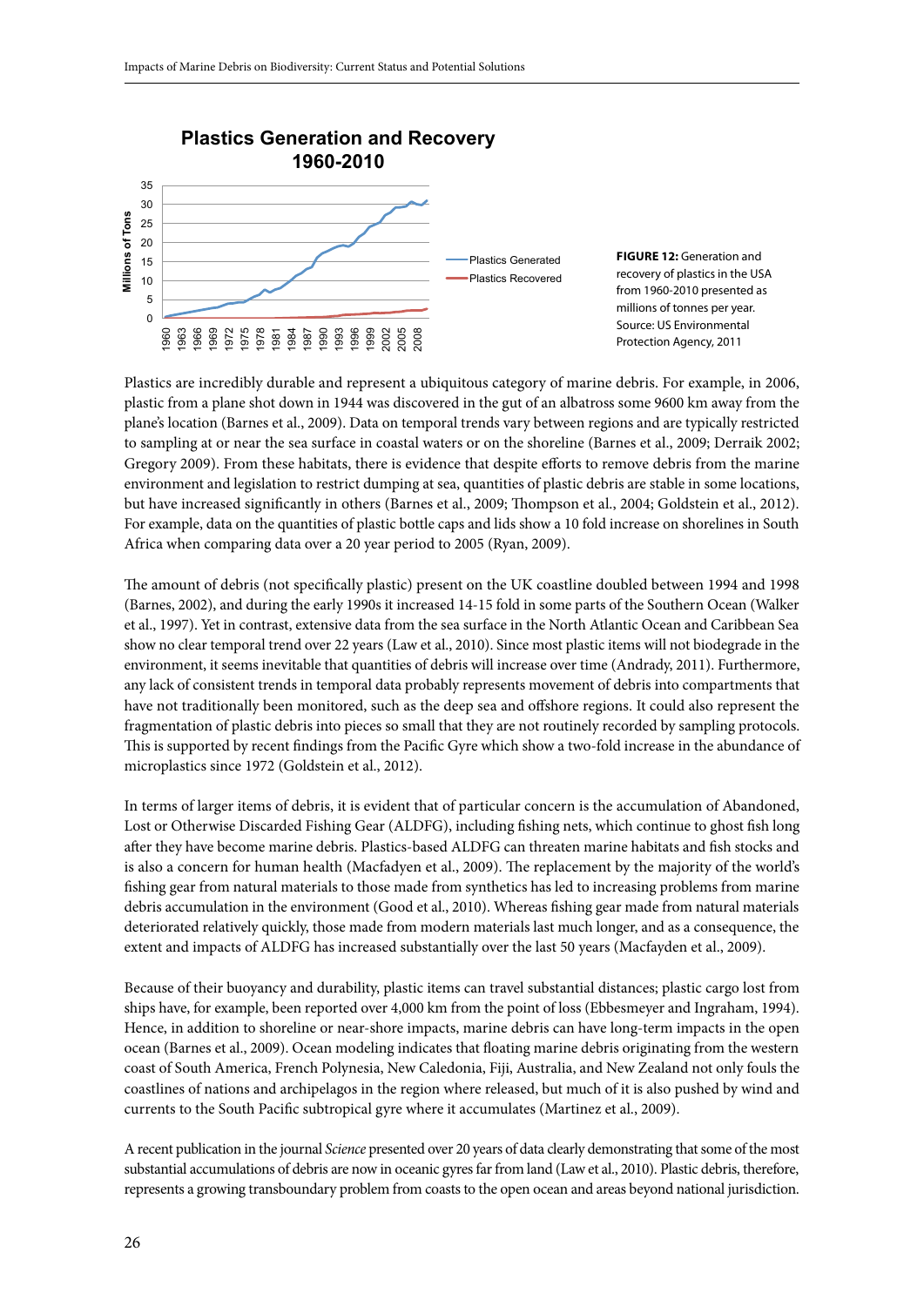**FIGURE 12:** Generation and recovery of plastics in the USA from 1960-2010 presented as millions of tonnes per year. Source: US Environmental Protection Agency, 2011

Plastics are incredibly durable and represent a ubiquitous category of marine debris. For example, in 2006, plastic from a plane shot down in 1944 was discovered in the gut of an albatross some 9600 km away from the plane's location (Barnes et al., 2009). Data on temporal trends vary between regions and are typically restricted to sampling at or near the sea surface in coastal waters or on the shoreline (Barnes et al., 2009; Derraik 2002; Gregory 2009). From these habitats, there is evidence that despite efforts to remove debris from the marine environment and legislation to restrict dumping at sea, quantities of plastic debris are stable in some locations, but have increased significantly in others (Barnes et al., 2009; Thompson et al., 2004; Goldstein et al., 2012). For example, data on the quantities of plastic bottle caps and lids show a 10 fold increase on shorelines in South Africa when comparing data over a 20 year period to 2005 (Ryan, 2009).

The amount of debris (not specifically plastic) present on the UK coastline doubled between 1994 and 1998 (Barnes, 2002), and during the early 1990s it increased 14-15 fold in some parts of the Southern Ocean (Walker et al., 1997). Yet in contrast, extensive data from the sea surface in the North Atlantic Ocean and Caribbean Sea show no clear temporal trend over 22 years (Law et al., 2010). Since most plastic items will not biodegrade in the environment, it seems inevitable that quantities of debris will increase over time (Andrady, 2011). Furthermore, any lack of consistent trends in temporal data probably represents movement of debris into compartments that have not traditionally been monitored, such as the deep sea and offshore regions. It could also represent the fragmentation of plastic debris into pieces so small that they are not routinely recorded by sampling protocols. This is supported by recent findings from the Pacific Gyre which show a two-fold increase in the abundance of microplastics since 1972 (Goldstein et al., 2012).

In terms of larger items of debris, it is evident that of particular concern is the accumulation of Abandoned, Lost or Otherwise Discarded Fishing Gear (ALDFG), including fishing nets, which continue to ghost fish long after they have become marine debris. Plastics-based ALDFG can threaten marine habitats and fish stocks and is also a concern for human health (Macfadyen et al., 2009). The replacement by the majority of the world's fishing gear from natural materials to those made from synthetics has led to increasing problems from marine debris accumulation in the environment (Good et al., 2010). Whereas fishing gear made from natural materials deteriorated relatively quickly, those made from modern materials last much longer, and as a consequence, the extent and impacts of ALDFG has increased substantially over the last 50 years (Macfayden et al., 2009).

Because of their buoyancy and durability, plastic items can travel substantial distances; plastic cargo lost from ships have, for example, been reported over 4,000 km from the point of loss (Ebbesmeyer and Ingraham, 1994). Hence, in addition to shoreline or near-shore impacts, marine debris can have long-term impacts in the open ocean (Barnes et al., 2009). Ocean modeling indicates that floating marine debris originating from the western coast of South America, French Polynesia, New Caledonia, Fiji, Australia, and New Zealand not only fouls the coastlines of nations and archipelagos in the region where released, but much of it is also pushed by wind and currents to the South Pacific subtropical gyre where it accumulates (Martinez et al., 2009).

A recent publication in the journal *Science* presented over 20 years of data clearly demonstrating that some of the most substantial accumulations of debris are now in oceanic gyres far from land (Law et al., 2010). Plastic debris, therefore, represents a growing transboundary problem from coasts to the open ocean and areas beyond national jurisdiction.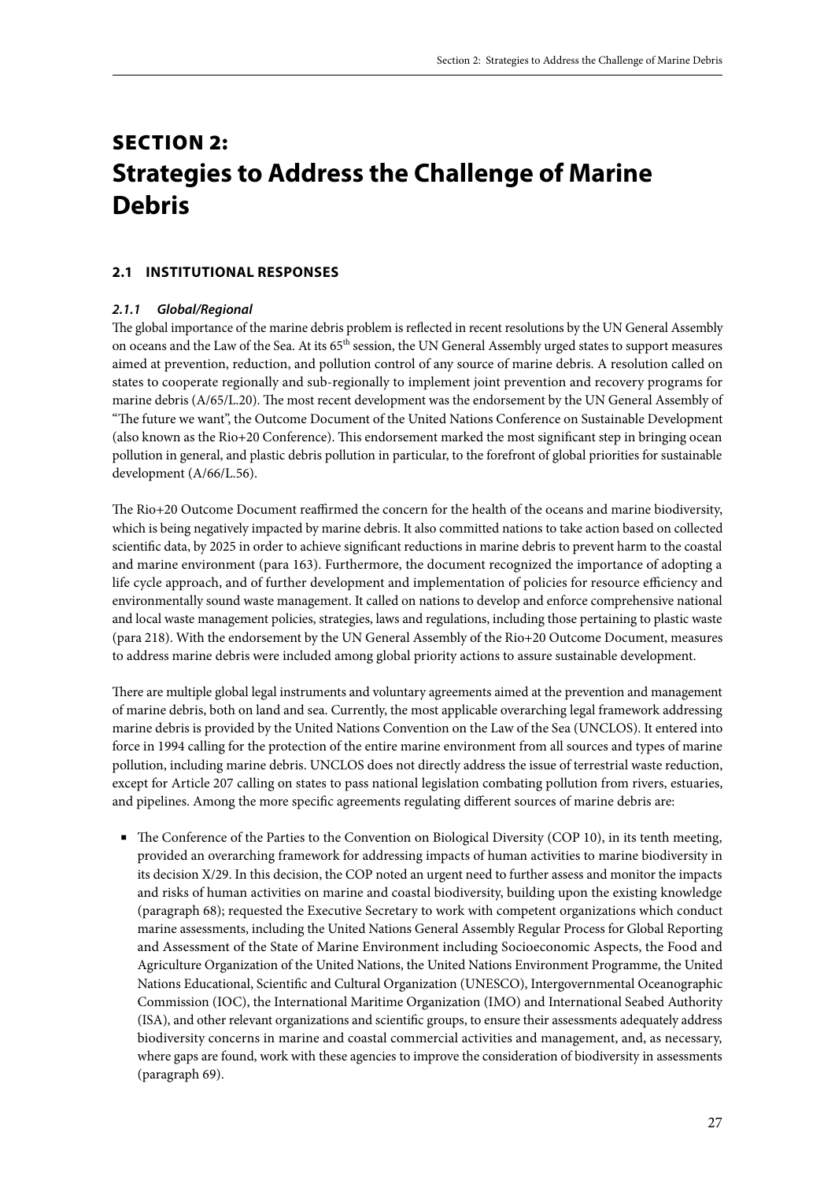# SECTION 2: Strategies to Address the Challenge of Marine Debris

## 2.1 INSTITUTIONAL RESPONSES

### *2.1.1 Global/Regional*

The global importance of the marine debris problem is reflected in recent resolutions by the UN General Assembly on oceans and the Law of the Sea. At its 65th session, the UN General Assembly urged states to support measures aimed at prevention, reduction, and pollution control of any source of marine debris. A resolution called on states to cooperate regionally and sub-regionally to implement joint prevention and recovery programs for marine debris (A/65/L.20). The most recent development was the endorsement by the UN General Assembly of "The future we want", the Outcome Document of the United Nations Conference on Sustainable Development (also known as the Rio+20 Conference). This endorsement marked the most significant step in bringing ocean pollution in general, and plastic debris pollution in particular, to the forefront of global priorities for sustainable development (A/66/L.56).

The Rio+20 Outcome Document reaffirmed the concern for the health of the oceans and marine biodiversity, which is being negatively impacted by marine debris. It also committed nations to take action based on collected scientific data, by 2025 in order to achieve significant reductions in marine debris to prevent harm to the coastal and marine environment (para 163). Furthermore, the document recognized the importance of adopting a life cycle approach, and of further development and implementation of policies for resource efficiency and environmentally sound waste management. It called on nations to develop and enforce comprehensive national and local waste management policies, strategies, laws and regulations, including those pertaining to plastic waste (para 218). With the endorsement by the UN General Assembly of the Rio+20 Outcome Document, measures to address marine debris were included among global priority actions to assure sustainable development.

There are multiple global legal instruments and voluntary agreements aimed at the prevention and management of marine debris, both on land and sea. Currently, the most applicable overarching legal framework addressing marine debris is provided by the United Nations Convention on the Law of the Sea (UNCLOS). It entered into force in 1994 calling for the protection of the entire marine environment from all sources and types of marine pollution, including marine debris. UNCLOS does not directly address the issue of terrestrial waste reduction, except for Article 207 calling on states to pass national legislation combating pollution from rivers, estuaries, and pipelines. Among the more specific agreements regulating different sources of marine debris are:

- The Conference of the Parties to the Convention on Biological Diversity (COP 10), in its tenth meeting, provided an overarching framework for addressing impacts of human activities to marine biodiversity in its decision X/29. In this decision, the COP noted an urgent need to further assess and monitor the impacts and risks of human activities on marine and coastal biodiversity, building upon the existing knowledge (paragraph 68); requested the Executive Secretary to work with competent organizations which conduct marine assessments, including the United Nations General Assembly Regular Process for Global Reporting and Assessment of the State of Marine Environment including Socioeconomic Aspects, the Food and Agriculture Organization of the United Nations, the United Nations Environment Programme, the United Nations Educational, Scientific and Cultural Organization (UNESCO), Intergovernmental Oceanographic Commission (IOC), the International Maritime Organization (IMO) and International Seabed Authority (ISA), and other relevant organizations and scientific groups, to ensure their assessments adequately address biodiversity concerns in marine and coastal commercial activities and management, and, as necessary, where gaps are found, work with these agencies to improve the consideration of biodiversity in assessments (paragraph 69).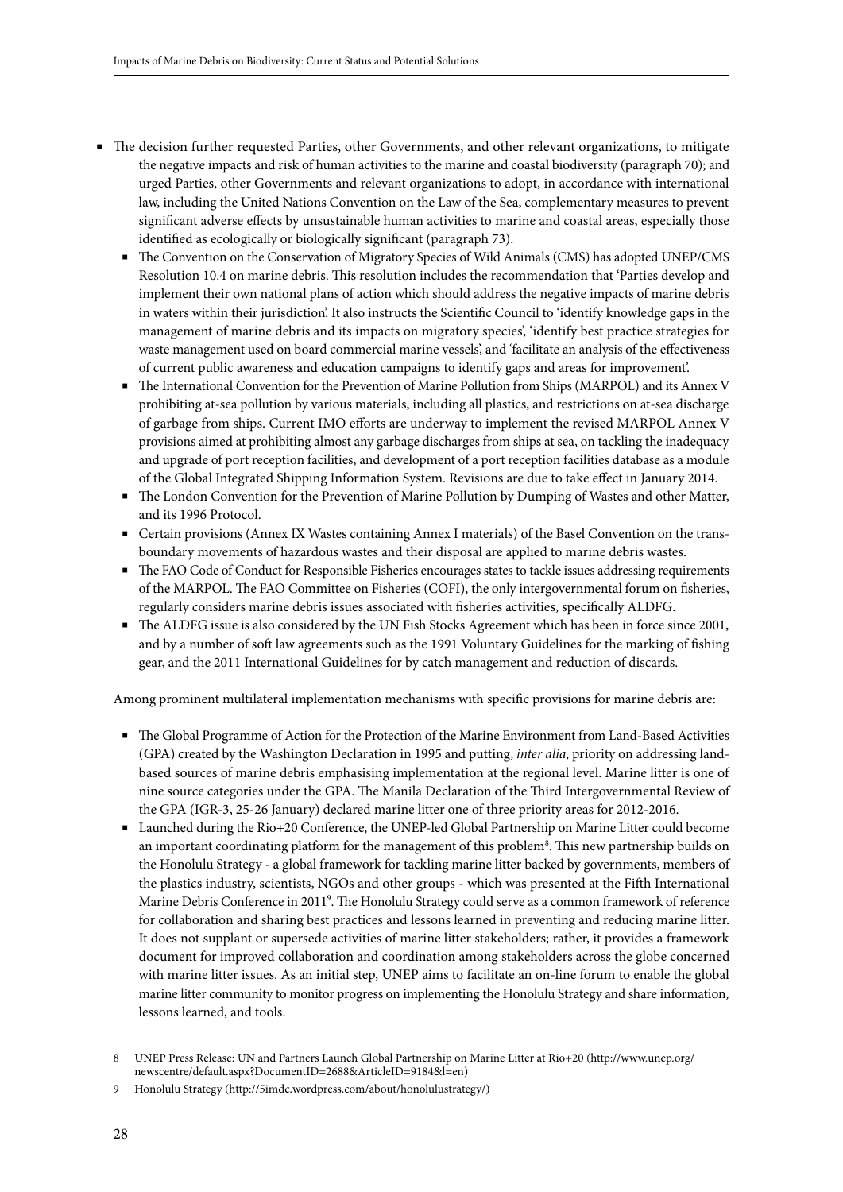- The decision further requested Parties, other Governments, and other relevant organizations, to mitigate the negative impacts and risk of human activities to the marine and coastal biodiversity (paragraph 70); and urged Parties, other Governments and relevant organizations to adopt, in accordance with international law, including the United Nations Convention on the Law of the Sea, complementary measures to prevent significant adverse effects by unsustainable human activities to marine and coastal areas, especially those identified as ecologically or biologically significant (paragraph 73).
  - The Convention on the Conservation of Migratory Species of Wild Animals (CMS) has adopted UNEP/CMS Resolution 10.4 on marine debris. This resolution includes the recommendation that 'Parties develop and implement their own national plans of action which should address the negative impacts of marine debris in waters within their jurisdiction'. It also instructs the Scientific Council to 'identify knowledge gaps in the management of marine debris and its impacts on migratory species', 'identify best practice strategies for waste management used on board commercial marine vessels', and 'facilitate an analysis of the effectiveness of current public awareness and education campaigns to identify gaps and areas for improvement'.
  - The International Convention for the Prevention of Marine Pollution from Ships (MARPOL) and its Annex V prohibiting at-sea pollution by various materials, including all plastics, and restrictions on at-sea discharge of garbage from ships. Current IMO efforts are underway to implement the revised MARPOL Annex V provisions aimed at prohibiting almost any garbage discharges from ships at sea, on tackling the inadequacy and upgrade of port reception facilities, and development of a port reception facilities database as a module of the Global Integrated Shipping Information System. Revisions are due to take effect in January 2014.
  - The London Convention for the Prevention of Marine Pollution by Dumping of Wastes and other Matter, and its 1996 Protocol.
  - Certain provisions (Annex IX Wastes containing Annex I materials) of the Basel Convention on the trans-boundary movements of hazardous wastes and their disposal are applied to marine debris wastes.
  - The FAO Code of Conduct for Responsible Fisheries encourages states to tackle issues addressing requirements of the MARPOL. The FAO Committee on Fisheries (COFI), the only intergovernmental forum on fisheries, regularly considers marine debris issues associated with fisheries activities, specifically ALDFG.
  - The ALDFG issue is also considered by the UN Fish Stocks Agreement which has been in force since 2001, and by a number of soft law agreements such as the 1991 Voluntary Guidelines for the marking of fishing gear, and the 2011 International Guidelines for by catch management and reduction of discards.

Among prominent multilateral implementation mechanisms with specific provisions for marine debris are:

- The Global Programme of Action for the Protection of the Marine Environment from Land-Based Activities (GPA) created by the Washington Declaration in 1995 and putting, *inter alia*, priority on addressing land-based sources of marine debris emphasising implementation at the regional level. Marine litter is one of nine source categories under the GPA. The Manila Declaration of the Third Intergovernmental Review of the GPA (IGR-3, 25-26 January) declared marine litter one of three priority areas for 2012-2016.
- Launched during the Rio+20 Conference, the UNEP-led Global Partnership on Marine Litter could become an important coordinating platform for the management of this problem[8]. This new partnership builds on the Honolulu Strategy - a global framework for tackling marine litter backed by governments, members of the plastics industry, scientists, NGOs and other groups - which was presented at the Fifth International Marine Debris Conference in 2011[9]. The Honolulu Strategy could serve as a common framework of reference for collaboration and sharing best practices and lessons learned in preventing and reducing marine litter. It does not supplant or supersede activities of marine litter stakeholders; rather, it provides a framework document for improved collaboration and coordination among stakeholders across the globe concerned with marine litter issues. As an initial step, UNEP aims to facilitate an on-line forum to enable the global marine litter community to monitor progress on implementing the Honolulu Strategy and share information, lessons learned, and tools.

---

8 UNEP Press Release: UN and Partners Launch Global Partnership on Marine Litter at Rio+20 (http://www.unep.org/newscentre/default.aspx?DocumentID=2688&ArticleID=9184&l=en)

9 Honolulu Strategy (http://5imdc.wordpress.com/about/honolulustrategy/)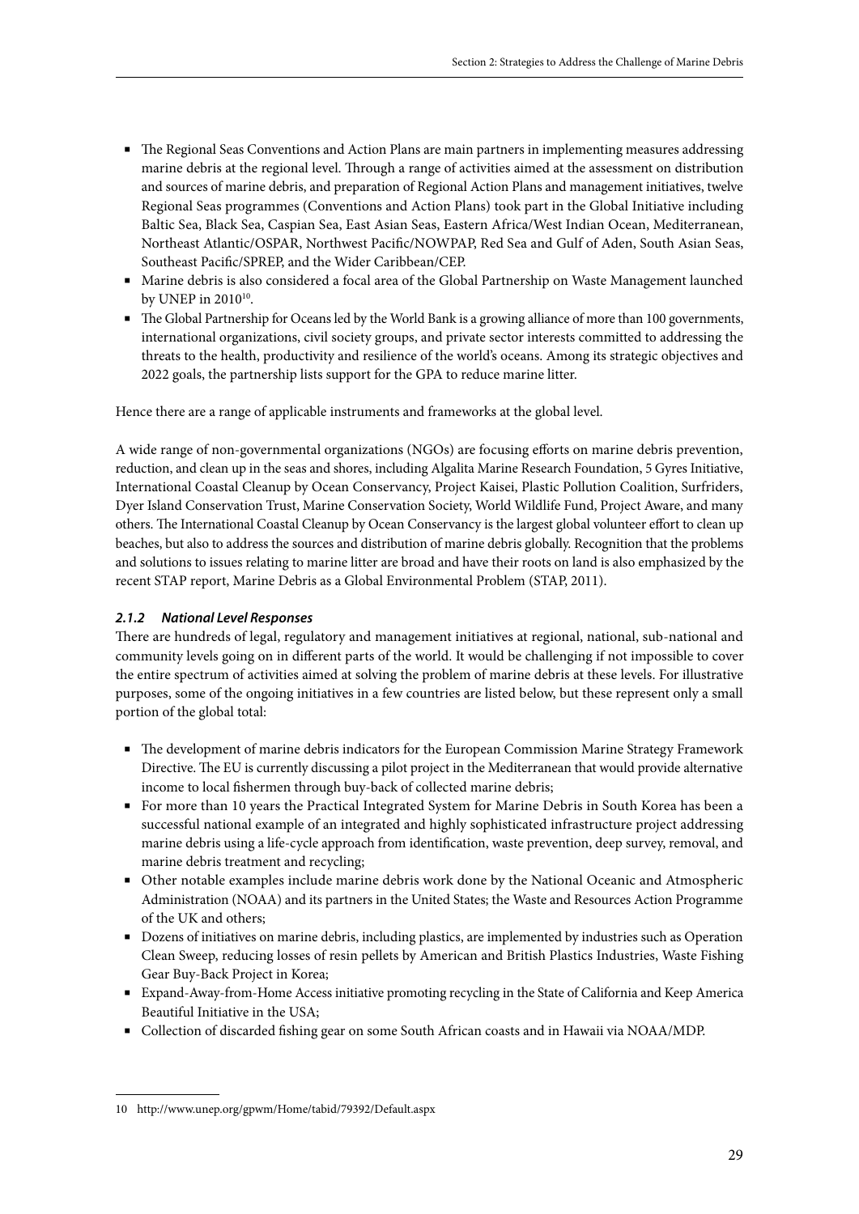- The Regional Seas Conventions and Action Plans are main partners in implementing measures addressing marine debris at the regional level. Through a range of activities aimed at the assessment on distribution and sources of marine debris, and preparation of Regional Action Plans and management initiatives, twelve Regional Seas programmes (Conventions and Action Plans) took part in the Global Initiative including Baltic Sea, Black Sea, Caspian Sea, East Asian Seas, Eastern Africa/West Indian Ocean, Mediterranean, Northeast Atlantic/OSPAR, Northwest Pacific/NOWPAP, Red Sea and Gulf of Aden, South Asian Seas, Southeast Pacific/SPREP, and the Wider Caribbean/CEP.
- Marine debris is also considered a focal area of the Global Partnership on Waste Management launched by UNEP in 2010[10].
- The Global Partnership for Oceans led by the World Bank is a growing alliance of more than 100 governments, international organizations, civil society groups, and private sector interests committed to addressing the threats to the health, productivity and resilience of the world's oceans. Among its strategic objectives and 2022 goals, the partnership lists support for the GPA to reduce marine litter.

Hence there are a range of applicable instruments and frameworks at the global level.

A wide range of non-governmental organizations (NGOs) are focusing efforts on marine debris prevention, reduction, and clean up in the seas and shores, including Algalita Marine Research Foundation, 5 Gyres Initiative, International Coastal Cleanup by Ocean Conservancy, Project Kaisei, Plastic Pollution Coalition, Surfriders, Dyer Island Conservation Trust, Marine Conservation Society, World Wildlife Fund, Project Aware, and many others. The International Coastal Cleanup by Ocean Conservancy is the largest global volunteer effort to clean up beaches, but also to address the sources and distribution of marine debris globally. Recognition that the problems and solutions to issues relating to marine litter are broad and have their roots on land is also emphasized by the recent STAP report, Marine Debris as a Global Environmental Problem (STAP, 2011).

### *2.1.2 National Level Responses*

There are hundreds of legal, regulatory and management initiatives at regional, national, sub-national and community levels going on in different parts of the world. It would be challenging if not impossible to cover the entire spectrum of activities aimed at solving the problem of marine debris at these levels. For illustrative purposes, some of the ongoing initiatives in a few countries are listed below, but these represent only a small portion of the global total:

- The development of marine debris indicators for the European Commission Marine Strategy Framework Directive. The EU is currently discussing a pilot project in the Mediterranean that would provide alternative income to local fishermen through buy-back of collected marine debris;
- For more than 10 years the Practical Integrated System for Marine Debris in South Korea has been a successful national example of an integrated and highly sophisticated infrastructure project addressing marine debris using a life-cycle approach from identification, waste prevention, deep survey, removal, and marine debris treatment and recycling;
- Other notable examples include marine debris work done by the National Oceanic and Atmospheric Administration (NOAA) and its partners in the United States; the Waste and Resources Action Programme of the UK and others;
- Dozens of initiatives on marine debris, including plastics, are implemented by industries such as Operation Clean Sweep, reducing losses of resin pellets by American and British Plastics Industries, Waste Fishing Gear Buy-Back Project in Korea;
- Expand-Away-from-Home Access initiative promoting recycling in the State of California and Keep America Beautiful Initiative in the USA;
- Collection of discarded fishing gear on some South African coasts and in Hawaii via NOAA/MDP.

---

10 http://www.unep.org/gpwm/Home/tabid/79392/Default.aspx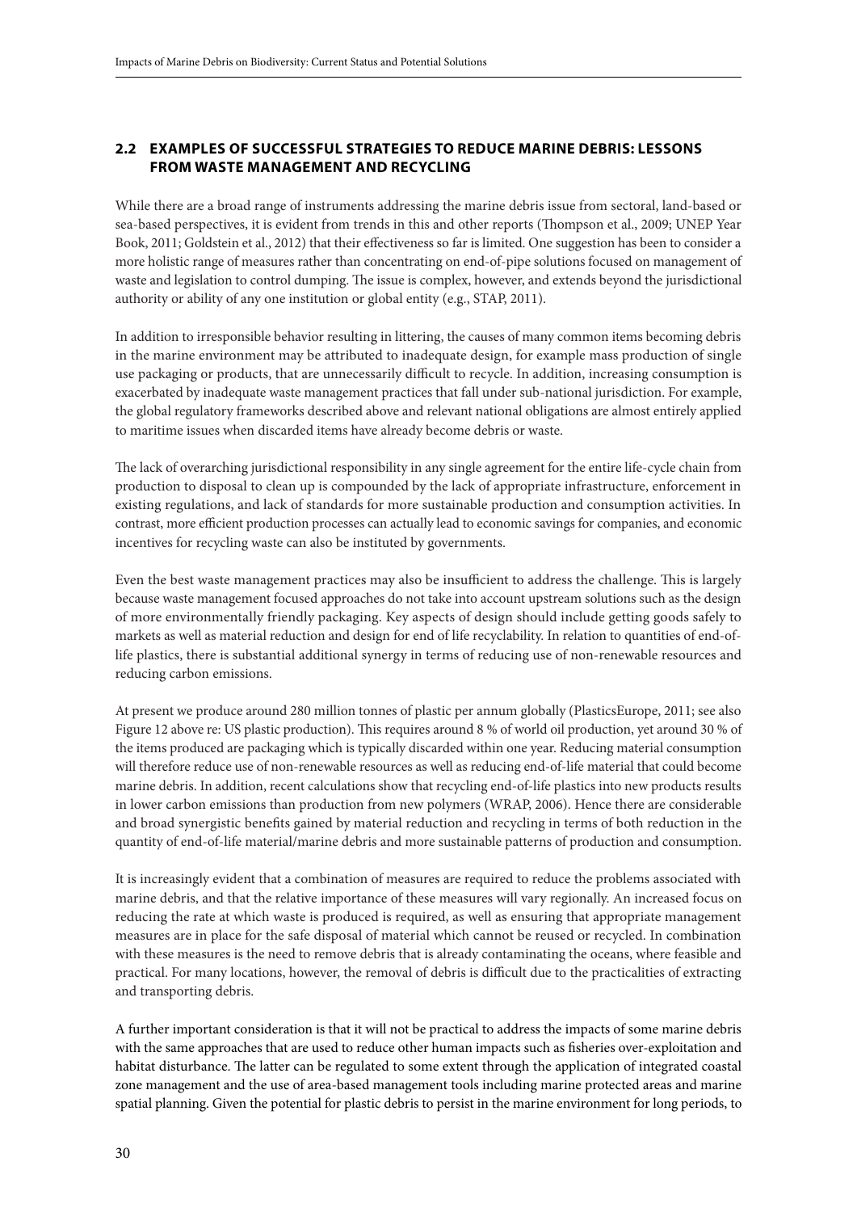## 2.2 EXAMPLES OF SUCCESSFUL STRATEGIES TO REDUCE MARINE DEBRIS: LESSONS FROM WASTE MANAGEMENT AND RECYCLING

While there are a broad range of instruments addressing the marine debris issue from sectoral, land-based or sea-based perspectives, it is evident from trends in this and other reports (Thompson et al., 2009; UNEP Year Book, 2011; Goldstein et al., 2012) that their effectiveness so far is limited. One suggestion has been to consider a more holistic range of measures rather than concentrating on end-of-pipe solutions focused on management of waste and legislation to control dumping. The issue is complex, however, and extends beyond the jurisdictional authority or ability of any one institution or global entity (e.g., STAP, 2011).

In addition to irresponsible behavior resulting in littering, the causes of many common items becoming debris in the marine environment may be attributed to inadequate design, for example mass production of single use packaging or products, that are unnecessarily difficult to recycle. In addition, increasing consumption is exacerbated by inadequate waste management practices that fall under sub-national jurisdiction. For example, the global regulatory frameworks described above and relevant national obligations are almost entirely applied to maritime issues when discarded items have already become debris or waste.

The lack of overarching jurisdictional responsibility in any single agreement for the entire life-cycle chain from production to disposal to clean up is compounded by the lack of appropriate infrastructure, enforcement in existing regulations, and lack of standards for more sustainable production and consumption activities. In contrast, more efficient production processes can actually lead to economic savings for companies, and economic incentives for recycling waste can also be instituted by governments.

Even the best waste management practices may also be insufficient to address the challenge. This is largely because waste management focused approaches do not take into account upstream solutions such as the design of more environmentally friendly packaging. Key aspects of design should include getting goods safely to markets as well as material reduction and design for end of life recyclability. In relation to quantities of end-of-life plastics, there is substantial additional synergy in terms of reducing use of non-renewable resources and reducing carbon emissions.

At present we produce around 280 million tonnes of plastic per annum globally (PlasticsEurope, 2011; see also Figure 12 above re: US plastic production). This requires around 8 % of world oil production, yet around 30 % of the items produced are packaging which is typically discarded within one year. Reducing material consumption will therefore reduce use of non-renewable resources as well as reducing end-of-life material that could become marine debris. In addition, recent calculations show that recycling end-of-life plastics into new products results in lower carbon emissions than production from new polymers (WRAP, 2006). Hence there are considerable and broad synergistic benefits gained by material reduction and recycling in terms of both reduction in the quantity of end-of-life material/marine debris and more sustainable patterns of production and consumption.

It is increasingly evident that a combination of measures are required to reduce the problems associated with marine debris, and that the relative importance of these measures will vary regionally. An increased focus on reducing the rate at which waste is produced is required, as well as ensuring that appropriate management measures are in place for the safe disposal of material which cannot be reused or recycled. In combination with these measures is the need to remove debris that is already contaminating the oceans, where feasible and practical. For many locations, however, the removal of debris is difficult due to the practicalities of extracting and transporting debris.

A further important consideration is that it will not be practical to address the impacts of some marine debris with the same approaches that are used to reduce other human impacts such as fisheries over-exploitation and habitat disturbance. The latter can be regulated to some extent through the application of integrated coastal zone management and the use of area-based management tools including marine protected areas and marine spatial planning. Given the potential for plastic debris to persist in the marine environment for long periods, to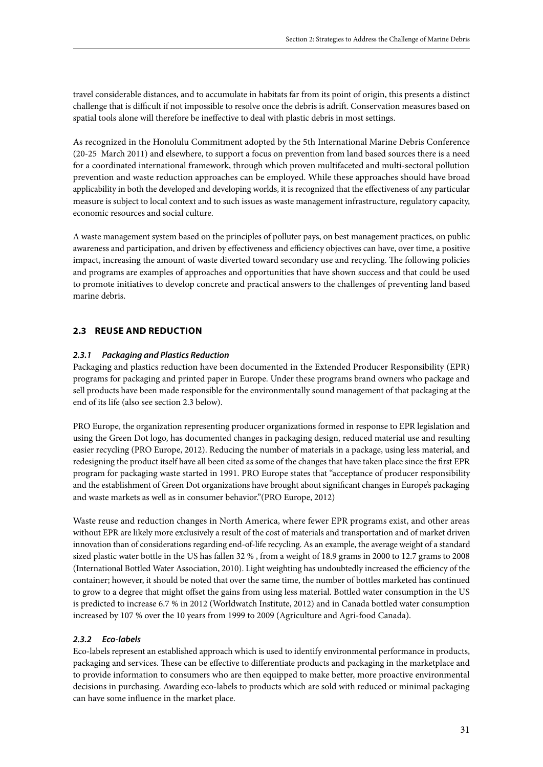travel considerable distances, and to accumulate in habitats far from its point of origin, this presents a distinct challenge that is difficult if not impossible to resolve once the debris is adrift. Conservation measures based on spatial tools alone will therefore be ineffective to deal with plastic debris in most settings.

As recognized in the Honolulu Commitment adopted by the 5th International Marine Debris Conference (20-25 March 2011) and elsewhere, to support a focus on prevention from land based sources there is a need for a coordinated international framework, through which proven multifaceted and multi-sectoral pollution prevention and waste reduction approaches can be employed. While these approaches should have broad applicability in both the developed and developing worlds, it is recognized that the effectiveness of any particular measure is subject to local context and to such issues as waste management infrastructure, regulatory capacity, economic resources and social culture.

A waste management system based on the principles of polluter pays, on best management practices, on public awareness and participation, and driven by effectiveness and efficiency objectives can have, over time, a positive impact, increasing the amount of waste diverted toward secondary use and recycling. The following policies and programs are examples of approaches and opportunities that have shown success and that could be used to promote initiatives to develop concrete and practical answers to the challenges of preventing land based marine debris.

## 2.3 REUSE AND REDUCTION

### *2.3.1 Packaging and Plastics Reduction*

Packaging and plastics reduction have been documented in the Extended Producer Responsibility (EPR) programs for packaging and printed paper in Europe. Under these programs brand owners who package and sell products have been made responsible for the environmentally sound management of that packaging at the end of its life (also see section 2.3 below).

PRO Europe, the organization representing producer organizations formed in response to EPR legislation and using the Green Dot logo, has documented changes in packaging design, reduced material use and resulting easier recycling (PRO Europe, 2012). Reducing the number of materials in a package, using less material, and redesigning the product itself have all been cited as some of the changes that have taken place since the first EPR program for packaging waste started in 1991. PRO Europe states that "acceptance of producer responsibility and the establishment of Green Dot organizations have brought about significant changes in Europe's packaging and waste markets as well as in consumer behavior."(PRO Europe, 2012)

Waste reuse and reduction changes in North America, where fewer EPR programs exist, and other areas without EPR are likely more exclusively a result of the cost of materials and transportation and of market driven innovation than of considerations regarding end-of-life recycling. As an example, the average weight of a standard sized plastic water bottle in the US has fallen 32 % , from a weight of 18.9 grams in 2000 to 12.7 grams to 2008 (International Bottled Water Association, 2010). Light weighting has undoubtedly increased the efficiency of the container; however, it should be noted that over the same time, the number of bottles marketed has continued to grow to a degree that might offset the gains from using less material. Bottled water consumption in the US is predicted to increase 6.7 % in 2012 (Worldwatch Institute, 2012) and in Canada bottled water consumption increased by 107 % over the 10 years from 1999 to 2009 (Agriculture and Agri-food Canada).

### *2.3.2 Eco-labels*

Eco-labels represent an established approach which is used to identify environmental performance in products, packaging and services. These can be effective to differentiate products and packaging in the marketplace and to provide information to consumers who are then equipped to make better, more proactive environmental decisions in purchasing. Awarding eco-labels to products which are sold with reduced or minimal packaging can have some influence in the market place.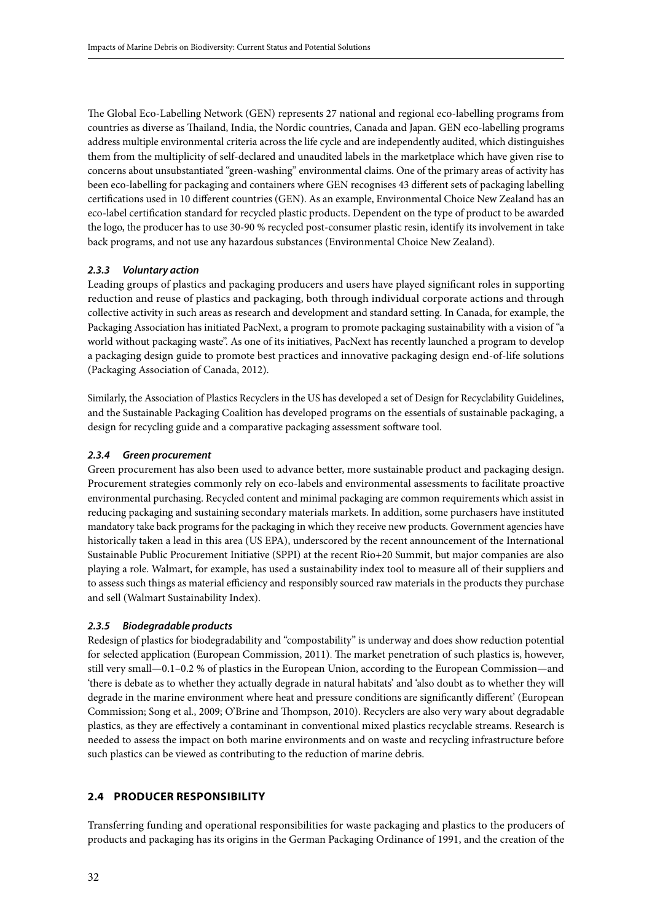The Global Eco-Labelling Network (GEN) represents 27 national and regional eco-labelling programs from countries as diverse as Thailand, India, the Nordic countries, Canada and Japan. GEN eco-labelling programs address multiple environmental criteria across the life cycle and are independently audited, which distinguishes them from the multiplicity of self-declared and unaudited labels in the marketplace which have given rise to concerns about unsubstantiated "green-washing" environmental claims. One of the primary areas of activity has been eco-labelling for packaging and containers where GEN recognises 43 different sets of packaging labelling certifications used in 10 different countries (GEN). As an example, Environmental Choice New Zealand has an eco-label certification standard for recycled plastic products. Dependent on the type of product to be awarded the logo, the producer has to use 30-90 % recycled post-consumer plastic resin, identify its involvement in take back programs, and not use any hazardous substances (Environmental Choice New Zealand).

#### *2.3.3 Voluntary action*

Leading groups of plastics and packaging producers and users have played significant roles in supporting reduction and reuse of plastics and packaging, both through individual corporate actions and through collective activity in such areas as research and development and standard setting. In Canada, for example, the Packaging Association has initiated PacNext, a program to promote packaging sustainability with a vision of "a world without packaging waste". As one of its initiatives, PacNext has recently launched a program to develop a packaging design guide to promote best practices and innovative packaging design end-of-life solutions (Packaging Association of Canada, 2012).

Similarly, the Association of Plastics Recyclers in the US has developed a set of Design for Recyclability Guidelines, and the Sustainable Packaging Coalition has developed programs on the essentials of sustainable packaging, a design for recycling guide and a comparative packaging assessment software tool.

#### *2.3.4 Green procurement*

Green procurement has also been used to advance better, more sustainable product and packaging design. Procurement strategies commonly rely on eco-labels and environmental assessments to facilitate proactive environmental purchasing. Recycled content and minimal packaging are common requirements which assist in reducing packaging and sustaining secondary materials markets. In addition, some purchasers have instituted mandatory take back programs for the packaging in which they receive new products. Government agencies have historically taken a lead in this area (US EPA), underscored by the recent announcement of the International Sustainable Public Procurement Initiative (SPPI) at the recent Rio+20 Summit, but major companies are also playing a role. Walmart, for example, has used a sustainability index tool to measure all of their suppliers and to assess such things as material efficiency and responsibly sourced raw materials in the products they purchase and sell (Walmart Sustainability Index).

#### *2.3.5 Biodegradable products*

Redesign of plastics for biodegradability and "compostability" is underway and does show reduction potential for selected application (European Commission, 2011). The market penetration of such plastics is, however, still very small—0.1–0.2 % of plastics in the European Union, according to the European Commission—and 'there is debate as to whether they actually degrade in natural habitats' and 'also doubt as to whether they will degrade in the marine environment where heat and pressure conditions are significantly different' (European Commission; Song et al., 2009; O'Brine and Thompson, 2010). Recyclers are also very wary about degradable plastics, as they are effectively a contaminant in conventional mixed plastics recyclable streams. Research is needed to assess the impact on both marine environments and on waste and recycling infrastructure before such plastics can be viewed as contributing to the reduction of marine debris.

### 2.4 PRODUCER RESPONSIBILITY

Transferring funding and operational responsibilities for waste packaging and plastics to the producers of products and packaging has its origins in the German Packaging Ordinance of 1991, and the creation of the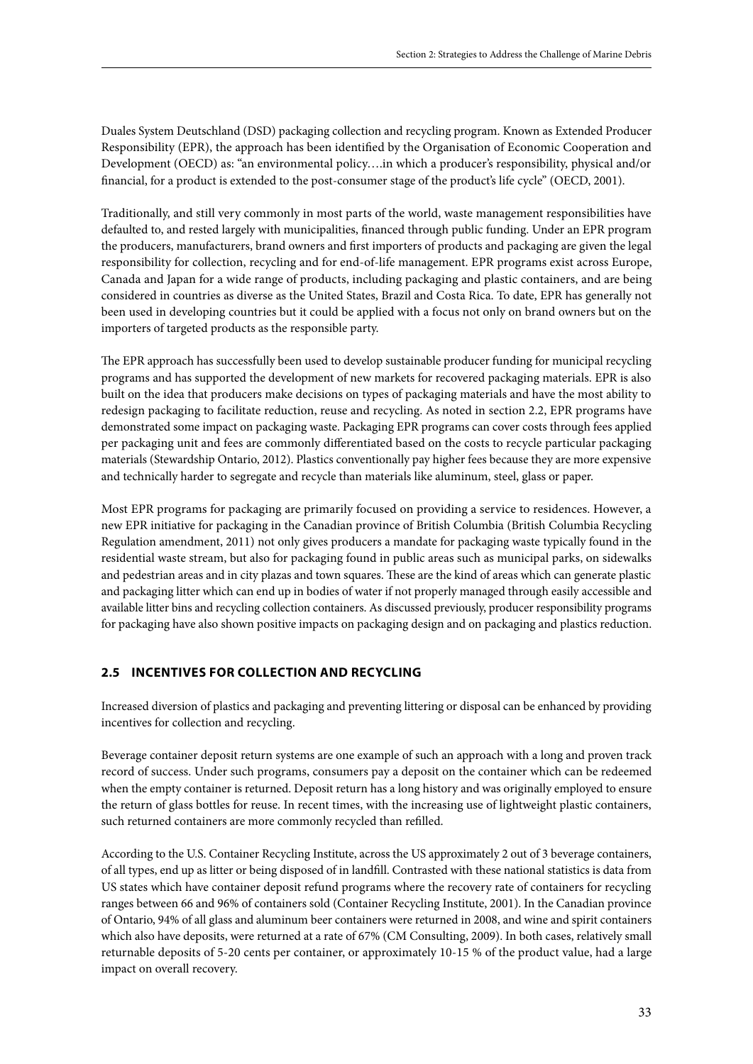Duales System Deutschland (DSD) packaging collection and recycling program. Known as Extended Producer Responsibility (EPR), the approach has been identified by the Organisation of Economic Cooperation and Development (OECD) as: "an environmental policy….in which a producer's responsibility, physical and/or financial, for a product is extended to the post-consumer stage of the product's life cycle" (OECD, 2001).

Traditionally, and still very commonly in most parts of the world, waste management responsibilities have defaulted to, and rested largely with municipalities, financed through public funding. Under an EPR program the producers, manufacturers, brand owners and first importers of products and packaging are given the legal responsibility for collection, recycling and for end-of-life management. EPR programs exist across Europe, Canada and Japan for a wide range of products, including packaging and plastic containers, and are being considered in countries as diverse as the United States, Brazil and Costa Rica. To date, EPR has generally not been used in developing countries but it could be applied with a focus not only on brand owners but on the importers of targeted products as the responsible party.

The EPR approach has successfully been used to develop sustainable producer funding for municipal recycling programs and has supported the development of new markets for recovered packaging materials. EPR is also built on the idea that producers make decisions on types of packaging materials and have the most ability to redesign packaging to facilitate reduction, reuse and recycling. As noted in section 2.2, EPR programs have demonstrated some impact on packaging waste. Packaging EPR programs can cover costs through fees applied per packaging unit and fees are commonly differentiated based on the costs to recycle particular packaging materials (Stewardship Ontario, 2012). Plastics conventionally pay higher fees because they are more expensive and technically harder to segregate and recycle than materials like aluminum, steel, glass or paper.

Most EPR programs for packaging are primarily focused on providing a service to residences. However, a new EPR initiative for packaging in the Canadian province of British Columbia (British Columbia Recycling Regulation amendment, 2011) not only gives producers a mandate for packaging waste typically found in the residential waste stream, but also for packaging found in public areas such as municipal parks, on sidewalks and pedestrian areas and in city plazas and town squares. These are the kind of areas which can generate plastic and packaging litter which can end up in bodies of water if not properly managed through easily accessible and available litter bins and recycling collection containers. As discussed previously, producer responsibility programs for packaging have also shown positive impacts on packaging design and on packaging and plastics reduction.

## 2.5 INCENTIVES FOR COLLECTION AND RECYCLING

Increased diversion of plastics and packaging and preventing littering or disposal can be enhanced by providing incentives for collection and recycling.

Beverage container deposit return systems are one example of such an approach with a long and proven track record of success. Under such programs, consumers pay a deposit on the container which can be redeemed when the empty container is returned. Deposit return has a long history and was originally employed to ensure the return of glass bottles for reuse. In recent times, with the increasing use of lightweight plastic containers, such returned containers are more commonly recycled than refilled.

According to the U.S. Container Recycling Institute, across the US approximately 2 out of 3 beverage containers, of all types, end up as litter or being disposed of in landfill. Contrasted with these national statistics is data from US states which have container deposit refund programs where the recovery rate of containers for recycling ranges between 66 and 96% of containers sold (Container Recycling Institute, 2001). In the Canadian province of Ontario, 94% of all glass and aluminum beer containers were returned in 2008, and wine and spirit containers which also have deposits, were returned at a rate of 67% (CM Consulting, 2009). In both cases, relatively small returnable deposits of 5-20 cents per container, or approximately 10-15 % of the product value, had a large impact on overall recovery.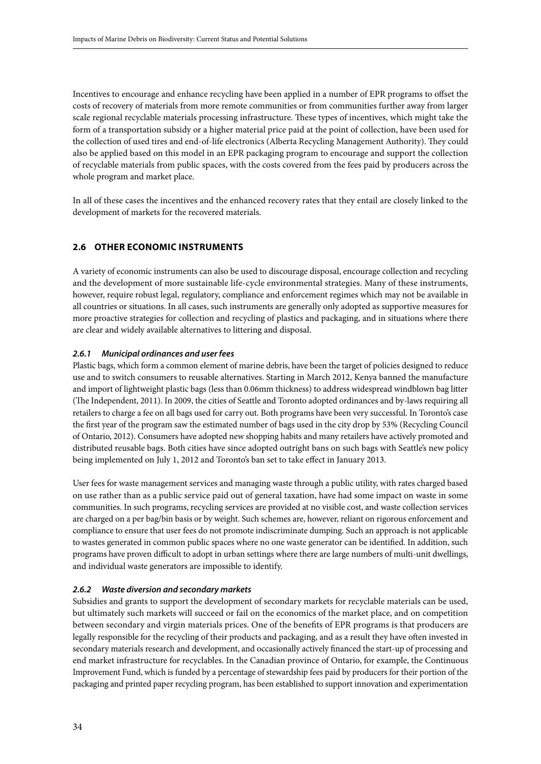Incentives to encourage and enhance recycling have been applied in a number of EPR programs to offset the costs of recovery of materials from more remote communities or from communities further away from larger scale regional recyclable materials processing infrastructure. These types of incentives, which might take the form of a transportation subsidy or a higher material price paid at the point of collection, have been used for the collection of used tires and end-of-life electronics (Alberta Recycling Management Authority). They could also be applied based on this model in an EPR packaging program to encourage and support the collection of recyclable materials from public spaces, with the costs covered from the fees paid by producers across the whole program and market place.

In all of these cases the incentives and the enhanced recovery rates that they entail are closely linked to the development of markets for the recovered materials.

## 2.6 OTHER ECONOMIC INSTRUMENTS

A variety of economic instruments can also be used to discourage disposal, encourage collection and recycling and the development of more sustainable life-cycle environmental strategies. Many of these instruments, however, require robust legal, regulatory, compliance and enforcement regimes which may not be available in all countries or situations. In all cases, such instruments are generally only adopted as supportive measures for more proactive strategies for collection and recycling of plastics and packaging, and in situations where there are clear and widely available alternatives to littering and disposal.

### *2.6.1 Municipal ordinances and user fees*

Plastic bags, which form a common element of marine debris, have been the target of policies designed to reduce use and to switch consumers to reusable alternatives. Starting in March 2012, Kenya banned the manufacture and import of lightweight plastic bags (less than 0.06mm thickness) to address widespread windblown bag litter (The Independent, 2011). In 2009, the cities of Seattle and Toronto adopted ordinances and by-laws requiring all retailers to charge a fee on all bags used for carry out. Both programs have been very successful. In Toronto's case the first year of the program saw the estimated number of bags used in the city drop by 53% (Recycling Council of Ontario, 2012). Consumers have adopted new shopping habits and many retailers have actively promoted and distributed reusable bags. Both cities have since adopted outright bans on such bags with Seattle's new policy being implemented on July 1, 2012 and Toronto's ban set to take effect in January 2013.

User fees for waste management services and managing waste through a public utility, with rates charged based on use rather than as a public service paid out of general taxation, have had some impact on waste in some communities. In such programs, recycling services are provided at no visible cost, and waste collection services are charged on a per bag/bin basis or by weight. Such schemes are, however, reliant on rigorous enforcement and compliance to ensure that user fees do not promote indiscriminate dumping. Such an approach is not applicable to wastes generated in common public spaces where no one waste generator can be identified. In addition, such programs have proven difficult to adopt in urban settings where there are large numbers of multi-unit dwellings, and individual waste generators are impossible to identify.

### *2.6.2 Waste diversion and secondary markets*

Subsidies and grants to support the development of secondary markets for recyclable materials can be used, but ultimately such markets will succeed or fail on the economics of the market place, and on competition between secondary and virgin materials prices. One of the benefits of EPR programs is that producers are legally responsible for the recycling of their products and packaging, and as a result they have often invested in secondary materials research and development, and occasionally actively financed the start-up of processing and end market infrastructure for recyclables. In the Canadian province of Ontario, for example, the Continuous Improvement Fund, which is funded by a percentage of stewardship fees paid by producers for their portion of the packaging and printed paper recycling program, has been established to support innovation and experimentation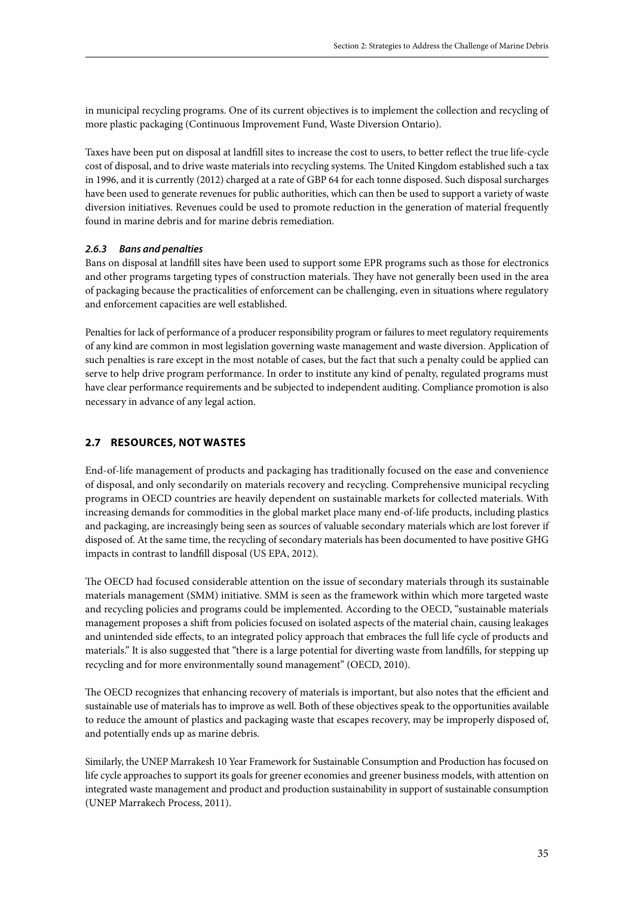in municipal recycling programs. One of its current objectives is to implement the collection and recycling of more plastic packaging (Continuous Improvement Fund, Waste Diversion Ontario).

Taxes have been put on disposal at landfill sites to increase the cost to users, to better reflect the true life-cycle cost of disposal, and to drive waste materials into recycling systems. The United Kingdom established such a tax in 1996, and it is currently (2012) charged at a rate of GBP 64 for each tonne disposed. Such disposal surcharges have been used to generate revenues for public authorities, which can then be used to support a variety of waste diversion initiatives. Revenues could be used to promote reduction in the generation of material frequently found in marine debris and for marine debris remediation.

#### *2.6.3 Bans and penalties*

Bans on disposal at landfill sites have been used to support some EPR programs such as those for electronics and other programs targeting types of construction materials. They have not generally been used in the area of packaging because the practicalities of enforcement can be challenging, even in situations where regulatory and enforcement capacities are well established.

Penalties for lack of performance of a producer responsibility program or failures to meet regulatory requirements of any kind are common in most legislation governing waste management and waste diversion. Application of such penalties is rare except in the most notable of cases, but the fact that such a penalty could be applied can serve to help drive program performance. In order to institute any kind of penalty, regulated programs must have clear performance requirements and be subjected to independent auditing. Compliance promotion is also necessary in advance of any legal action.

## 2.7 RESOURCES, NOT WASTES

End-of-life management of products and packaging has traditionally focused on the ease and convenience of disposal, and only secondarily on materials recovery and recycling. Comprehensive municipal recycling programs in OECD countries are heavily dependent on sustainable markets for collected materials. With increasing demands for commodities in the global market place many end-of-life products, including plastics and packaging, are increasingly being seen as sources of valuable secondary materials which are lost forever if disposed of. At the same time, the recycling of secondary materials has been documented to have positive GHG impacts in contrast to landfill disposal (US EPA, 2012).

The OECD had focused considerable attention on the issue of secondary materials through its sustainable materials management (SMM) initiative. SMM is seen as the framework within which more targeted waste and recycling policies and programs could be implemented. According to the OECD, "sustainable materials management proposes a shift from policies focused on isolated aspects of the material chain, causing leakages and unintended side effects, to an integrated policy approach that embraces the full life cycle of products and materials." It is also suggested that "there is a large potential for diverting waste from landfills, for stepping up recycling and for more environmentally sound management" (OECD, 2010).

The OECD recognizes that enhancing recovery of materials is important, but also notes that the efficient and sustainable use of materials has to improve as well. Both of these objectives speak to the opportunities available to reduce the amount of plastics and packaging waste that escapes recovery, may be improperly disposed of, and potentially ends up as marine debris.

Similarly, the UNEP Marrakesh 10 Year Framework for Sustainable Consumption and Production has focused on life cycle approaches to support its goals for greener economies and greener business models, with attention on integrated waste management and product and production sustainability in support of sustainable consumption (UNEP Marrakech Process, 2011).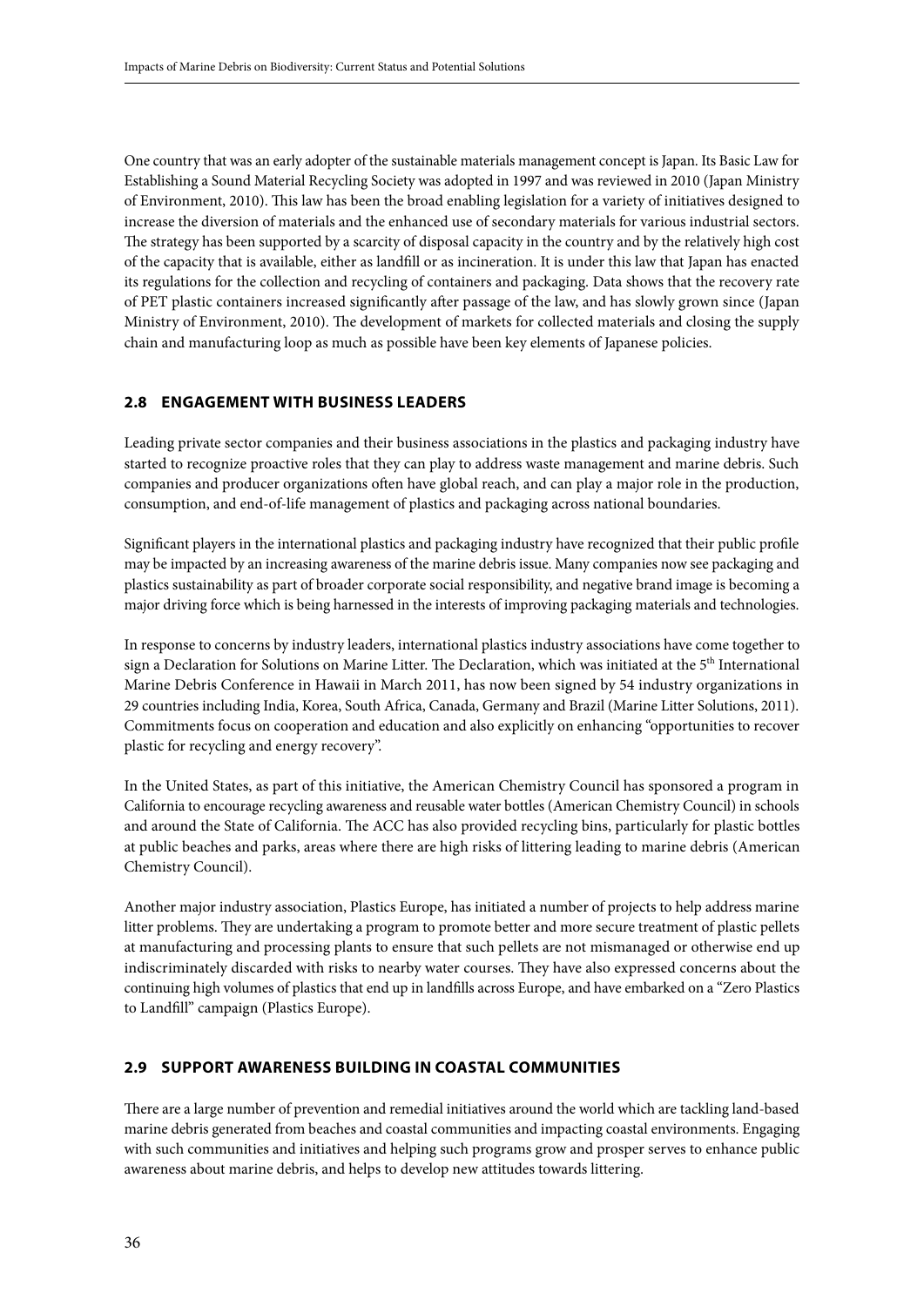One country that was an early adopter of the sustainable materials management concept is Japan. Its Basic Law for Establishing a Sound Material Recycling Society was adopted in 1997 and was reviewed in 2010 (Japan Ministry of Environment, 2010). This law has been the broad enabling legislation for a variety of initiatives designed to increase the diversion of materials and the enhanced use of secondary materials for various industrial sectors. The strategy has been supported by a scarcity of disposal capacity in the country and by the relatively high cost of the capacity that is available, either as landfill or as incineration. It is under this law that Japan has enacted its regulations for the collection and recycling of containers and packaging. Data shows that the recovery rate of PET plastic containers increased significantly after passage of the law, and has slowly grown since (Japan Ministry of Environment, 2010). The development of markets for collected materials and closing the supply chain and manufacturing loop as much as possible have been key elements of Japanese policies.

## 2.8 ENGAGEMENT WITH BUSINESS LEADERS

Leading private sector companies and their business associations in the plastics and packaging industry have started to recognize proactive roles that they can play to address waste management and marine debris. Such companies and producer organizations often have global reach, and can play a major role in the production, consumption, and end-of-life management of plastics and packaging across national boundaries.

Significant players in the international plastics and packaging industry have recognized that their public profile may be impacted by an increasing awareness of the marine debris issue. Many companies now see packaging and plastics sustainability as part of broader corporate social responsibility, and negative brand image is becoming a major driving force which is being harnessed in the interests of improving packaging materials and technologies.

In response to concerns by industry leaders, international plastics industry associations have come together to sign a Declaration for Solutions on Marine Litter. The Declaration, which was initiated at the 5th International Marine Debris Conference in Hawaii in March 2011, has now been signed by 54 industry organizations in 29 countries including India, Korea, South Africa, Canada, Germany and Brazil (Marine Litter Solutions, 2011). Commitments focus on cooperation and education and also explicitly on enhancing "opportunities to recover plastic for recycling and energy recovery".

In the United States, as part of this initiative, the American Chemistry Council has sponsored a program in California to encourage recycling awareness and reusable water bottles (American Chemistry Council) in schools and around the State of California. The ACC has also provided recycling bins, particularly for plastic bottles at public beaches and parks, areas where there are high risks of littering leading to marine debris (American Chemistry Council).

Another major industry association, Plastics Europe, has initiated a number of projects to help address marine litter problems. They are undertaking a program to promote better and more secure treatment of plastic pellets at manufacturing and processing plants to ensure that such pellets are not mismanaged or otherwise end up indiscriminately discarded with risks to nearby water courses. They have also expressed concerns about the continuing high volumes of plastics that end up in landfills across Europe, and have embarked on a "Zero Plastics to Landfill" campaign (Plastics Europe).

## 2.9 SUPPORT AWARENESS BUILDING IN COASTAL COMMUNITIES

There are a large number of prevention and remedial initiatives around the world which are tackling land-based marine debris generated from beaches and coastal communities and impacting coastal environments. Engaging with such communities and initiatives and helping such programs grow and prosper serves to enhance public awareness about marine debris, and helps to develop new attitudes towards littering.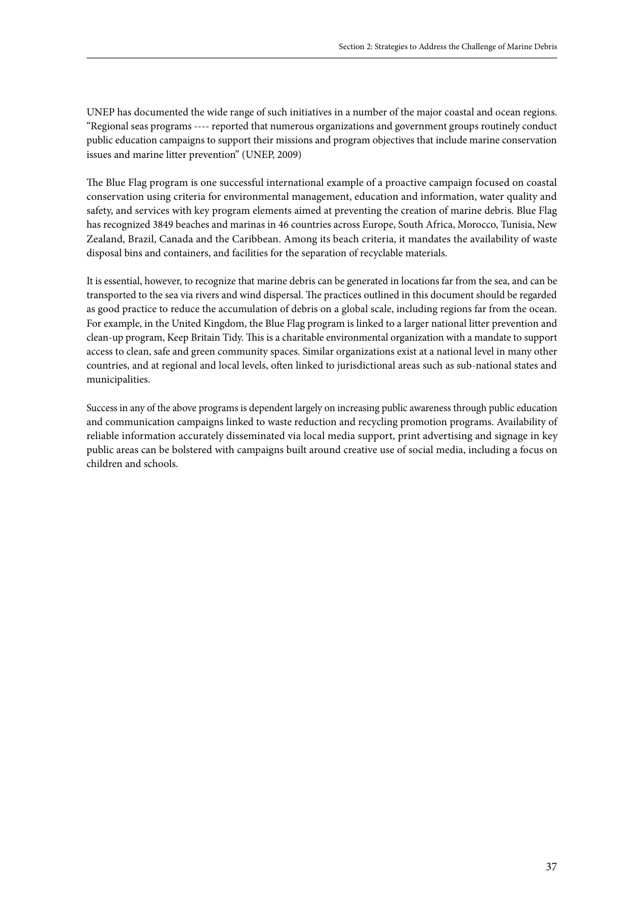UNEP has documented the wide range of such initiatives in a number of the major coastal and ocean regions. "Regional seas programs ---- reported that numerous organizations and government groups routinely conduct public education campaigns to support their missions and program objectives that include marine conservation issues and marine litter prevention" (UNEP, 2009)

The Blue Flag program is one successful international example of a proactive campaign focused on coastal conservation using criteria for environmental management, education and information, water quality and safety, and services with key program elements aimed at preventing the creation of marine debris. Blue Flag has recognized 3849 beaches and marinas in 46 countries across Europe, South Africa, Morocco, Tunisia, New Zealand, Brazil, Canada and the Caribbean. Among its beach criteria, it mandates the availability of waste disposal bins and containers, and facilities for the separation of recyclable materials.

It is essential, however, to recognize that marine debris can be generated in locations far from the sea, and can be transported to the sea via rivers and wind dispersal. The practices outlined in this document should be regarded as good practice to reduce the accumulation of debris on a global scale, including regions far from the ocean. For example, in the United Kingdom, the Blue Flag program is linked to a larger national litter prevention and clean-up program, Keep Britain Tidy. This is a charitable environmental organization with a mandate to support access to clean, safe and green community spaces. Similar organizations exist at a national level in many other countries, and at regional and local levels, often linked to jurisdictional areas such as sub-national states and municipalities.

Success in any of the above programs is dependent largely on increasing public awareness through public education and communication campaigns linked to waste reduction and recycling promotion programs. Availability of reliable information accurately disseminated via local media support, print advertising and signage in key public areas can be bolstered with campaigns built around creative use of social media, including a focus on children and schools.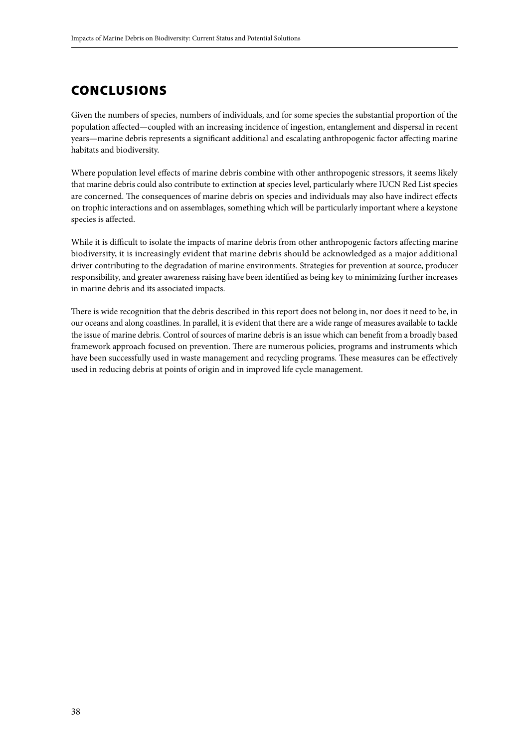# CONCLUSIONS

Given the numbers of species, numbers of individuals, and for some species the substantial proportion of the population affected—coupled with an increasing incidence of ingestion, entanglement and dispersal in recent years—marine debris represents a significant additional and escalating anthropogenic factor affecting marine habitats and biodiversity.

Where population level effects of marine debris combine with other anthropogenic stressors, it seems likely that marine debris could also contribute to extinction at species level, particularly where IUCN Red List species are concerned. The consequences of marine debris on species and individuals may also have indirect effects on trophic interactions and on assemblages, something which will be particularly important where a keystone species is affected.

While it is difficult to isolate the impacts of marine debris from other anthropogenic factors affecting marine biodiversity, it is increasingly evident that marine debris should be acknowledged as a major additional driver contributing to the degradation of marine environments. Strategies for prevention at source, producer responsibility, and greater awareness raising have been identified as being key to minimizing further increases in marine debris and its associated impacts.

There is wide recognition that the debris described in this report does not belong in, nor does it need to be, in our oceans and along coastlines. In parallel, it is evident that there are a wide range of measures available to tackle the issue of marine debris. Control of sources of marine debris is an issue which can benefit from a broadly based framework approach focused on prevention. There are numerous policies, programs and instruments which have been successfully used in waste management and recycling programs. These measures can be effectively used in reducing debris at points of origin and in improved life cycle management.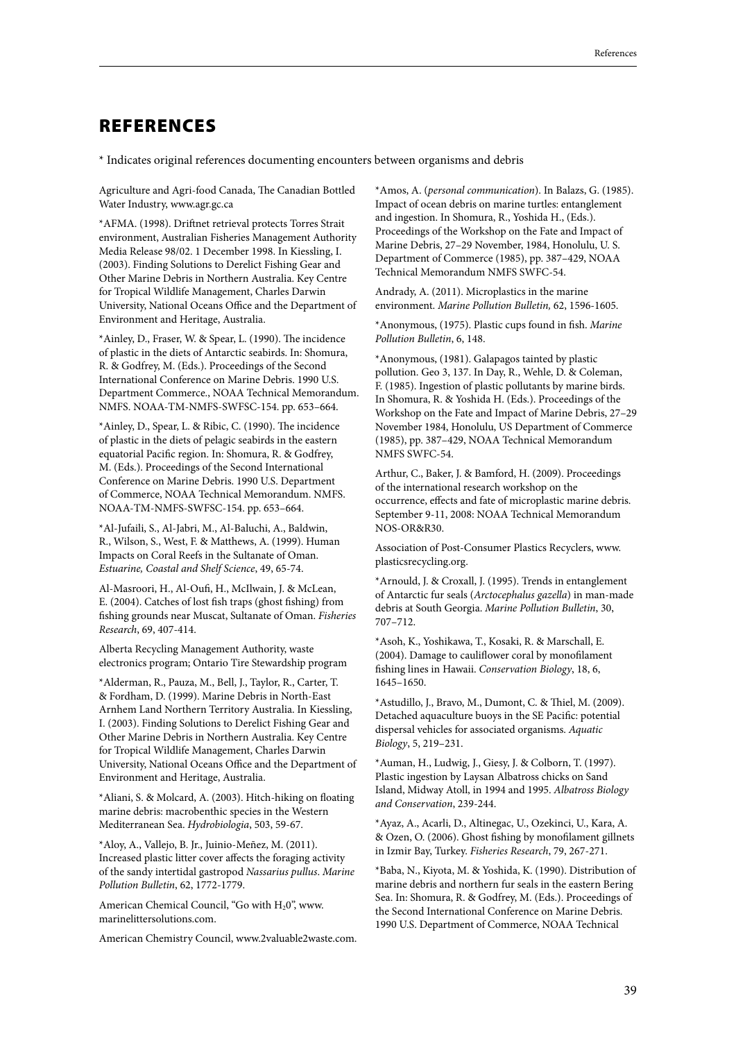# REFERENCES

* Indicates original references documenting encounters between organisms and debris

Agriculture and Agri-food Canada, The Canadian Bottled Water Industry, www.agr.gc.ca

*AFMA. (1998). Driftnet retrieval protects Torres Strait environment, Australian Fisheries Management Authority Media Release 98/02. 1 December 1998. In Kiessling, I. (2003). Finding Solutions to Derelict Fishing Gear and Other Marine Debris in Northern Australia. Key Centre for Tropical Wildlife Management, Charles Darwin University, National Oceans Office and the Department of Environment and Heritage, Australia.

*Ainley, D., Fraser, W. & Spear, L. (1990). The incidence of plastic in the diets of Antarctic seabirds. In: Shomura, R. & Godfrey, M. (Eds.). Proceedings of the Second International Conference on Marine Debris. 1990 U.S. Department Commerce., NOAA Technical Memorandum. NMFS. NOAA-TM-NMFS-SWFSC-154. pp. 653–664.

*Ainley, D., Spear, L. & Ribic, C. (1990). The incidence of plastic in the diets of pelagic seabirds in the eastern equatorial Pacific region. In: Shomura, R. & Godfrey, M. (Eds.). Proceedings of the Second International Conference on Marine Debris. 1990 U.S. Department of Commerce, NOAA Technical Memorandum. NMFS. NOAA-TM-NMFS-SWFSC-154. pp. 653–664.

*Al-Jufaili, S., Al-Jabri, M., Al-Baluchi, A., Baldwin, R., Wilson, S., West, F. & Matthews, A. (1999). Human Impacts on Coral Reefs in the Sultanate of Oman. *Estuarine, Coastal and Shelf Science*, 49, 65-74.

Al-Masroori, H., Al-Oufi, H., McIlwain, J. & McLean, E. (2004). Catches of lost fish traps (ghost fishing) from fishing grounds near Muscat, Sultanate of Oman. *Fisheries Research*, 69, 407-414.

Alberta Recycling Management Authority, waste electronics program; Ontario Tire Stewardship program

*Alderman, R., Pauza, M., Bell, J., Taylor, R., Carter, T. & Fordham, D. (1999). Marine Debris in North-East Arnhem Land Northern Territory Australia. In Kiessling, I. (2003). Finding Solutions to Derelict Fishing Gear and Other Marine Debris in Northern Australia. Key Centre for Tropical Wildlife Management, Charles Darwin University, National Oceans Office and the Department of Environment and Heritage, Australia.

*Aliani, S. & Molcard, A. (2003). Hitch-hiking on floating marine debris: macrobenthic species in the Western Mediterranean Sea. *Hydrobiologia*, 503, 59-67.

*Aloy, A., Vallejo, B. Jr., Juinio-Meñez, M. (2011). Increased plastic litter cover affects the foraging activity of the sandy intertidal gastropod *Nassarius pullus*. *Marine Pollution Bulletin*, 62, 1772-1779.

American Chemical Council, "Go with $H_20$", www.marinelittersolutions.com.

American Chemistry Council, www.2valuable2waste.com.

*Amos, A. (*personal communication*). In Balazs, G. (1985). Impact of ocean debris on marine turtles: entanglement and ingestion. In Shomura, R., Yoshida H., (Eds.). Proceedings of the Workshop on the Fate and Impact of Marine Debris, 27–29 November, 1984, Honolulu, U. S. Department of Commerce (1985), pp. 387–429, NOAA Technical Memorandum NMFS SWFC-54.

Andrady, A. (2011). Microplastics in the marine environment. *Marine Pollution Bulletin,* 62, 1596-1605.

*Anonymous, (1975). Plastic cups found in fish. *Marine Pollution Bulletin*, 6, 148.

*Anonymous, (1981). Galapagos tainted by plastic pollution. Geo 3, 137. In Day, R., Wehle, D. & Coleman, F. (1985). Ingestion of plastic pollutants by marine birds. In Shomura, R. & Yoshida H. (Eds.). Proceedings of the Workshop on the Fate and Impact of Marine Debris, 27–29 November 1984, Honolulu, US Department of Commerce (1985), pp. 387–429, NOAA Technical Memorandum NMFS SWFC-54.

Arthur, C., Baker, J. & Bamford, H. (2009). Proceedings of the international research workshop on the occurrence, effects and fate of microplastic marine debris. September 9-11, 2008: NOAA Technical Memorandum NOS-OR&R30.

Association of Post-Consumer Plastics Recyclers, www.plasticsrecycling.org.

*Arnould, J. & Croxall, J. (1995). Trends in entanglement of Antarctic fur seals (*Arctocephalus gazella*) in man-made debris at South Georgia. *Marine Pollution Bulletin*, 30, 707–712.

*Asoh, K., Yoshikawa, T., Kosaki, R. & Marschall, E. (2004). Damage to cauliflower coral by monofilament fishing lines in Hawaii. *Conservation Biology*, 18, 6, 1645–1650.

*Astudillo, J., Bravo, M., Dumont, C. & Thiel, M. (2009). Detached aquaculture buoys in the SE Pacific: potential dispersal vehicles for associated organisms. *Aquatic Biology*, 5, 219–231.

*Auman, H., Ludwig, J., Giesy, J. & Colborn, T. (1997). Plastic ingestion by Laysan Albatross chicks on Sand Island, Midway Atoll, in 1994 and 1995. *Albatross Biology and Conservation*, 239-244.

*Ayaz, A., Acarli, D., Altinegac, U., Ozekinci, U., Kara, A. & Ozen, O. (2006). Ghost fishing by monofilament gillnets in Izmir Bay, Turkey. *Fisheries Research*, 79, 267-271.

*Baba, N., Kiyota, M. & Yoshida, K. (1990). Distribution of marine debris and northern fur seals in the eastern Bering Sea. In: Shomura, R. & Godfrey, M. (Eds.). Proceedings of the Second International Conference on Marine Debris. 1990 U.S. Department of Commerce, NOAA Technical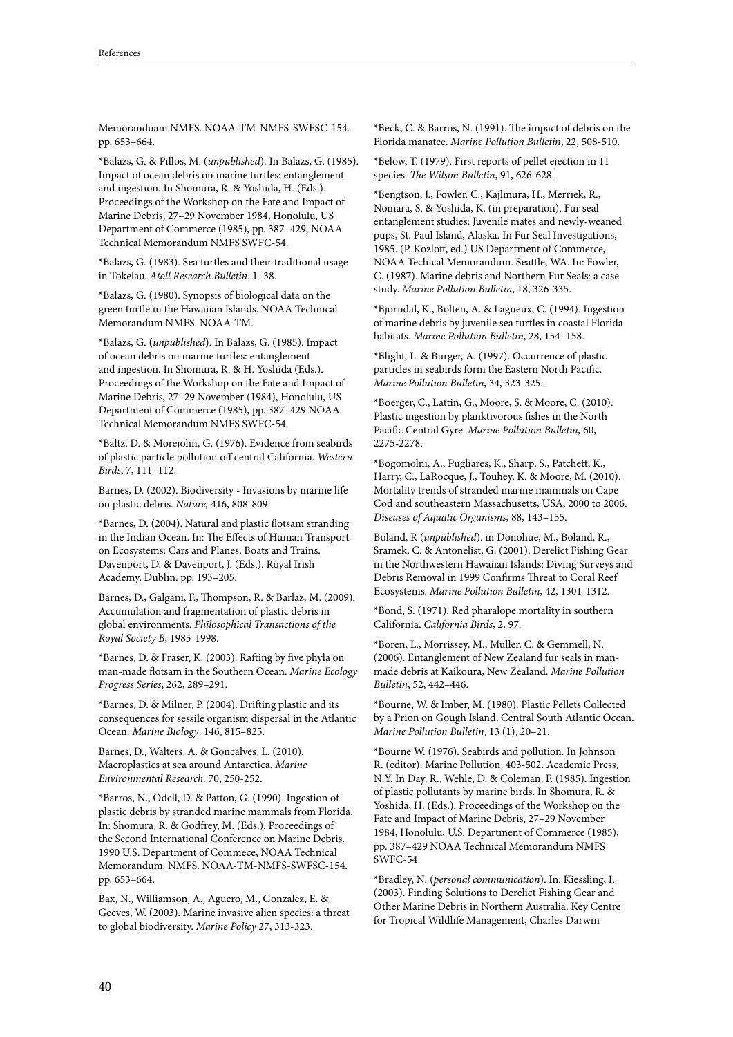Memoranduam NMFS. NOAA-TM-NMFS-SWFSC-154. pp. 653–664.

*Balazs, G. & Pillos, M. (*unpublished*). In Balazs, G. (1985). Impact of ocean debris on marine turtles: entanglement and ingestion. In Shomura, R. & Yoshida, H. (Eds.). Proceedings of the Workshop on the Fate and Impact of Marine Debris, 27–29 November 1984, Honolulu, US Department of Commerce (1985), pp. 387–429, NOAA Technical Memorandum NMFS SWFC-54.

*Balazs, G. (1983). Sea turtles and their traditional usage in Tokelau. *Atoll Research Bulletin*. 1–38.

*Balazs, G. (1980). Synopsis of biological data on the green turtle in the Hawaiian Islands. NOAA Technical Memorandum NMFS. NOAA-TM.

*Balazs, G. (*unpublished*). In Balazs, G. (1985). Impact of ocean debris on marine turtles: entanglement and ingestion. In Shomura, R. & H. Yoshida (Eds.). Proceedings of the Workshop on the Fate and Impact of Marine Debris, 27–29 November (1984), Honolulu, US Department of Commerce (1985), pp. 387–429 NOAA Technical Memorandum NMFS SWFC-54.

*Baltz, D. & Morejohn, G. (1976). Evidence from seabirds of plastic particle pollution off central California. *Western Birds*, 7, 111–112.

Barnes, D. (2002). Biodiversity - Invasions by marine life on plastic debris. *Nature,* 416, 808-809.

*Barnes, D. (2004). Natural and plastic flotsam stranding in the Indian Ocean. In: The Effects of Human Transport on Ecosystems: Cars and Planes, Boats and Trains. Davenport, D. & Davenport, J. (Eds.). Royal Irish Academy, Dublin. pp. 193–205.

Barnes, D., Galgani, F., Thompson, R. & Barlaz, M. (2009). Accumulation and fragmentation of plastic debris in global environments. *Philosophical Transactions of the Royal Society B*, 1985-1998.

*Barnes, D. & Fraser, K. (2003). Rafting by five phyla on man-made flotsam in the Southern Ocean. *Marine Ecology Progress Series*, 262, 289–291.

*Barnes, D. & Milner, P. (2004). Drifting plastic and its consequences for sessile organism dispersal in the Atlantic Ocean. *Marine Biology*, 146, 815–825.

Barnes, D., Walters, A. & Goncalves, L. (2010). Macroplastics at sea around Antarctica. *Marine Environmental Research,* 70, 250-252.

*Barros, N., Odell, D. & Patton, G. (1990). Ingestion of plastic debris by stranded marine mammals from Florida. In: Shomura, R. & Godfrey, M. (Eds.). Proceedings of the Second International Conference on Marine Debris. 1990 U.S. Department of Commece, NOAA Technical Memorandum. NMFS. NOAA-TM-NMFS-SWFSC-154. pp. 653–664.

Bax, N., Williamson, A., Aguero, M., Gonzalez, E. & Geeves, W. (2003). Marine invasive alien species: a threat to global biodiversity. *Marine Policy* 27, 313-323.

*Beck, C. & Barros, N. (1991). The impact of debris on the Florida manatee. *Marine Pollution Bulletin*, 22, 508-510.

*Below, T. (1979). First reports of pellet ejection in 11 species. *The Wilson Bulletin*, 91, 626-628.

*Bengtson, J., Fowler. C., Kajlmura, H., Merriek, R., Nomara, S. & Yoshida, K. (in preparation). Fur seal entanglement studies: Juvenile mates and newly-weaned pups, St. Paul Island, Alaska. In Fur Seal Investigations, 1985. (P. Kozloff, ed.) US Department of Commerce, NOAA Techical Memorandum. Seattle, WA. In: Fowler, C. (1987). Marine debris and Northern Fur Seals: a case study. *Marine Pollution Bulletin*, 18, 326-335.

*Bjorndal, K., Bolten, A. & Lagueux, C. (1994). Ingestion of marine debris by juvenile sea turtles in coastal Florida habitats. *Marine Pollution Bulletin*, 28, 154–158.

*Blight, L. & Burger, A. (1997). Occurrence of plastic particles in seabirds form the Eastern North Pacific. *Marine Pollution Bulletin*, 34, 323-325.

*Boerger, C., Lattin, G., Moore, S. & Moore, C. (2010). Plastic ingestion by planktivorous fishes in the North Pacific Central Gyre. *Marine Pollution Bulletin,* 60, 2275-2278.

*Bogomolni, A., Pugliares, K., Sharp, S., Patchett, K., Harry, C., LaRocque, J., Touhey, K. & Moore, M. (2010). Mortality trends of stranded marine mammals on Cape Cod and southeastern Massachusetts, USA, 2000 to 2006. *Diseases of Aquatic Organisms*, 88, 143–155.

Boland, R (*unpublished*). in Donohue, M., Boland, R., Sramek, C. & Antonelist, G. (2001). Derelict Fishing Gear in the Northwestern Hawaiian Islands: Diving Surveys and Debris Removal in 1999 Confirms Threat to Coral Reef Ecosystems. *Marine Pollution Bulletin*, 42, 1301-1312.

*Bond, S. (1971). Red pharalope mortality in southern California. *California Birds*, 2, 97.

*Boren, L., Morrissey, M., Muller, C. & Gemmell, N. (2006). Entanglement of New Zealand fur seals in man-made debris at Kaikoura, New Zealand. *Marine Pollution Bulletin*, 52, 442–446.

*Bourne, W. & Imber, M. (1980). Plastic Pellets Collected by a Prion on Gough Island, Central South Atlantic Ocean. *Marine Pollution Bulletin*, 13 (1), 20–21.

*Bourne W. (1976). Seabirds and pollution. In Johnson R. (editor). Marine Pollution, 403-502. Academic Press, N.Y. In Day, R., Wehle, D. & Coleman, F. (1985). Ingestion of plastic pollutants by marine birds. In Shomura, R. & Yoshida, H. (Eds.). Proceedings of the Workshop on the Fate and Impact of Marine Debris, 27–29 November 1984, Honolulu, U.S. Department of Commerce (1985), pp. 387–429 NOAA Technical Memorandum NMFS SWFC-54

*Bradley, N. (*personal communication*). In: Kiessling, I. (2003). Finding Solutions to Derelict Fishing Gear and Other Marine Debris in Northern Australia. Key Centre for Tropical Wildlife Management, Charles Darwin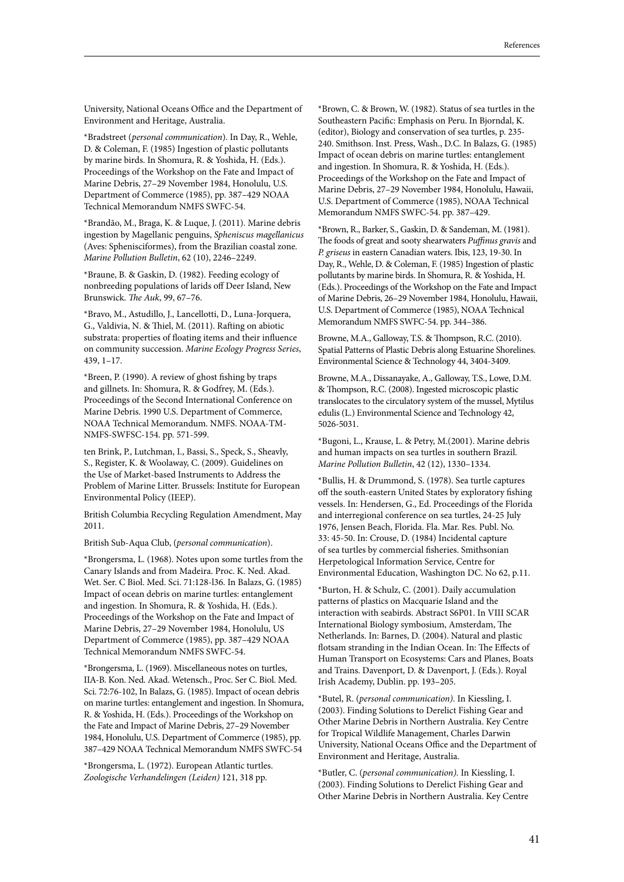University, National Oceans Office and the Department of Environment and Heritage, Australia.

*Bradstreet (*personal communication*). In Day, R., Wehle, D. & Coleman, F. (1985) Ingestion of plastic pollutants by marine birds. In Shomura, R. & Yoshida, H. (Eds.). Proceedings of the Workshop on the Fate and Impact of Marine Debris, 27–29 November 1984, Honolulu, U.S. Department of Commerce (1985), pp. 387–429 NOAA Technical Memorandum NMFS SWFC-54.

*Brandão, M., Braga, K. & Luque, J. (2011). Marine debris ingestion by Magellanic penguins, *Spheniscus magellanicus* (Aves: Sphenisciformes), from the Brazilian coastal zone. *Marine Pollution Bulletin*, 62 (10), 2246–2249.

*Braune, B. & Gaskin, D. (1982). Feeding ecology of nonbreeding populations of larids off Deer Island, New Brunswick. *The Auk*, 99, 67–76.

*Bravo, M., Astudillo, J., Lancellotti, D., Luna-Jorquera, G., Valdivia, N. & Thiel, M. (2011). Rafting on abiotic substrata: properties of floating items and their influence on community succession. *Marine Ecology Progress Series*, 439, 1–17.

*Breen, P. (1990). A review of ghost fishing by traps and gillnets. In: Shomura, R. & Godfrey, M. (Eds.). Proceedings of the Second International Conference on Marine Debris. 1990 U.S. Department of Commerce, NOAA Technical Memorandum. NMFS. NOAA-TM-NMFS-SWFSC-154. pp. 571-599.

ten Brink, P., Lutchman, I., Bassi, S., Speck, S., Sheavly, S., Register, K. & Woolaway, C. (2009). Guidelines on the Use of Market-based Instruments to Address the Problem of Marine Litter. Brussels: Institute for European Environmental Policy (IEEP).

British Columbia Recycling Regulation Amendment, May 2011.

British Sub-Aqua Club, (*personal communication*).

*Brongersma, L. (1968). Notes upon some turtles from the Canary Islands and from Madeira. Proc. K. Ned. Akad. Wet. Ser. C Biol. Med. Sci. 71:128-l36. In Balazs, G. (1985) Impact of ocean debris on marine turtles: entanglement and ingestion. In Shomura, R. & Yoshida, H. (Eds.). Proceedings of the Workshop on the Fate and Impact of Marine Debris, 27–29 November 1984, Honolulu, US Department of Commerce (1985), pp. 387–429 NOAA Technical Memorandum NMFS SWFC-54.

*Brongersma, L. (1969). Miscellaneous notes on turtles, IIA-B. Kon. Ned. Akad. Wetensch., Proc. Ser C. Biol. Med. Sci. 72:76-102, In Balazs, G. (1985). Impact of ocean debris on marine turtles: entanglement and ingestion. In Shomura, R. & Yoshida, H. (Eds.). Proceedings of the Workshop on the Fate and Impact of Marine Debris, 27–29 November 1984, Honolulu, U.S. Department of Commerce (1985), pp. 387–429 NOAA Technical Memorandum NMFS SWFC-54

*Brongersma, L. (1972). European Atlantic turtles. *Zoologische Verhandelingen (Leiden)* 121, 318 pp.

*Brown, C. & Brown, W. (1982). Status of sea turtles in the Southeastern Pacific: Emphasis on Peru. In Bjorndal, K. (editor), Biology and conservation of sea turtles, p. 235-240. Smithson. Inst. Press, Wash., D.C. In Balazs, G. (1985) Impact of ocean debris on marine turtles: entanglement and ingestion. In Shomura, R. & Yoshida, H. (Eds.). Proceedings of the Workshop on the Fate and Impact of Marine Debris, 27–29 November 1984, Honolulu, Hawaii, U.S. Department of Commerce (1985), NOAA Technical Memorandum NMFS SWFC-54. pp. 387–429.

*Brown, R., Barker, S., Gaskin, D. & Sandeman, M. (1981). The foods of great and sooty shearwaters *Puffinus gravis* and *P. griseus* in eastern Canadian waters. Ibis, 123, 19-30. In Day, R., Wehle, D. & Coleman, F. (1985) Ingestion of plastic pollutants by marine birds. In Shomura, R. & Yoshida, H. (Eds.). Proceedings of the Workshop on the Fate and Impact of Marine Debris, 26–29 November 1984, Honolulu, Hawaii, U.S. Department of Commerce (1985), NOAA Technical Memorandum NMFS SWFC-54. pp. 344–386.

Browne, M.A., Galloway, T.S. & Thompson, R.C. (2010). Spatial Patterns of Plastic Debris along Estuarine Shorelines. Environmental Science & Technology 44, 3404-3409.

Browne, M.A., Dissanayake, A., Galloway, T.S., Lowe, D.M. & Thompson, R.C. (2008). Ingested microscopic plastic translocates to the circulatory system of the mussel, Mytilus edulis (L.) Environmental Science and Technology 42, 5026-5031.

*Bugoni, L., Krause, L. & Petry, M.(2001). Marine debris and human impacts on sea turtles in southern Brazil. *Marine Pollution Bulletin*, 42 (12), 1330–1334.

*Bullis, H. & Drummond, S. (1978). Sea turtle captures off the south-eastern United States by exploratory fishing vessels. In: Hendersen, G., Ed. Proceedings of the Florida and interregional conference on sea turtles, 24-25 July 1976, Jensen Beach, Florida. Fla. Mar. Res. Publ. No. 33: 45-50. In: Crouse, D. (1984) Incidental capture of sea turtles by commercial fisheries. Smithsonian Herpetological Information Service, Centre for Environmental Education, Washington DC. No 62, p.11.

*Burton, H. & Schulz, C. (2001). Daily accumulation patterns of plastics on Macquarie Island and the interaction with seabirds. Abstract S6P01. In VIII SCAR International Biology symbosium, Amsterdam, The Netherlands. In: Barnes, D. (2004). Natural and plastic flotsam stranding in the Indian Ocean. In: The Effects of Human Transport on Ecosystems: Cars and Planes, Boats and Trains. Davenport, D. & Davenport, J. (Eds.). Royal Irish Academy, Dublin. pp. 193–205.

*Butel, R. (*personal communication)*. In Kiessling, I. (2003). Finding Solutions to Derelict Fishing Gear and Other Marine Debris in Northern Australia. Key Centre for Tropical Wildlife Management, Charles Darwin University, National Oceans Office and the Department of Environment and Heritage, Australia.

*Butler, C. (*personal communication)*. In Kiessling, I. (2003). Finding Solutions to Derelict Fishing Gear and Other Marine Debris in Northern Australia. Key Centre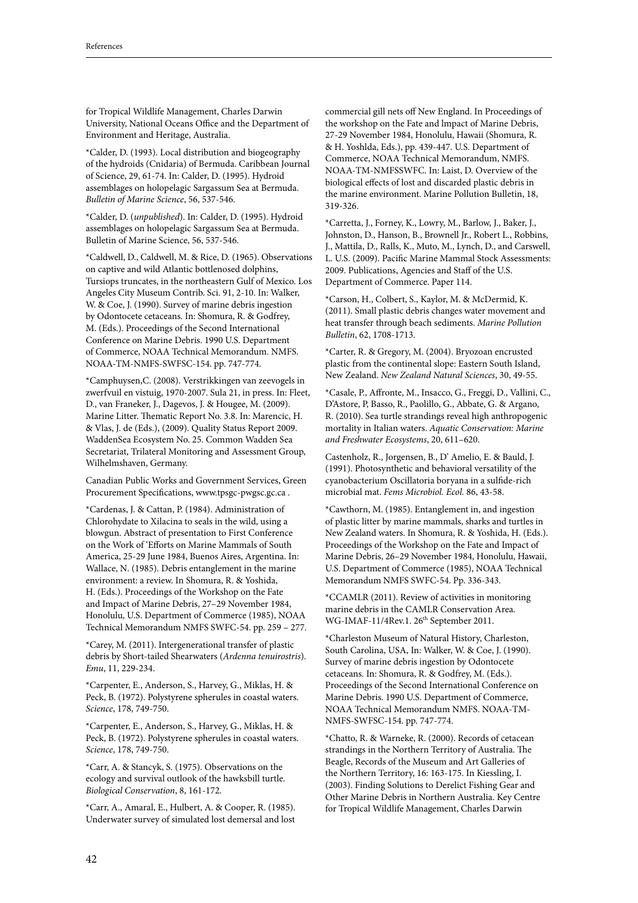for Tropical Wildlife Management, Charles Darwin University, National Oceans Office and the Department of Environment and Heritage, Australia.

*Calder, D. (1993). Local distribution and biogeography of the hydroids (Cnidaria) of Bermuda. Caribbean Journal of Science, 29, 61-74. In: Calder, D. (1995). Hydroid assemblages on holopelagic Sargassum Sea at Bermuda. *Bulletin of Marine Science*, 56, 537-546.

*Calder, D. (*unpublished*). In: Calder, D. (1995). Hydroid assemblages on holopelagic Sargassum Sea at Bermuda. Bulletin of Marine Science, 56, 537-546.

*Caldwell, D., Caldwell, M. & Rice, D. (1965). Observations on captive and wild Atlantic bottlenosed dolphins, Tursiops truncates, in the northeastern Gulf of Mexico. Los Angeles City Museum Contrib. Sci. 91, 2-10. In: Walker, W. & Coe, J. (1990). Survey of marine debris ingestion by Odontocete cetaceans. In: Shomura, R. & Godfrey, M. (Eds.). Proceedings of the Second International Conference on Marine Debris. 1990 U.S. Department of Commerce, NOAA Technical Memorandum. NMFS. NOAA-TM-NMFS-SWFSC-154. pp. 747-774.

*Camphuysen,C. (2008). Verstrikkingen van zeevogels in zwerfvuil en vistuig, 1970-2007. Sula 21, in press. In: Fleet, D., van Franeker, J., Dagevos, J. & Hougee, M. (2009). Marine Litter. Thematic Report No. 3.8. In: Marencic, H. & Vlas, J. de (Eds.), (2009). Quality Status Report 2009. WaddenSea Ecosystem No. 25. Common Wadden Sea Secretariat, Trilateral Monitoring and Assessment Group, Wilhelmshaven, Germany.

Canadian Public Works and Government Services, Green Procurement Specifications, www.tpsgc-pwgsc.gc.ca .

*Cardenas, J. & Cattan, P. (1984). Administration of Chlorohydate to Xilacina to seals in the wild, using a blowgun. Abstract of presentation to First Conference on the Work of 'Efforts on Marine Mammals of South America, 25-29 June 1984, Buenos Aires, Argentina. In: Wallace, N. (1985). Debris entanglement in the marine environment: a review. In Shomura, R. & Yoshida, H. (Eds.). Proceedings of the Workshop on the Fate and Impact of Marine Debris, 27–29 November 1984, Honolulu, U.S. Department of Commerce (1985), NOAA Technical Memorandum NMFS SWFC-54. pp. 259 – 277.

*Carey, M. (2011). Intergenerational transfer of plastic debris by Short-tailed Shearwaters (*Ardenna tenuirostris*). *Emu*, 11, 229-234.

*Carpenter, E., Anderson, S., Harvey, G., Miklas, H. & Peck, B. (1972). Polystyrene spherules in coastal waters. *Science*, 178, 749-750.

*Carpenter, E., Anderson, S., Harvey, G., Miklas, H. & Peck, B. (1972). Polystyrene spherules in coastal waters. *Science*, 178, 749-750.

*Carr, A. & Stancyk, S. (1975). Observations on the ecology and survival outlook of the hawksbill turtle. *Biological Conservation*, 8, 161-172.

*Carr, A., Amaral, E., Hulbert, A. & Cooper, R. (1985). Underwater survey of simulated lost demersal and lost commercial gill nets off New England. In Proceedings of the workshop on the Fate and lmpact of Marine Debris, 27-29 November 1984, Honolulu, Hawaii (Shomura, R. & H. Yoshlda, Eds.), pp. 439-447. U.S. Department of Commerce, NOAA Technical Memorandum, NMFS. NOAA-TM-NMFSSWFC. In: Laist, D. Overview of the biological effects of lost and discarded plastic debris in the marine environment. Marine Pollution Bulletin, 18, 319-326.

*Carretta, J., Forney, K., Lowry, M., Barlow, J., Baker, J., Johnston, D., Hanson, B., Brownell Jr., Robert L., Robbins, J., Mattila, D., Ralls, K., Muto, M., Lynch, D., and Carswell, L. U.S. (2009). Pacific Marine Mammal Stock Assessments: 2009. Publications, Agencies and Staff of the U.S. Department of Commerce. Paper 114.

*Carson, H., Colbert, S., Kaylor, M. & McDermid, K. (2011). Small plastic debris changes water movement and heat transfer through beach sediments. *Marine Pollution Bulletin*, 62, 1708-1713.

*Carter, R. & Gregory, M. (2004). Bryozoan encrusted plastic from the continental slope: Eastern South Island, New Zealand. *New Zealand Natural Sciences*, 30, 49-55.

*Casale, P., Affronte, M., Insacco, G., Freggi, D., Vallini, C., D'Astore, P, Basso, R., Paolillo, G., Abbate, G. & Argano, R. (2010). Sea turtle strandings reveal high anthropogenic mortality in Italian waters. *Aquatic Conservation: Marine and Freshwater Ecosystems*, 20, 611–620.

Castenholz, R., Jorgensen, B., D' Amelio, E. & Bauld, J. (1991). Photosynthetic and behavioral versatility of the cyanobacterium Oscillatoria boryana in a sulfide-rich microbial mat. *Fems Microbiol. Ecol.* 86, 43-58.

*Cawthorn, M. (1985). Entanglement in, and ingestion of plastic litter by marine mammals, sharks and turtles in New Zealand waters. In Shomura, R. & Yoshida, H. (Eds.). Proceedings of the Workshop on the Fate and Impact of Marine Debris, 26–29 November 1984, Honolulu, Hawaii, U.S. Department of Commerce (1985), NOAA Technical Memorandum NMFS SWFC-54. Pp. 336-343.

*CCAMLR (2011). Review of activities in monitoring marine debris in the CAMLR Conservation Area. WG-IMAF-11/4Rev.1. 26th September 2011.

*Charleston Museum of Natural History, Charleston, South Carolina, USA, In: Walker, W. & Coe, J. (1990). Survey of marine debris ingestion by Odontocete cetaceans. In: Shomura, R. & Godfrey, M. (Eds.). Proceedings of the Second International Conference on Marine Debris. 1990 U.S. Department of Commerce, NOAA Technical Memorandum NMFS. NOAA-TM-NMFS-SWFSC-154. pp. 747-774.

*Chatto, R. & Warneke, R. (2000). Records of cetacean strandings in the Northern Territory of Australia. The Beagle, Records of the Museum and Art Galleries of the Northern Territory, 16: 163-175. In Kiessling, I. (2003). Finding Solutions to Derelict Fishing Gear and Other Marine Debris in Northern Australia. Key Centre for Tropical Wildlife Management, Charles Darwin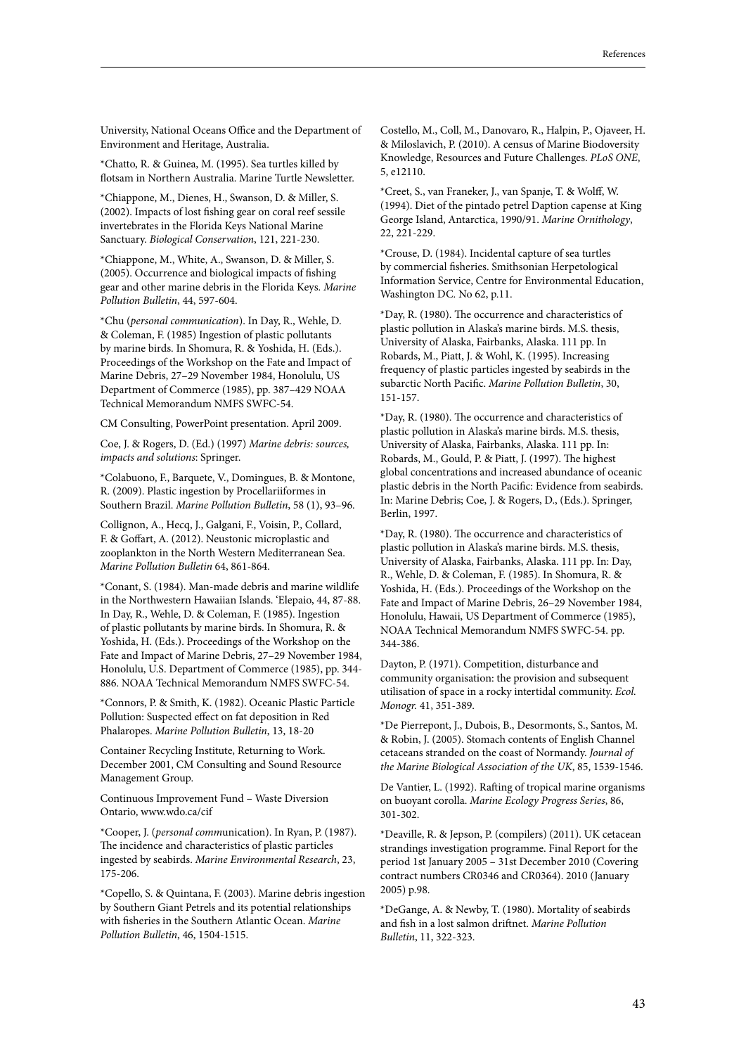University, National Oceans Office and the Department of Environment and Heritage, Australia.

*Chatto, R. & Guinea, M. (1995). Sea turtles killed by flotsam in Northern Australia. Marine Turtle Newsletter.

*Chiappone, M., Dienes, H., Swanson, D. & Miller, S. (2002). Impacts of lost fishing gear on coral reef sessile invertebrates in the Florida Keys National Marine Sanctuary. *Biological Conservation*, 121, 221-230.

*Chiappone, M., White, A., Swanson, D. & Miller, S. (2005). Occurrence and biological impacts of fishing gear and other marine debris in the Florida Keys. *Marine Pollution Bulletin*, 44, 597-604.

*Chu (*personal communication*). In Day, R., Wehle, D. & Coleman, F. (1985) Ingestion of plastic pollutants by marine birds. In Shomura, R. & Yoshida, H. (Eds.). Proceedings of the Workshop on the Fate and Impact of Marine Debris, 27–29 November 1984, Honolulu, US Department of Commerce (1985), pp. 387–429 NOAA Technical Memorandum NMFS SWFC-54.

CM Consulting, PowerPoint presentation. April 2009.

Coe, J. & Rogers, D. (Ed.) (1997) *Marine debris: sources, impacts and solutions*: Springer.

*Colabuono, F., Barquete, V., Domingues, B. & Montone, R. (2009). Plastic ingestion by Procellariiformes in Southern Brazil. *Marine Pollution Bulletin*, 58 (1), 93–96.

Collignon, A., Hecq, J., Galgani, F., Voisin, P., Collard, F. & Goffart, A. (2012). Neustonic microplastic and zooplankton in the North Western Mediterranean Sea. *Marine Pollution Bulletin* 64, 861-864.

*Conant, S. (1984). Man-made debris and marine wildlife in the Northwestern Hawaiian Islands. 'Elepaio, 44, 87-88. In Day, R., Wehle, D. & Coleman, F. (1985). Ingestion of plastic pollutants by marine birds. In Shomura, R. & Yoshida, H. (Eds.). Proceedings of the Workshop on the Fate and Impact of Marine Debris, 27–29 November 1984, Honolulu, U.S. Department of Commerce (1985), pp. 344-886. NOAA Technical Memorandum NMFS SWFC-54.

*Connors, P. & Smith, K. (1982). Oceanic Plastic Particle Pollution: Suspected effect on fat deposition in Red Phalaropes. *Marine Pollution Bulletin*, 13, 18-20

Container Recycling Institute, Returning to Work. December 2001, CM Consulting and Sound Resource Management Group.

Continuous Improvement Fund – Waste Diversion Ontario, www.wdo.ca/cif

*Cooper, J. (*personal comm*unication). In Ryan, P. (1987). The incidence and characteristics of plastic particles ingested by seabirds. *Marine Environmental Research*, 23, 175-206.

*Copello, S. & Quintana, F. (2003). Marine debris ingestion by Southern Giant Petrels and its potential relationships with fisheries in the Southern Atlantic Ocean. *Marine Pollution Bulletin*, 46, 1504-1515.

Costello, M., Coll, M., Danovaro, R., Halpin, P., Ojaveer, H. & Miloslavich, P. (2010). A census of Marine Biodoversity Knowledge, Resources and Future Challenges. *PLoS ONE*, 5, e12110.

*Creet, S., van Franeker, J., van Spanje, T. & Wolff, W. (1994). Diet of the pintado petrel Daption capense at King George Island, Antarctica, 1990/91. *Marine Ornithology*, 22, 221-229.

*Crouse, D. (1984). Incidental capture of sea turtles by commercial fisheries. Smithsonian Herpetological Information Service, Centre for Environmental Education, Washington DC. No 62, p.11.

*Day, R. (1980). The occurrence and characteristics of plastic pollution in Alaska's marine birds. M.S. thesis, University of Alaska, Fairbanks, Alaska. 111 pp. In Robards, M., Piatt, J. & Wohl, K. (1995). Increasing frequency of plastic particles ingested by seabirds in the subarctic North Pacific. *Marine Pollution Bulletin*, 30, 151-157.

*Day, R. (1980). The occurrence and characteristics of plastic pollution in Alaska's marine birds. M.S. thesis, University of Alaska, Fairbanks, Alaska. 111 pp. In: Robards, M., Gould, P. & Piatt, J. (1997). The highest global concentrations and increased abundance of oceanic plastic debris in the North Pacific: Evidence from seabirds. In: Marine Debris; Coe, J. & Rogers, D., (Eds.). Springer, Berlin, 1997.

*Day, R. (1980). The occurrence and characteristics of plastic pollution in Alaska's marine birds. M.S. thesis, University of Alaska, Fairbanks, Alaska. 111 pp. In: Day, R., Wehle, D. & Coleman, F. (1985). In Shomura, R. & Yoshida, H. (Eds.). Proceedings of the Workshop on the Fate and Impact of Marine Debris, 26–29 November 1984, Honolulu, Hawaii, US Department of Commerce (1985), NOAA Technical Memorandum NMFS SWFC-54. pp. 344-386.

Dayton, P. (1971). Competition, disturbance and community organisation: the provision and subsequent utilisation of space in a rocky intertidal community. *Ecol. Monogr.* 41, 351-389.

*De Pierrepont, J., Dubois, B., Desormonts, S., Santos, M. & Robin, J. (2005). Stomach contents of English Channel cetaceans stranded on the coast of Normandy. *Journal of the Marine Biological Association of the UK*, 85, 1539-1546.

De Vantier, L. (1992). Rafting of tropical marine organisms on buoyant corolla. *Marine Ecology Progress Series*, 86, 301-302.

*Deaville, R. & Jepson, P. (compilers) (2011). UK cetacean strandings investigation programme. Final Report for the period 1st January 2005 – 31st December 2010 (Covering contract numbers CR0346 and CR0364). 2010 (January 2005) p.98.

*DeGange, A. & Newby, T. (1980). Mortality of seabirds and fish in a lost salmon driftnet. *Marine Pollution Bulletin*, 11, 322-323.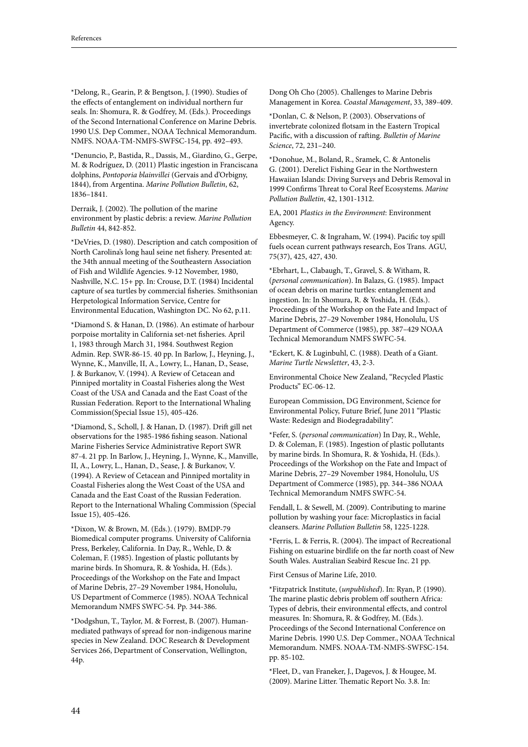*Delong, R., Gearin, P. & Bengtson, J. (1990). Studies of the effects of entanglement on individual northern fur seals. In: Shomura, R. & Godfrey, M. (Eds.). Proceedings of the Second International Conference on Marine Debris. 1990 U.S. Dep Commer., NOAA Technical Memorandum. NMFS. NOAA-TM-NMFS-SWFSC-154, pp. 492–493.

*Denuncio, P., Bastida, R., Dassis, M., Giardino, G., Gerpe, M. & Rodríguez, D. (2011) Plastic ingestion in Franciscana dolphins, *Pontoporia blainvillei* (Gervais and d'Orbigny, 1844), from Argentina. *Marine Pollution Bulletin*, 62, 1836–1841.

Derraik, J. (2002). The pollution of the marine environment by plastic debris: a review. *Marine Pollution Bulletin* 44, 842-852.

*DeVries, D. (1980). Description and catch composition of North Carolina's long haul seine net fishery. Presented at: the 34th annual meeting of the Southeastern Association of Fish and Wildlife Agencies. 9-12 November, 1980, Nashville, N.C. 15+ pp. In: Crouse, D.T. (1984) Incidental capture of sea turtles by commercial fisheries. Smithsonian Herpetological Information Service, Centre for Environmental Education, Washington DC. No 62, p.11.

*Diamond S. & Hanan, D. (1986). An estimate of harbour porpoise mortality in California set-net fisheries. April 1, 1983 through March 31, 1984. Southwest Region Admin. Rep. SWR-86-15. 40 pp. In Barlow, J., Heyning, J., Wynne, K., Manville, II, A., Lowry, L., Hanan, D., Sease, J. & Burkanov, V. (1994). A Review of Cetacean and Pinniped mortality in Coastal Fisheries along the West Coast of the USA and Canada and the East Coast of the Russian Federation. Report to the International Whaling Commission(Special Issue 15), 405-426.

*Diamond, S., Scholl, J. & Hanan, D. (1987). Drift gill net observations for the 1985-1986 fishing season. National Marine Fisheries Service Administrative Report SWR 87-4. 21 pp. In Barlow, J., Heyning, J., Wynne, K., Manville, II, A., Lowry, L., Hanan, D., Sease, J. & Burkanov, V. (1994). A Review of Cetacean and Pinniped mortality in Coastal Fisheries along the West Coast of the USA and Canada and the East Coast of the Russian Federation. Report to the International Whaling Commission (Special Issue 15), 405-426.

*Dixon, W. & Brown, M. (Eds.). (1979). BMDP-79 Biomedical computer programs. University of California Press, Berkeley, California. In Day, R., Wehle, D. & Coleman, F. (1985). Ingestion of plastic pollutants by marine birds. In Shomura, R. & Yoshida, H. (Eds.). Proceedings of the Workshop on the Fate and Impact of Marine Debris, 27–29 November 1984, Honolulu, US Department of Commerce (1985). NOAA Technical Memorandum NMFS SWFC-54. Pp. 344-386.

*Dodgshun, T., Taylor, M. & Forrest, B. (2007). Human-mediated pathways of spread for non-indigenous marine species in New Zealand. DOC Research & Development Services 266, Department of Conservation, Wellington, 44p.

Dong Oh Cho (2005). Challenges to Marine Debris Management in Korea. *Coastal Management*, 33, 389-409.

*Donlan, C. & Nelson, P. (2003). Observations of invertebrate colonized flotsam in the Eastern Tropical Pacific, with a discussion of rafting. *Bulletin of Marine Science*, 72, 231–240.

*Donohue, M., Boland, R., Sramek, C. & Antonelis G. (2001). Derelict Fishing Gear in the Northwestern Hawaiian Islands: Diving Surveys and Debris Removal in 1999 Confirms Threat to Coral Reef Ecosystems. *Marine Pollution Bulletin*, 42, 1301-1312.

EA, 2001 *Plastics in the Environment*: Environment Agency.

Ebbesmeyer, C. & Ingraham, W. (1994). Pacific toy spill fuels ocean current pathways research, Eos Trans. AGU, 75(37), 425, 427, 430.

*Ebrhart, L., Clabaugh, T., Gravel, S. & Witham, R. (*personal communication*). In Balazs, G. (1985). Impact of ocean debris on marine turtles: entanglement and ingestion. In: In Shomura, R. & Yoshida, H. (Eds.). Proceedings of the Workshop on the Fate and Impact of Marine Debris, 27–29 November 1984, Honolulu, US Department of Commerce (1985), pp. 387–429 NOAA Technical Memorandum NMFS SWFC-54.

*Eckert, K. & Luginbuhl, C. (1988). Death of a Giant. *Marine Turtle Newsletter*, 43, 2-3.

Environmental Choice New Zealand, "Recycled Plastic Products" EC-06-12.

European Commission, DG Environment, Science for Environmental Policy, Future Brief, June 2011 "Plastic Waste: Redesign and Biodegradability".

*Fefer, S. (*personal communication*) In Day, R., Wehle, D. & Coleman, F. (1985). Ingestion of plastic pollutants by marine birds. In Shomura, R. & Yoshida, H. (Eds.). Proceedings of the Workshop on the Fate and Impact of Marine Debris, 27–29 November 1984, Honolulu, US Department of Commerce (1985), pp. 344–386 NOAA Technical Memorandum NMFS SWFC-54.

Fendall, L. & Sewell, M. (2009). Contributing to marine pollution by washing your face: Microplastics in facial cleansers. *Marine Pollution Bulletin* 58, 1225-1228.

*Ferris, L. & Ferris, R. (2004). The impact of Recreational Fishing on estuarine birdlife on the far north coast of New South Wales. Australian Seabird Rescue Inc. 21 pp.

First Census of Marine Life, 2010.

*Fitzpatrick Institute, (*unpublished*). In: Ryan, P. (1990). The marine plastic debris problem off southern Africa: Types of debris, their environmental effects, and control measures. In: Shomura, R. & Godfrey, M. (Eds.). Proceedings of the Second International Conference on Marine Debris. 1990 U.S. Dep Commer., NOAA Technical Memorandum. NMFS. NOAA-TM-NMFS-SWFSC-154. pp. 85-102.

*Fleet, D., van Franeker, J., Dagevos, J. & Hougee, M. (2009). Marine Litter. Thematic Report No. 3.8. In: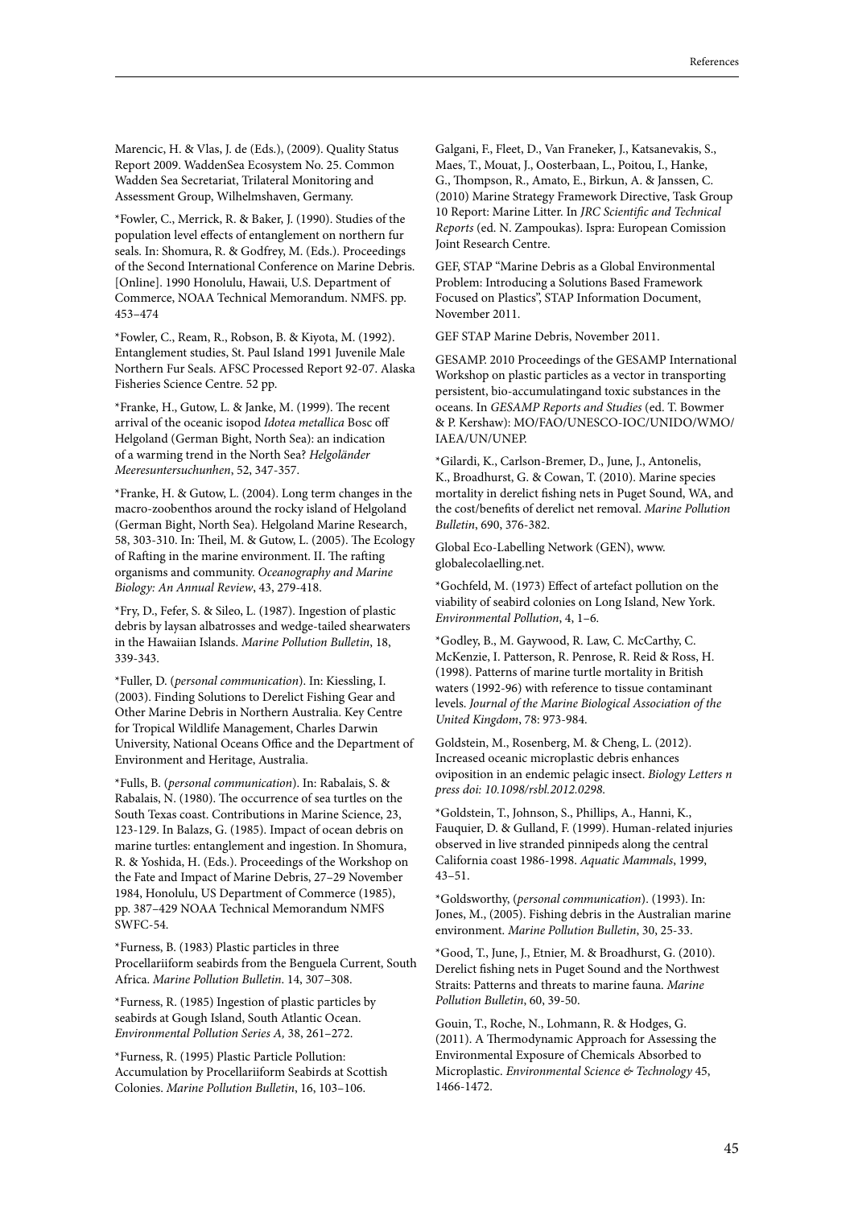Marencic, H. & Vlas, J. de (Eds.), (2009). Quality Status Report 2009. WaddenSea Ecosystem No. 25. Common Wadden Sea Secretariat, Trilateral Monitoring and Assessment Group, Wilhelmshaven, Germany.

*Fowler, C., Merrick, R. & Baker, J. (1990). Studies of the population level effects of entanglement on northern fur seals. In: Shomura, R. & Godfrey, M. (Eds.). Proceedings of the Second International Conference on Marine Debris. [Online]. 1990 Honolulu, Hawaii, U.S. Department of Commerce, NOAA Technical Memorandum. NMFS. pp. 453–474

*Fowler, C., Ream, R., Robson, B. & Kiyota, M. (1992). Entanglement studies, St. Paul Island 1991 Juvenile Male Northern Fur Seals. AFSC Processed Report 92-07. Alaska Fisheries Science Centre. 52 pp.

*Franke, H., Gutow, L. & Janke, M. (1999). The recent arrival of the oceanic isopod *Idotea metallica* Bosc off Helgoland (German Bight, North Sea): an indication of a warming trend in the North Sea? *Helgoländer Meeresuntersuchunhen*, 52, 347-357.

*Franke, H. & Gutow, L. (2004). Long term changes in the macro-zoobenthos around the rocky island of Helgoland (German Bight, North Sea). Helgoland Marine Research, 58, 303-310. In: Theil, M. & Gutow, L. (2005). The Ecology of Rafting in the marine environment. II. The rafting organisms and community. *Oceanography and Marine Biology: An Annual Review*, 43, 279-418.

*Fry, D., Fefer, S. & Sileo, L. (1987). Ingestion of plastic debris by laysan albatrosses and wedge-tailed shearwaters in the Hawaiian Islands. *Marine Pollution Bulletin*, 18, 339-343.

*Fuller, D. (*personal communication*). In: Kiessling, I. (2003). Finding Solutions to Derelict Fishing Gear and Other Marine Debris in Northern Australia. Key Centre for Tropical Wildlife Management, Charles Darwin University, National Oceans Office and the Department of Environment and Heritage, Australia.

*Fulls, B. (*personal communication*). In: Rabalais, S. & Rabalais, N. (1980). The occurrence of sea turtles on the South Texas coast. Contributions in Marine Science, 23, 123-129. In Balazs, G. (1985). Impact of ocean debris on marine turtles: entanglement and ingestion. In Shomura, R. & Yoshida, H. (Eds.). Proceedings of the Workshop on the Fate and Impact of Marine Debris, 27–29 November 1984, Honolulu, US Department of Commerce (1985), pp. 387–429 NOAA Technical Memorandum NMFS SWFC-54.

*Furness, B. (1983) Plastic particles in three Procellariiform seabirds from the Benguela Current, South Africa. *Marine Pollution Bulletin*. 14, 307–308.

*Furness, R. (1985) Ingestion of plastic particles by seabirds at Gough Island, South Atlantic Ocean. *Environmental Pollution Series A,* 38, 261–272.

*Furness, R. (1995) Plastic Particle Pollution: Accumulation by Procellariiform Seabirds at Scottish Colonies. *Marine Pollution Bulletin*, 16, 103–106.

Galgani, F., Fleet, D., Van Franeker, J., Katsanevakis, S., Maes, T., Mouat, J., Oosterbaan, L., Poitou, I., Hanke, G., Thompson, R., Amato, E., Birkun, A. & Janssen, C. (2010) Marine Strategy Framework Directive, Task Group 10 Report: Marine Litter. In *JRC Scientific and Technical Reports* (ed. N. Zampoukas). Ispra: European Comission Joint Research Centre.

GEF, STAP "Marine Debris as a Global Environmental Problem: Introducing a Solutions Based Framework Focused on Plastics", STAP Information Document, November 2011.

GEF STAP Marine Debris, November 2011.

GESAMP. 2010 Proceedings of the GESAMP International Workshop on plastic particles as a vector in transporting persistent, bio-accumulatingand toxic substances in the oceans. In *GESAMP Reports and Studies* (ed. T. Bowmer & P. Kershaw): MO/FAO/UNESCO-IOC/UNIDO/WMO/IAEA/UN/UNEP.

*Gilardi, K., Carlson-Bremer, D., June, J., Antonelis, K., Broadhurst, G. & Cowan, T. (2010). Marine species mortality in derelict fishing nets in Puget Sound, WA, and the cost/benefits of derelict net removal. *Marine Pollution Bulletin*, 690, 376-382.

Global Eco-Labelling Network (GEN), www.globalecolaelling.net.

*Gochfeld, M. (1973) Effect of artefact pollution on the viability of seabird colonies on Long Island, New York. *Environmental Pollution*, 4, 1–6.

*Godley, B., M. Gaywood, R. Law, C. McCarthy, C. McKenzie, I. Patterson, R. Penrose, R. Reid & Ross, H. (1998). Patterns of marine turtle mortality in British waters (1992-96) with reference to tissue contaminant levels. *Journal of the Marine Biological Association of the United Kingdom*, 78: 973-984.

Goldstein, M., Rosenberg, M. & Cheng, L. (2012). Increased oceanic microplastic debris enhances oviposition in an endemic pelagic insect. *Biology Letters n press doi: 10.1098/rsbl.2012.0298.*

*Goldstein, T., Johnson, S., Phillips, A., Hanni, K., Fauquier, D. & Gulland, F. (1999). Human-related injuries observed in live stranded pinnipeds along the central California coast 1986-1998. *Aquatic Mammals*, 1999, 43–51.

*Goldsworthy, (*personal communication*). (1993). In: Jones, M., (2005). Fishing debris in the Australian marine environment. *Marine Pollution Bulletin*, 30, 25-33.

*Good, T., June, J., Etnier, M. & Broadhurst, G. (2010). Derelict fishing nets in Puget Sound and the Northwest Straits: Patterns and threats to marine fauna. *Marine Pollution Bulletin*, 60, 39-50.

Gouin, T., Roche, N., Lohmann, R. & Hodges, G. (2011). A Thermodynamic Approach for Assessing the Environmental Exposure of Chemicals Absorbed to Microplastic. *Environmental Science & Technology* 45, 1466-1472.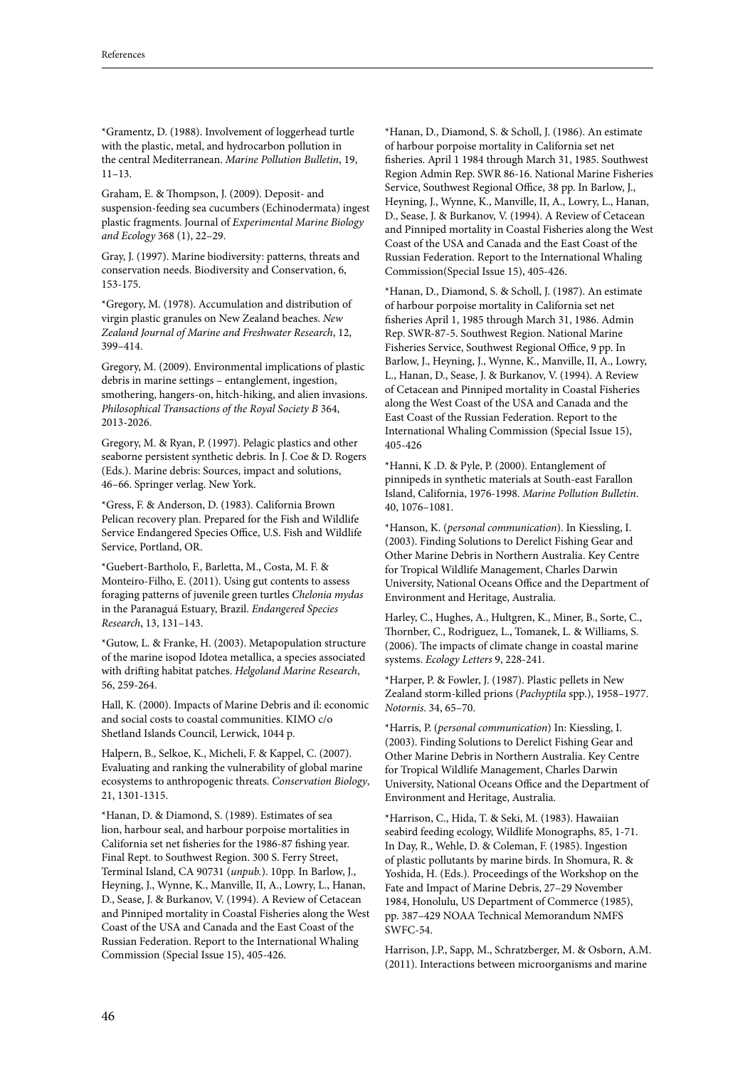*Gramentz, D. (1988). Involvement of loggerhead turtle with the plastic, metal, and hydrocarbon pollution in the central Mediterranean. *Marine Pollution Bulletin*, 19, 11–13.

Graham, E. & Thompson, J. (2009). Deposit- and suspension-feeding sea cucumbers (Echinodermata) ingest plastic fragments. Journal of *Experimental Marine Biology and Ecology* 368 (1), 22–29.

Gray, J. (1997). Marine biodiversity: patterns, threats and conservation needs. Biodiversity and Conservation, 6, 153-175.

*Gregory, M. (1978). Accumulation and distribution of virgin plastic granules on New Zealand beaches. *New Zealand Journal of Marine and Freshwater Research*, 12, 399–414.

Gregory, M. (2009). Environmental implications of plastic debris in marine settings – entanglement, ingestion, smothering, hangers-on, hitch-hiking, and alien invasions. *Philosophical Transactions of the Royal Society B* 364, 2013-2026.

Gregory, M. & Ryan, P. (1997). Pelagic plastics and other seaborne persistent synthetic debris. In J. Coe & D. Rogers (Eds.). Marine debris: Sources, impact and solutions, 46–66. Springer verlag. New York.

*Gress, F. & Anderson, D. (1983). California Brown Pelican recovery plan. Prepared for the Fish and Wildlife Service Endangered Species Office, U.S. Fish and Wildlife Service, Portland, OR.

*Guebert-Bartholo, F., Barletta, M., Costa, M. F. & Monteiro-Filho, E. (2011). Using gut contents to assess foraging patterns of juvenile green turtles *Chelonia mydas* in the Paranaguá Estuary, Brazil. *Endangered Species Research*, 13, 131–143.

*Gutow, L. & Franke, H. (2003). Metapopulation structure of the marine isopod Idotea metallica, a species associated with drifting habitat patches. *Helgoland Marine Research*, 56, 259-264.

Hall, K. (2000). Impacts of Marine Debris and il: economic and social costs to coastal communities. KIMO c/o Shetland Islands Council, Lerwick, 1044 p.

Halpern, B., Selkoe, K., Micheli, F. & Kappel, C. (2007). Evaluating and ranking the vulnerability of global marine ecosystems to anthropogenic threats. *Conservation Biology*, 21, 1301-1315.

*Hanan, D. & Diamond, S. (1989). Estimates of sea lion, harbour seal, and harbour porpoise mortalities in California set net fisheries for the 1986-87 fishing year. Final Rept. to Southwest Region. 300 S. Ferry Street, Terminal Island, CA 90731 (*unpub.*). 10pp. In Barlow, J., Heyning, J., Wynne, K., Manville, II, A., Lowry, L., Hanan, D., Sease, J. & Burkanov, V. (1994). A Review of Cetacean and Pinniped mortality in Coastal Fisheries along the West Coast of the USA and Canada and the East Coast of the Russian Federation. Report to the International Whaling Commission (Special Issue 15), 405-426.

*Hanan, D., Diamond, S. & Scholl, J. (1986). An estimate of harbour porpoise mortality in California set net fisheries. April 1 1984 through March 31, 1985. Southwest Region Admin Rep. SWR 86-16. National Marine Fisheries Service, Southwest Regional Office, 38 pp. In Barlow, J., Heyning, J., Wynne, K., Manville, II, A., Lowry, L., Hanan, D., Sease, J. & Burkanov, V. (1994). A Review of Cetacean and Pinniped mortality in Coastal Fisheries along the West Coast of the USA and Canada and the East Coast of the Russian Federation. Report to the International Whaling Commission(Special Issue 15), 405-426.

*Hanan, D., Diamond, S. & Scholl, J. (1987). An estimate of harbour porpoise mortality in California set net fisheries April 1, 1985 through March 31, 1986. Admin Rep. SWR-87-5. Southwest Region. National Marine Fisheries Service, Southwest Regional Office, 9 pp. In Barlow, J., Heyning, J., Wynne, K., Manville, II, A., Lowry, L., Hanan, D., Sease, J. & Burkanov, V. (1994). A Review of Cetacean and Pinniped mortality in Coastal Fisheries along the West Coast of the USA and Canada and the East Coast of the Russian Federation. Report to the International Whaling Commission (Special Issue 15), 405-426

*Hanni, K .D. & Pyle, P. (2000). Entanglement of pinnipeds in synthetic materials at South-east Farallon Island, California, 1976-1998. *Marine Pollution Bulletin*. 40, 1076–1081.

*Hanson, K. (*personal communication*). In Kiessling, I. (2003). Finding Solutions to Derelict Fishing Gear and Other Marine Debris in Northern Australia. Key Centre for Tropical Wildlife Management, Charles Darwin University, National Oceans Office and the Department of Environment and Heritage, Australia.

Harley, C., Hughes, A., Hultgren, K., Miner, B., Sorte, C., Thornber, C., Rodriguez, L., Tomanek, L. & Williams, S. (2006). The impacts of climate change in coastal marine systems. *Ecology Letters* 9, 228-241.

*Harper, P. & Fowler, J. (1987). Plastic pellets in New Zealand storm-killed prions (*Pachyptila* spp.), 1958–1977. *Notornis*. 34, 65–70.

*Harris, P. (*personal communication*) In: Kiessling, I. (2003). Finding Solutions to Derelict Fishing Gear and Other Marine Debris in Northern Australia. Key Centre for Tropical Wildlife Management, Charles Darwin University, National Oceans Office and the Department of Environment and Heritage, Australia.

*Harrison, C., Hida, T. & Seki, M. (1983). Hawaiian seabird feeding ecology, Wildlife Monographs, 85, 1-71. In Day, R., Wehle, D. & Coleman, F. (1985). Ingestion of plastic pollutants by marine birds. In Shomura, R. & Yoshida, H. (Eds.). Proceedings of the Workshop on the Fate and Impact of Marine Debris, 27–29 November 1984, Honolulu, US Department of Commerce (1985), pp. 387–429 NOAA Technical Memorandum NMFS SWFC-54.

Harrison, J.P., Sapp, M., Schratzberger, M. & Osborn, A.M. (2011). Interactions between microorganisms and marine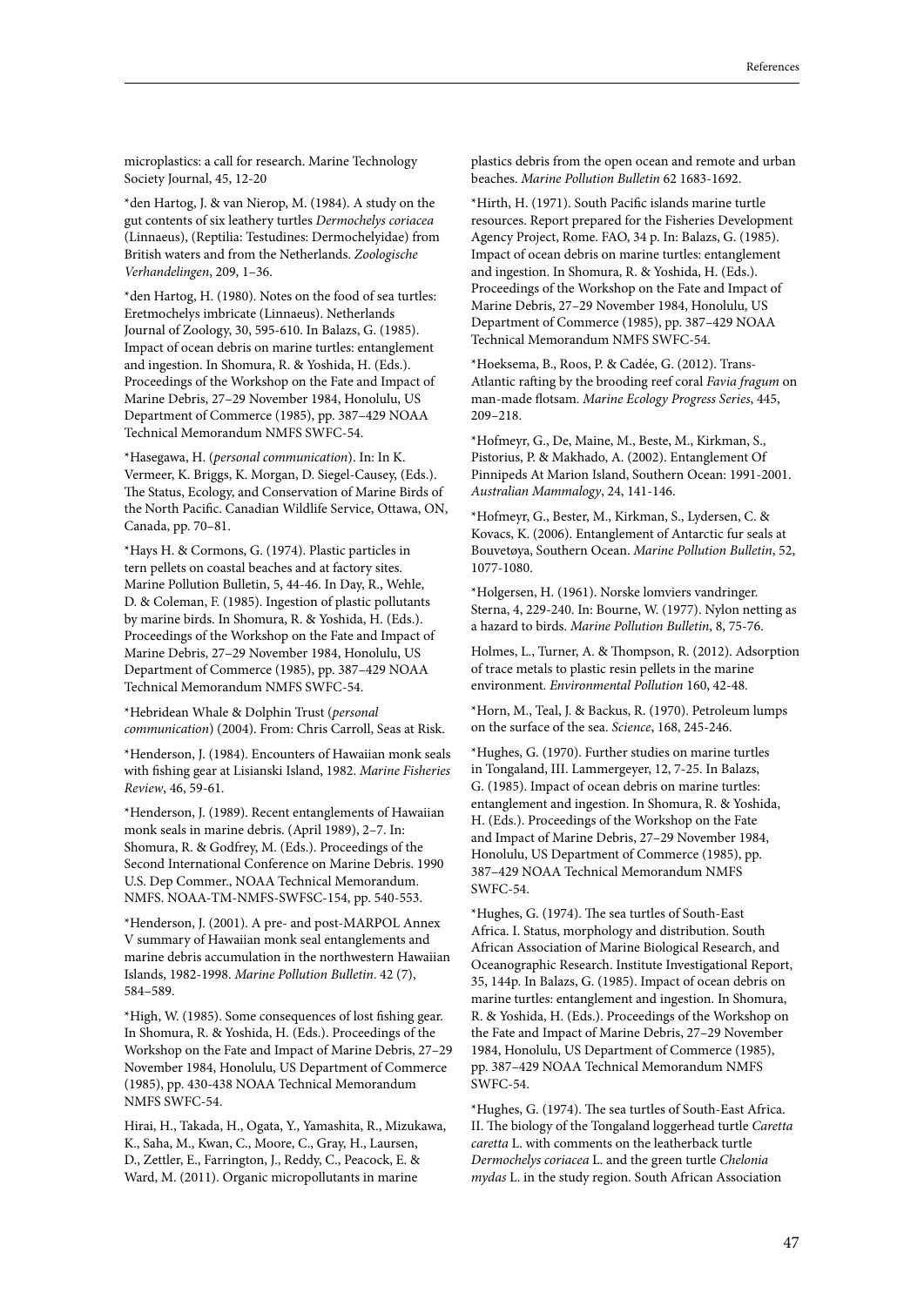microplastics: a call for research. Marine Technology Society Journal, 45, 12-20

*den Hartog, J. & van Nierop, M. (1984). A study on the gut contents of six leathery turtles *Dermochelys coriacea* (Linnaeus), (Reptilia: Testudines: Dermochelyidae) from British waters and from the Netherlands. *Zoologische Verhandelingen*, 209, 1–36.

*den Hartog, H. (1980). Notes on the food of sea turtles: Eretmochelys imbricate (Linnaeus). Netherlands Journal of Zoology, 30, 595-610. In Balazs, G. (1985). Impact of ocean debris on marine turtles: entanglement and ingestion. In Shomura, R. & Yoshida, H. (Eds.). Proceedings of the Workshop on the Fate and Impact of Marine Debris, 27–29 November 1984, Honolulu, US Department of Commerce (1985), pp. 387–429 NOAA Technical Memorandum NMFS SWFC-54.

*Hasegawa, H. (*personal communication*). In: In K. Vermeer, K. Briggs, K. Morgan, D. Siegel-Causey, (Eds.). The Status, Ecology, and Conservation of Marine Birds of the North Pacific. Canadian Wildlife Service, Ottawa, ON, Canada, pp. 70–81.

*Hays H. & Cormons, G. (1974). Plastic particles in tern pellets on coastal beaches and at factory sites. Marine Pollution Bulletin, 5, 44-46. In Day, R., Wehle, D. & Coleman, F. (1985). Ingestion of plastic pollutants by marine birds. In Shomura, R. & Yoshida, H. (Eds.). Proceedings of the Workshop on the Fate and Impact of Marine Debris, 27–29 November 1984, Honolulu, US Department of Commerce (1985), pp. 387–429 NOAA Technical Memorandum NMFS SWFC-54.

*Hebridean Whale & Dolphin Trust (*personal communication*) (2004). From: Chris Carroll, Seas at Risk.

*Henderson, J. (1984). Encounters of Hawaiian monk seals with fishing gear at Lisianski Island, 1982. *Marine Fisheries Review*, 46, 59-61.

*Henderson, J. (1989). Recent entanglements of Hawaiian monk seals in marine debris. (April 1989), 2–7. In: Shomura, R. & Godfrey, M. (Eds.). Proceedings of the Second International Conference on Marine Debris. 1990 U.S. Dep Commer., NOAA Technical Memorandum. NMFS. NOAA-TM-NMFS-SWFSC-154, pp. 540-553.

*Henderson, J. (2001). A pre- and post-MARPOL Annex V summary of Hawaiian monk seal entanglements and marine debris accumulation in the northwestern Hawaiian Islands, 1982-1998. *Marine Pollution Bulletin*. 42 (7), 584–589.

*High, W. (1985). Some consequences of lost fishing gear. In Shomura, R. & Yoshida, H. (Eds.). Proceedings of the Workshop on the Fate and Impact of Marine Debris, 27–29 November 1984, Honolulu, US Department of Commerce (1985), pp. 430-438 NOAA Technical Memorandum NMFS SWFC-54.

Hirai, H., Takada, H., Ogata, Y., Yamashita, R., Mizukawa, K., Saha, M., Kwan, C., Moore, C., Gray, H., Laursen, D., Zettler, E., Farrington, J., Reddy, C., Peacock, E. & Ward, M. (2011). Organic micropollutants in marine plastics debris from the open ocean and remote and urban beaches. *Marine Pollution Bulletin* 62 1683-1692.

*Hirth, H. (1971). South Pacific islands marine turtle resources. Report prepared for the Fisheries Development Agency Project, Rome. FAO, 34 p. In: Balazs, G. (1985). Impact of ocean debris on marine turtles: entanglement and ingestion. In Shomura, R. & Yoshida, H. (Eds.). Proceedings of the Workshop on the Fate and Impact of Marine Debris, 27–29 November 1984, Honolulu, US Department of Commerce (1985), pp. 387–429 NOAA Technical Memorandum NMFS SWFC-54.

*Hoeksema, B., Roos, P. & Cadée, G. (2012). Trans-Atlantic rafting by the brooding reef coral *Favia fragum* on man-made flotsam. *Marine Ecology Progress Series*, 445, 209–218.

*Hofmeyr, G., De, Maine, M., Beste, M., Kirkman, S., Pistorius, P. & Makhado, A. (2002). Entanglement Of Pinnipeds At Marion Island, Southern Ocean: 1991-2001. *Australian Mammalogy*, 24, 141-146.

*Hofmeyr, G., Bester, M., Kirkman, S., Lydersen, C. & Kovacs, K. (2006). Entanglement of Antarctic fur seals at Bouvetøya, Southern Ocean. *Marine Pollution Bulletin*, 52, 1077-1080.

*Holgersen, H. (1961). Norske lomviers vandringer. Sterna, 4, 229-240. In: Bourne, W. (1977). Nylon netting as a hazard to birds. *Marine Pollution Bulletin*, 8, 75-76.

Holmes, L., Turner, A. & Thompson, R. (2012). Adsorption of trace metals to plastic resin pellets in the marine environment. *Environmental Pollution* 160, 42-48.

*Horn, M., Teal, J. & Backus, R. (1970). Petroleum lumps on the surface of the sea. *Science*, 168, 245-246.

*Hughes, G. (1970). Further studies on marine turtles in Tongaland, III. Lammergeyer, 12, 7-25. In Balazs, G. (1985). Impact of ocean debris on marine turtles: entanglement and ingestion. In Shomura, R. & Yoshida, H. (Eds.). Proceedings of the Workshop on the Fate and Impact of Marine Debris, 27–29 November 1984, Honolulu, US Department of Commerce (1985), pp. 387–429 NOAA Technical Memorandum NMFS SWFC-54.

*Hughes, G. (1974). The sea turtles of South-East Africa. I. Status, morphology and distribution. South African Association of Marine Biological Research, and Oceanographic Research. Institute Investigational Report, 35, 144p. In Balazs, G. (1985). Impact of ocean debris on marine turtles: entanglement and ingestion. In Shomura, R. & Yoshida, H. (Eds.). Proceedings of the Workshop on the Fate and Impact of Marine Debris, 27–29 November 1984, Honolulu, US Department of Commerce (1985), pp. 387–429 NOAA Technical Memorandum NMFS SWFC-54.

*Hughes, G. (1974). The sea turtles of South-East Africa. II. The biology of the Tongaland loggerhead turtle *Caretta caretta* L. with comments on the leatherback turtle *Dermochelys coriacea* L. and the green turtle *Chelonia mydas* L. in the study region. South African Association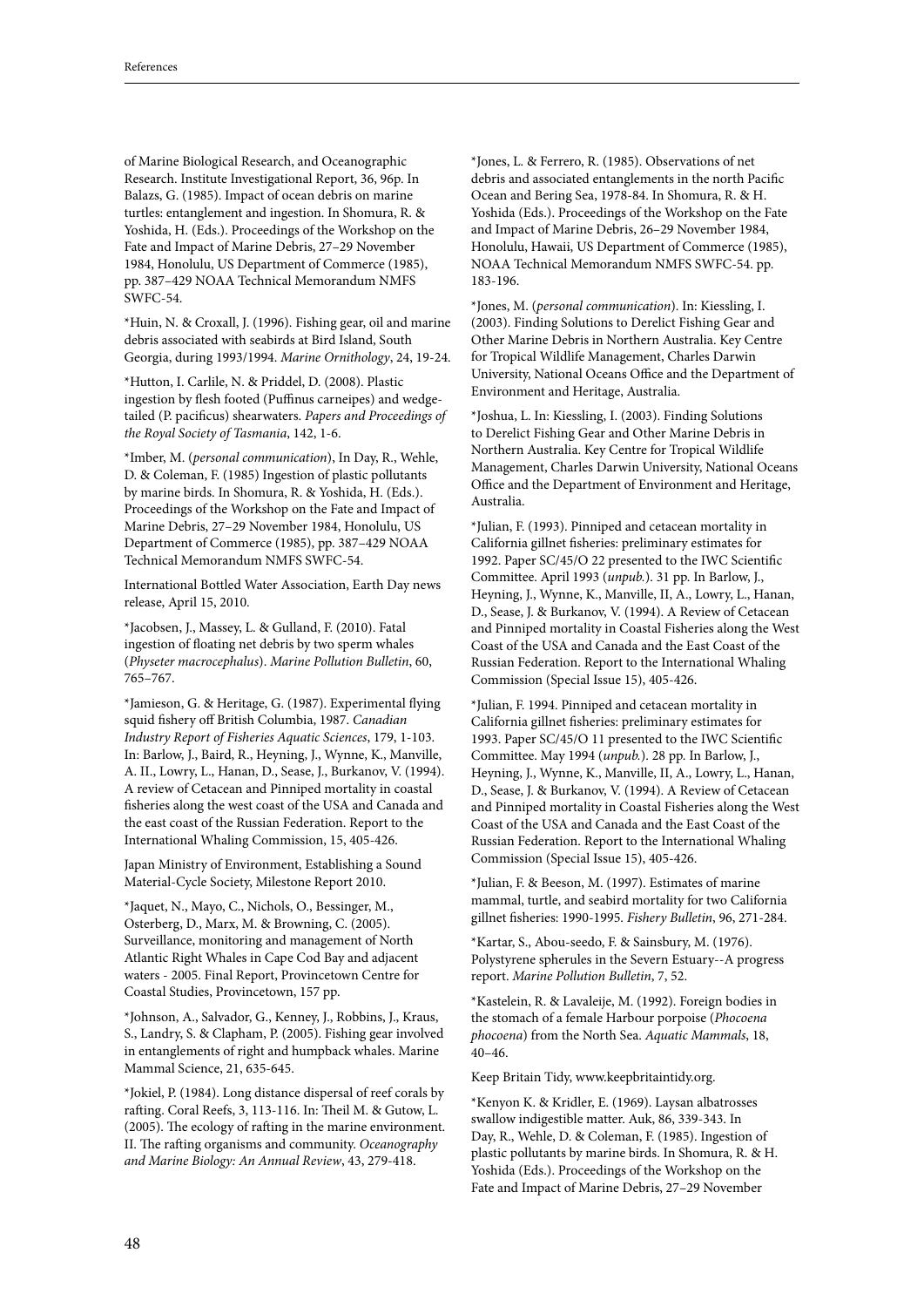of Marine Biological Research, and Oceanographic Research. Institute Investigational Report, 36, 96p. In Balazs, G. (1985). Impact of ocean debris on marine turtles: entanglement and ingestion. In Shomura, R. & Yoshida, H. (Eds.). Proceedings of the Workshop on the Fate and Impact of Marine Debris, 27–29 November 1984, Honolulu, US Department of Commerce (1985), pp. 387–429 NOAA Technical Memorandum NMFS SWFC-54.

*Huin, N. & Croxall, J. (1996). Fishing gear, oil and marine debris associated with seabirds at Bird Island, South Georgia, during 1993/1994. *Marine Ornithology*, 24, 19-24.

*Hutton, I. Carlile, N. & Priddel, D. (2008). Plastic ingestion by flesh footed (Puffinus carneipes) and wedge-tailed (P. pacificus) shearwaters. *Papers and Proceedings of the Royal Society of Tasmania*, 142, 1-6.

*Imber, M. (*personal communication*), In Day, R., Wehle, D. & Coleman, F. (1985) Ingestion of plastic pollutants by marine birds. In Shomura, R. & Yoshida, H. (Eds.). Proceedings of the Workshop on the Fate and Impact of Marine Debris, 27–29 November 1984, Honolulu, US Department of Commerce (1985), pp. 387–429 NOAA Technical Memorandum NMFS SWFC-54.

International Bottled Water Association, Earth Day news release, April 15, 2010.

*Jacobsen, J., Massey, L. & Gulland, F. (2010). Fatal ingestion of floating net debris by two sperm whales (*Physeter macrocephalus*). *Marine Pollution Bulletin*, 60, 765–767.

*Jamieson, G. & Heritage, G. (1987). Experimental flying squid fishery off British Columbia, 1987. *Canadian Industry Report of Fisheries Aquatic Sciences*, 179, 1-103. In: Barlow, J., Baird, R., Heyning, J., Wynne, K., Manville, A. II., Lowry, L., Hanan, D., Sease, J., Burkanov, V. (1994). A review of Cetacean and Pinniped mortality in coastal fisheries along the west coast of the USA and Canada and the east coast of the Russian Federation. Report to the International Whaling Commission, 15, 405-426.

Japan Ministry of Environment, Establishing a Sound Material-Cycle Society, Milestone Report 2010.

*Jaquet, N., Mayo, C., Nichols, O., Bessinger, M., Osterberg, D., Marx, M. & Browning, C. (2005). Surveillance, monitoring and management of North Atlantic Right Whales in Cape Cod Bay and adjacent waters - 2005. Final Report, Provincetown Centre for Coastal Studies, Provincetown, 157 pp.

*Johnson, A., Salvador, G., Kenney, J., Robbins, J., Kraus, S., Landry, S. & Clapham, P. (2005). Fishing gear involved in entanglements of right and humpback whales. Marine Mammal Science, 21, 635-645.

*Jokiel, P. (1984). Long distance dispersal of reef corals by rafting. Coral Reefs, 3, 113-116. In: Theil M. & Gutow, L. (2005). The ecology of rafting in the marine environment. II. The rafting organisms and community. *Oceanography and Marine Biology: An Annual Review*, 43, 279-418.

*Jones, L. & Ferrero, R. (1985). Observations of net debris and associated entanglements in the north Pacific Ocean and Bering Sea, 1978-84. In Shomura, R. & H. Yoshida (Eds.). Proceedings of the Workshop on the Fate and Impact of Marine Debris, 26–29 November 1984, Honolulu, Hawaii, US Department of Commerce (1985), NOAA Technical Memorandum NMFS SWFC-54. pp. 183-196.

*Jones, M. (*personal communication*). In: Kiessling, I. (2003). Finding Solutions to Derelict Fishing Gear and Other Marine Debris in Northern Australia. Key Centre for Tropical Wildlife Management, Charles Darwin University, National Oceans Office and the Department of Environment and Heritage, Australia.

*Joshua, L. In: Kiessling, I. (2003). Finding Solutions to Derelict Fishing Gear and Other Marine Debris in Northern Australia. Key Centre for Tropical Wildlife Management, Charles Darwin University, National Oceans Office and the Department of Environment and Heritage, Australia.

*Julian, F. (1993). Pinniped and cetacean mortality in California gillnet fisheries: preliminary estimates for 1992. Paper SC/45/O 22 presented to the IWC Scientific Committee. April 1993 (*unpub.*). 31 pp. In Barlow, J., Heyning, J., Wynne, K., Manville, II, A., Lowry, L., Hanan, D., Sease, J. & Burkanov, V. (1994). A Review of Cetacean and Pinniped mortality in Coastal Fisheries along the West Coast of the USA and Canada and the East Coast of the Russian Federation. Report to the International Whaling Commission (Special Issue 15), 405-426.

*Julian, F. 1994. Pinniped and cetacean mortality in California gillnet fisheries: preliminary estimates for 1993. Paper SC/45/O 11 presented to the IWC Scientific Committee. May 1994 (*unpub.*). 28 pp. In Barlow, J., Heyning, J., Wynne, K., Manville, II, A., Lowry, L., Hanan, D., Sease, J. & Burkanov, V. (1994). A Review of Cetacean and Pinniped mortality in Coastal Fisheries along the West Coast of the USA and Canada and the East Coast of the Russian Federation. Report to the International Whaling Commission (Special Issue 15), 405-426.

*Julian, F. & Beeson, M. (1997). Estimates of marine mammal, turtle, and seabird mortality for two California gillnet fisheries: 1990-1995. *Fishery Bulletin*, 96, 271-284.

*Kartar, S., Abou-seedo, F. & Sainsbury, M. (1976). Polystyrene spherules in the Severn Estuary--A progress report. *Marine Pollution Bulletin*, 7, 52.

*Kastelein, R. & Lavaleije, M. (1992). Foreign bodies in the stomach of a female Harbour porpoise (*Phocoena phocoena*) from the North Sea. *Aquatic Mammals*, 18, 40–46.

Keep Britain Tidy, www.keepbritaintidy.org.

*Kenyon K. & Kridler, E. (1969). Laysan albatrosses swallow indigestible matter. Auk, 86, 339-343. In Day, R., Wehle, D. & Coleman, F. (1985). Ingestion of plastic pollutants by marine birds. In Shomura, R. & H. Yoshida (Eds.). Proceedings of the Workshop on the Fate and Impact of Marine Debris, 27–29 November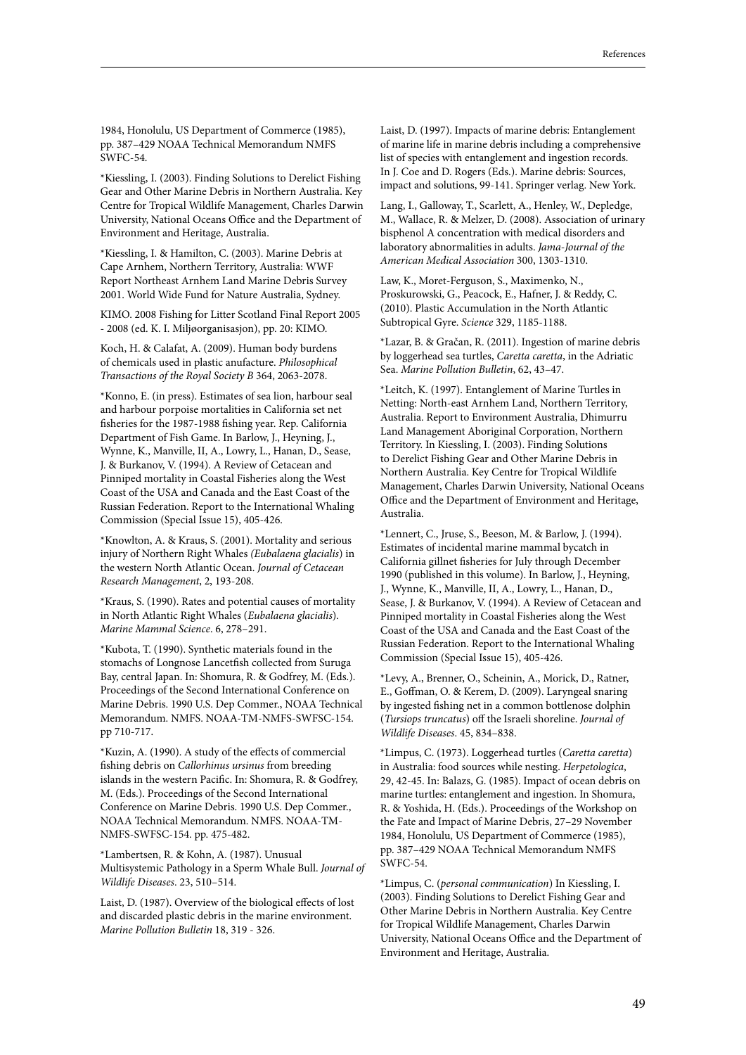1984, Honolulu, US Department of Commerce (1985), pp. 387–429 NOAA Technical Memorandum NMFS SWFC-54.

*Kiessling, I. (2003). Finding Solutions to Derelict Fishing Gear and Other Marine Debris in Northern Australia. Key Centre for Tropical Wildlife Management, Charles Darwin University, National Oceans Office and the Department of Environment and Heritage, Australia.

*Kiessling, I. & Hamilton, C. (2003). Marine Debris at Cape Arnhem, Northern Territory, Australia: WWF Report Northeast Arnhem Land Marine Debris Survey 2001. World Wide Fund for Nature Australia, Sydney.

KIMO. 2008 Fishing for Litter Scotland Final Report 2005 - 2008 (ed. K. I. Miljøorganisasjon), pp. 20: KIMO.

Koch, H. & Calafat, A. (2009). Human body burdens of chemicals used in plastic anufacture. *Philosophical Transactions of the Royal Society B* 364, 2063-2078.

*Konno, E. (in press). Estimates of sea lion, harbour seal and harbour porpoise mortalities in California set net fisheries for the 1987-1988 fishing year. Rep. California Department of Fish Game. In Barlow, J., Heyning, J., Wynne, K., Manville, II, A., Lowry, L., Hanan, D., Sease, J. & Burkanov, V. (1994). A Review of Cetacean and Pinniped mortality in Coastal Fisheries along the West Coast of the USA and Canada and the East Coast of the Russian Federation. Report to the International Whaling Commission (Special Issue 15), 405-426.

*Knowlton, A. & Kraus, S. (2001). Mortality and serious injury of Northern Right Whales *(Eubalaena glacialis)* in the western North Atlantic Ocean. *Journal of Cetacean Research Management*, 2, 193-208.

*Kraus, S. (1990). Rates and potential causes of mortality in North Atlantic Right Whales (*Eubalaena glacialis*). *Marine Mammal Science*. 6, 278–291.

*Kubota, T. (1990). Synthetic materials found in the stomachs of Longnose Lancetfish collected from Suruga Bay, central Japan. In: Shomura, R. & Godfrey, M. (Eds.). Proceedings of the Second International Conference on Marine Debris. 1990 U.S. Dep Commer., NOAA Technical Memorandum. NMFS. NOAA-TM-NMFS-SWFSC-154. pp 710-717.

*Kuzin, A. (1990). A study of the effects of commercial fishing debris on *Callorhinus ursinus* from breeding islands in the western Pacific. In: Shomura, R. & Godfrey, M. (Eds.). Proceedings of the Second International Conference on Marine Debris. 1990 U.S. Dep Commer., NOAA Technical Memorandum. NMFS. NOAA-TM-NMFS-SWFSC-154. pp. 475-482.

*Lambertsen, R. & Kohn, A. (1987). Unusual Multisystemic Pathology in a Sperm Whale Bull. *Journal of Wildlife Diseases*. 23, 510–514.

Laist, D. (1987). Overview of the biological effects of lost and discarded plastic debris in the marine environment. *Marine Pollution Bulletin* 18, 319 - 326.

Laist, D. (1997). Impacts of marine debris: Entanglement of marine life in marine debris including a comprehensive list of species with entanglement and ingestion records. In J. Coe and D. Rogers (Eds.). Marine debris: Sources, impact and solutions, 99-141. Springer verlag. New York.

Lang, I., Galloway, T., Scarlett, A., Henley, W., Depledge, M., Wallace, R. & Melzer, D. (2008). Association of urinary bisphenol A concentration with medical disorders and laboratory abnormalities in adults. *Jama-Journal of the American Medical Association* 300, 1303-1310.

Law, K., Moret-Ferguson, S., Maximenko, N., Proskurowski, G., Peacock, E., Hafner, J. & Reddy, C. (2010). Plastic Accumulation in the North Atlantic Subtropical Gyre. *Science* 329, 1185-1188.

*Lazar, B. & Gračan, R. (2011). Ingestion of marine debris by loggerhead sea turtles, *Caretta caretta*, in the Adriatic Sea. *Marine Pollution Bulletin*, 62, 43–47.

*Leitch, K. (1997). Entanglement of Marine Turtles in Netting: North-east Arnhem Land, Northern Territory, Australia. Report to Environment Australia, Dhimurru Land Management Aboriginal Corporation, Northern Territory. In Kiessling, I. (2003). Finding Solutions to Derelict Fishing Gear and Other Marine Debris in Northern Australia. Key Centre for Tropical Wildlife Management, Charles Darwin University, National Oceans Office and the Department of Environment and Heritage, Australia.

*Lennert, C., Jruse, S., Beeson, M. & Barlow, J. (1994). Estimates of incidental marine mammal bycatch in California gillnet fisheries for July through December 1990 (published in this volume). In Barlow, J., Heyning, J., Wynne, K., Manville, II, A., Lowry, L., Hanan, D., Sease, J. & Burkanov, V. (1994). A Review of Cetacean and Pinniped mortality in Coastal Fisheries along the West Coast of the USA and Canada and the East Coast of the Russian Federation. Report to the International Whaling Commission (Special Issue 15), 405-426.

*Levy, A., Brenner, O., Scheinin, A., Morick, D., Ratner, E., Goffman, O. & Kerem, D. (2009). Laryngeal snaring by ingested fishing net in a common bottlenose dolphin (*Tursiops truncatus*) off the Israeli shoreline. *Journal of Wildlife Diseases*. 45, 834–838.

*Limpus, C. (1973). Loggerhead turtles (*Caretta caretta*) in Australia: food sources while nesting. *Herpetologica*, 29, 42-45. In: Balazs, G. (1985). Impact of ocean debris on marine turtles: entanglement and ingestion. In Shomura, R. & Yoshida, H. (Eds.). Proceedings of the Workshop on the Fate and Impact of Marine Debris, 27–29 November 1984, Honolulu, US Department of Commerce (1985), pp. 387–429 NOAA Technical Memorandum NMFS SWFC-54.

*Limpus, C. (*personal communication*) In Kiessling, I. (2003). Finding Solutions to Derelict Fishing Gear and Other Marine Debris in Northern Australia. Key Centre for Tropical Wildlife Management, Charles Darwin University, National Oceans Office and the Department of Environment and Heritage, Australia.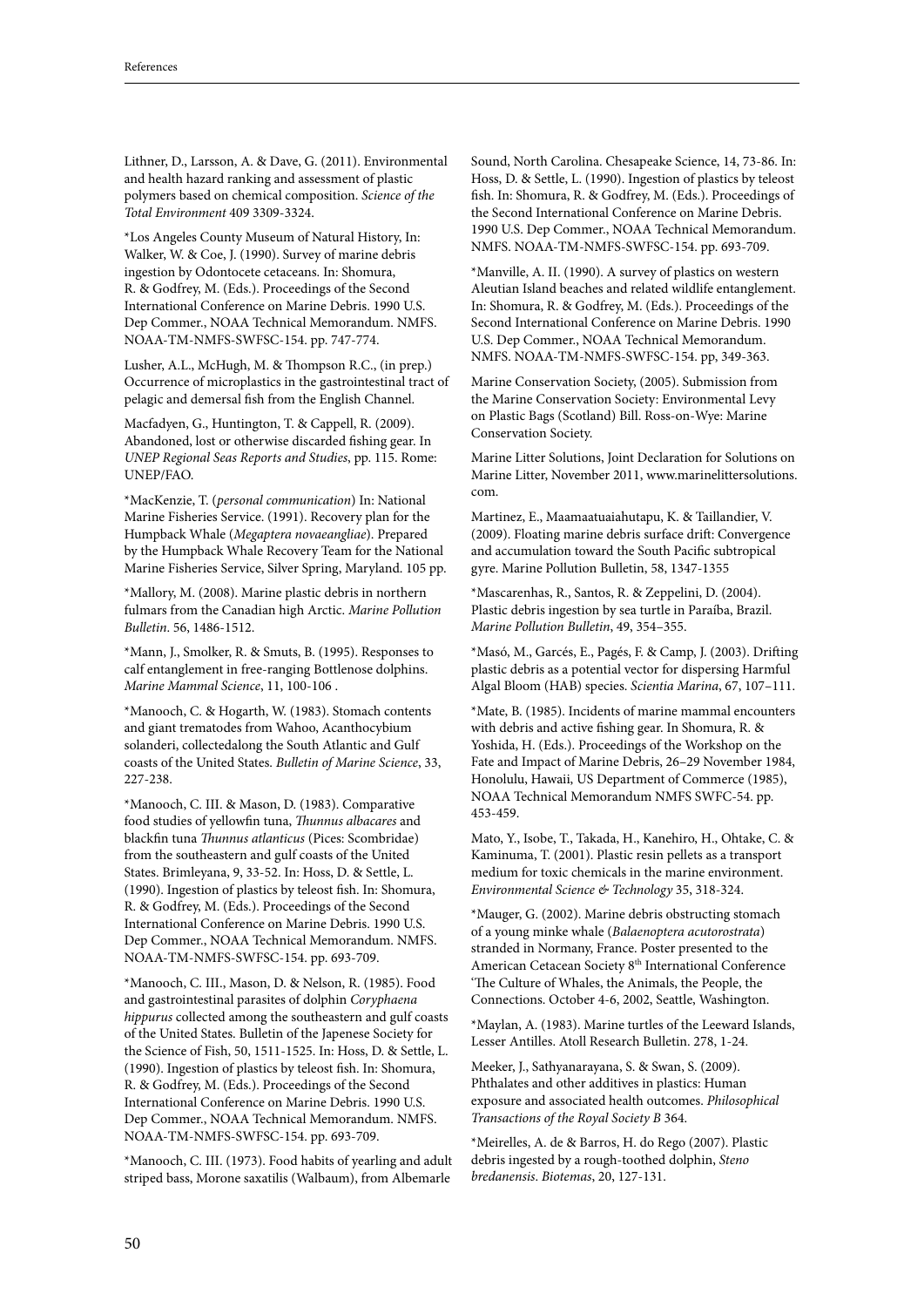Lithner, D., Larsson, A. & Dave, G. (2011). Environmental and health hazard ranking and assessment of plastic polymers based on chemical composition. *Science of the Total Environment* 409 3309-3324.

*Los Angeles County Museum of Natural History, In: Walker, W. & Coe, J. (1990). Survey of marine debris ingestion by Odontocete cetaceans. In: Shomura, R. & Godfrey, M. (Eds.). Proceedings of the Second International Conference on Marine Debris. 1990 U.S. Dep Commer., NOAA Technical Memorandum. NMFS. NOAA-TM-NMFS-SWFSC-154. pp. 747-774.

Lusher, A.L., McHugh, M. & Thompson R.C., (in prep.) Occurrence of microplastics in the gastrointestinal tract of pelagic and demersal fish from the English Channel.

Macfadyen, G., Huntington, T. & Cappell, R. (2009). Abandoned, lost or otherwise discarded fishing gear. In *UNEP Regional Seas Reports and Studies*, pp. 115. Rome: UNEP/FAO.

*MacKenzie, T. (*personal communication*) In: National Marine Fisheries Service. (1991). Recovery plan for the Humpback Whale (*Megaptera novaeangliae*). Prepared by the Humpback Whale Recovery Team for the National Marine Fisheries Service, Silver Spring, Maryland. 105 pp.

*Mallory, M. (2008). Marine plastic debris in northern fulmars from the Canadian high Arctic. *Marine Pollution Bulletin*. 56, 1486-1512.

*Mann, J., Smolker, R. & Smuts, B. (1995). Responses to calf entanglement in free-ranging Bottlenose dolphins. *Marine Mammal Science*, 11, 100-106 .

*Manooch, C. & Hogarth, W. (1983). Stomach contents and giant trematodes from Wahoo, Acanthocybium solanderi, collectedalong the South Atlantic and Gulf coasts of the United States. *Bulletin of Marine Science*, 33, 227-238.

*Manooch, C. III. & Mason, D. (1983). Comparative food studies of yellowfin tuna, *Thunnus albacares* and blackfin tuna *Thunnus atlanticus* (Pices: Scombridae) from the southeastern and gulf coasts of the United States. Brimleyana, 9, 33-52. In: Hoss, D. & Settle, L. (1990). Ingestion of plastics by teleost fish. In: Shomura, R. & Godfrey, M. (Eds.). Proceedings of the Second International Conference on Marine Debris. 1990 U.S. Dep Commer., NOAA Technical Memorandum. NMFS. NOAA-TM-NMFS-SWFSC-154. pp. 693-709.

*Manooch, C. III., Mason, D. & Nelson, R. (1985). Food and gastrointestinal parasites of dolphin *Coryphaena hippurus* collected among the southeastern and gulf coasts of the United States. Bulletin of the Japenese Society for the Science of Fish, 50, 1511-1525. In: Hoss, D. & Settle, L. (1990). Ingestion of plastics by teleost fish. In: Shomura, R. & Godfrey, M. (Eds.). Proceedings of the Second International Conference on Marine Debris. 1990 U.S. Dep Commer., NOAA Technical Memorandum. NMFS. NOAA-TM-NMFS-SWFSC-154. pp. 693-709.

*Manooch, C. III. (1973). Food habits of yearling and adult striped bass, Morone saxatilis (Walbaum), from Albemarle Sound, North Carolina. Chesapeake Science, 14, 73-86. In: Hoss, D. & Settle, L. (1990). Ingestion of plastics by teleost fish. In: Shomura, R. & Godfrey, M. (Eds.). Proceedings of the Second International Conference on Marine Debris. 1990 U.S. Dep Commer., NOAA Technical Memorandum. NMFS. NOAA-TM-NMFS-SWFSC-154. pp. 693-709.

*Manville, A. II. (1990). A survey of plastics on western Aleutian Island beaches and related wildlife entanglement. In: Shomura, R. & Godfrey, M. (Eds.). Proceedings of the Second International Conference on Marine Debris. 1990 U.S. Dep Commer., NOAA Technical Memorandum. NMFS. NOAA-TM-NMFS-SWFSC-154. pp, 349-363.

Marine Conservation Society, (2005). Submission from the Marine Conservation Society: Environmental Levy on Plastic Bags (Scotland) Bill. Ross-on-Wye: Marine Conservation Society.

Marine Litter Solutions, Joint Declaration for Solutions on Marine Litter, November 2011, www.marinelittersolutions.com.

Martinez, E., Maamaatuaiahutapu, K. & Taillandier, V. (2009). Floating marine debris surface drift: Convergence and accumulation toward the South Pacific subtropical gyre. Marine Pollution Bulletin, 58, 1347-1355

*Mascarenhas, R., Santos, R. & Zeppelini, D. (2004). Plastic debris ingestion by sea turtle in Paraíba, Brazil. *Marine Pollution Bulletin*, 49, 354–355.

*Masó, M., Garcés, E., Pagés, F. & Camp, J. (2003). Drifting plastic debris as a potential vector for dispersing Harmful Algal Bloom (HAB) species. *Scientia Marina*, 67, 107–111.

*Mate, B. (1985). Incidents of marine mammal encounters with debris and active fishing gear. In Shomura, R. & Yoshida, H. (Eds.). Proceedings of the Workshop on the Fate and Impact of Marine Debris, 26–29 November 1984, Honolulu, Hawaii, US Department of Commerce (1985), NOAA Technical Memorandum NMFS SWFC-54. pp. 453-459.

Mato, Y., Isobe, T., Takada, H., Kanehiro, H., Ohtake, C. & Kaminuma, T. (2001). Plastic resin pellets as a transport medium for toxic chemicals in the marine environment. *Environmental Science & Technology* 35, 318-324.

*Mauger, G. (2002). Marine debris obstructing stomach of a young minke whale (*Balaenoptera acutorostrata*) stranded in Normany, France. Poster presented to the American Cetacean Society 8th International Conference 'The Culture of Whales, the Animals, the People, the Connections. October 4-6, 2002, Seattle, Washington.

*Maylan, A. (1983). Marine turtles of the Leeward Islands, Lesser Antilles. Atoll Research Bulletin. 278, 1-24.

Meeker, J., Sathyanarayana, S. & Swan, S. (2009). Phthalates and other additives in plastics: Human exposure and associated health outcomes. *Philosophical Transactions of the Royal Society B* 364.

*Meirelles, A. de & Barros, H. do Rego (2007). Plastic debris ingested by a rough-toothed dolphin, *Steno bredanensis*. *Biotemas*, 20, 127-131.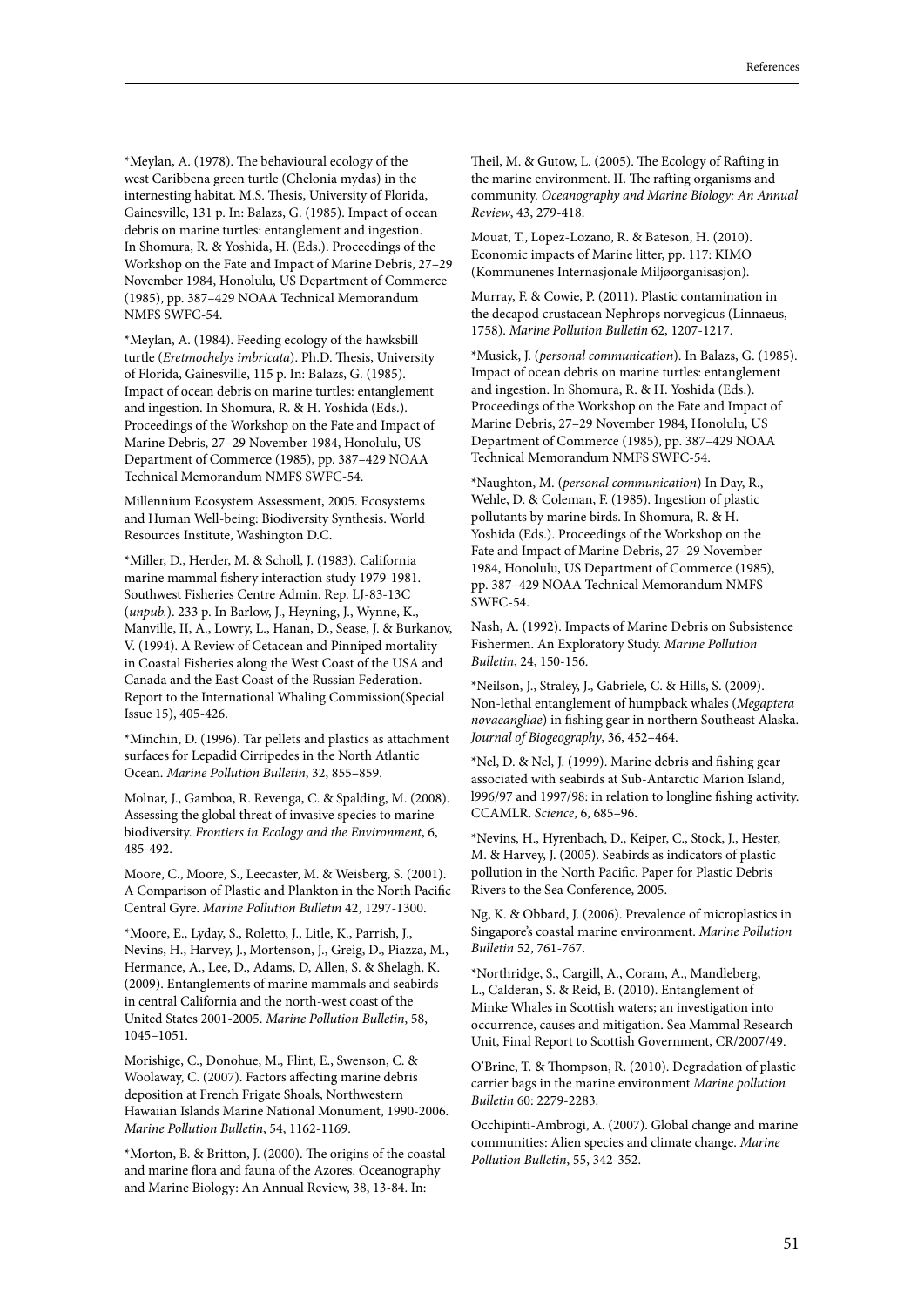*Meylan, A. (1978). The behavioural ecology of the west Caribbena green turtle (Chelonia mydas) in the internesting habitat. M.S. Thesis, University of Florida, Gainesville, 131 p. In: Balazs, G. (1985). Impact of ocean debris on marine turtles: entanglement and ingestion. In Shomura, R. & Yoshida, H. (Eds.). Proceedings of the Workshop on the Fate and Impact of Marine Debris, 27–29 November 1984, Honolulu, US Department of Commerce (1985), pp. 387–429 NOAA Technical Memorandum NMFS SWFC-54.

*Meylan, A. (1984). Feeding ecology of the hawksbill turtle (*Eretmochelys imbricata*). Ph.D. Thesis, University of Florida, Gainesville, 115 p. In: Balazs, G. (1985). Impact of ocean debris on marine turtles: entanglement and ingestion. In Shomura, R. & H. Yoshida (Eds.). Proceedings of the Workshop on the Fate and Impact of Marine Debris, 27–29 November 1984, Honolulu, US Department of Commerce (1985), pp. 387–429 NOAA Technical Memorandum NMFS SWFC-54.

Millennium Ecosystem Assessment, 2005. Ecosystems and Human Well-being: Biodiversity Synthesis. World Resources Institute, Washington D.C.

*Miller, D., Herder, M. & Scholl, J. (1983). California marine mammal fishery interaction study 1979-1981. Southwest Fisheries Centre Admin. Rep. LJ-83-13C (*unpub.*). 233 p. In Barlow, J., Heyning, J., Wynne, K., Manville, II, A., Lowry, L., Hanan, D., Sease, J. & Burkanov, V. (1994). A Review of Cetacean and Pinniped mortality in Coastal Fisheries along the West Coast of the USA and Canada and the East Coast of the Russian Federation. Report to the International Whaling Commission(Special Issue 15), 405-426.

*Minchin, D. (1996). Tar pellets and plastics as attachment surfaces for Lepadid Cirripedes in the North Atlantic Ocean. *Marine Pollution Bulletin*, 32, 855–859.

Molnar, J., Gamboa, R. Revenga, C. & Spalding, M. (2008). Assessing the global threat of invasive species to marine biodiversity. *Frontiers in Ecology and the Environment*, 6, 485-492.

Moore, C., Moore, S., Leecaster, M. & Weisberg, S. (2001). A Comparison of Plastic and Plankton in the North Pacific Central Gyre. *Marine Pollution Bulletin* 42, 1297-1300.

*Moore, E., Lyday, S., Roletto, J., Litle, K., Parrish, J., Nevins, H., Harvey, J., Mortenson, J., Greig, D., Piazza, M., Hermance, A., Lee, D., Adams, D, Allen, S. & Shelagh, K. (2009). Entanglements of marine mammals and seabirds in central California and the north-west coast of the United States 2001-2005. *Marine Pollution Bulletin*, 58, 1045–1051.

Morishige, C., Donohue, M., Flint, E., Swenson, C. & Woolaway, C. (2007). Factors affecting marine debris deposition at French Frigate Shoals, Northwestern Hawaiian Islands Marine National Monument, 1990-2006. *Marine Pollution Bulletin*, 54, 1162-1169.

*Morton, B. & Britton, J. (2000). The origins of the coastal and marine flora and fauna of the Azores. Oceanography and Marine Biology: An Annual Review, 38, 13-84. In: Theil, M. & Gutow, L. (2005). The Ecology of Rafting in the marine environment. II. The rafting organisms and community. *Oceanography and Marine Biology: An Annual Review*, 43, 279-418.

Mouat, T., Lopez-Lozano, R. & Bateson, H. (2010). Economic impacts of Marine litter, pp. 117: KIMO (Kommunenes Internasjonale Miljøorganisasjon).

Murray, F. & Cowie, P. (2011). Plastic contamination in the decapod crustacean Nephrops norvegicus (Linnaeus, 1758). *Marine Pollution Bulletin* 62, 1207-1217.

*Musick, J. (*personal communication*). In Balazs, G. (1985). Impact of ocean debris on marine turtles: entanglement and ingestion. In Shomura, R. & H. Yoshida (Eds.). Proceedings of the Workshop on the Fate and Impact of Marine Debris, 27–29 November 1984, Honolulu, US Department of Commerce (1985), pp. 387–429 NOAA Technical Memorandum NMFS SWFC-54.

*Naughton, M. (*personal communication*) In Day, R., Wehle, D. & Coleman, F. (1985). Ingestion of plastic pollutants by marine birds. In Shomura, R. & H. Yoshida (Eds.). Proceedings of the Workshop on the Fate and Impact of Marine Debris, 27–29 November 1984, Honolulu, US Department of Commerce (1985), pp. 387–429 NOAA Technical Memorandum NMFS SWFC-54.

Nash, A. (1992). Impacts of Marine Debris on Subsistence Fishermen. An Exploratory Study. *Marine Pollution Bulletin*, 24, 150-156.

*Neilson, J., Straley, J., Gabriele, C. & Hills, S. (2009). Non-lethal entanglement of humpback whales (*Megaptera novaeangliae*) in fishing gear in northern Southeast Alaska. *Journal of Biogeography*, 36, 452–464.

*Nel, D. & Nel, J. (1999). Marine debris and fishing gear associated with seabirds at Sub-Antarctic Marion Island, l996/97 and 1997/98: in relation to longline fishing activity. CCAMLR. *Science*, 6, 685–96.

*Nevins, H., Hyrenbach, D., Keiper, C., Stock, J., Hester, M. & Harvey, J. (2005). Seabirds as indicators of plastic pollution in the North Pacific. Paper for Plastic Debris Rivers to the Sea Conference, 2005.

Ng, K. & Obbard, J. (2006). Prevalence of microplastics in Singapore's coastal marine environment. *Marine Pollution Bulletin* 52, 761-767.

*Northridge, S., Cargill, A., Coram, A., Mandleberg, L., Calderan, S. & Reid, B. (2010). Entanglement of Minke Whales in Scottish waters; an investigation into occurrence, causes and mitigation. Sea Mammal Research Unit, Final Report to Scottish Government, CR/2007/49.

O'Brine, T. & Thompson, R. (2010). Degradation of plastic carrier bags in the marine environment *Marine pollution Bulletin* 60: 2279-2283.

Occhipinti-Ambrogi, A. (2007). Global change and marine communities: Alien species and climate change. *Marine Pollution Bulletin*, 55, 342-352.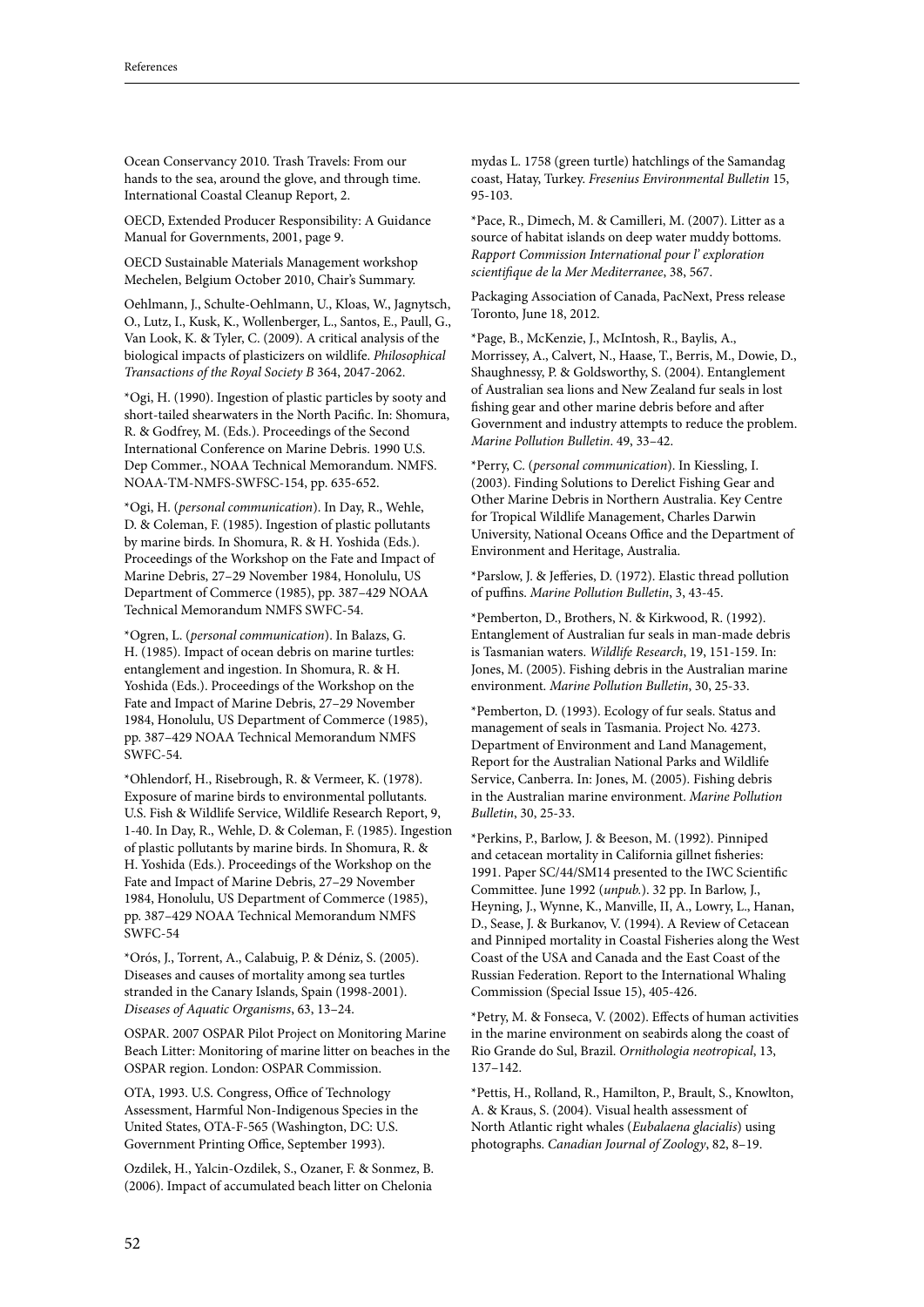Ocean Conservancy 2010. Trash Travels: From our hands to the sea, around the glove, and through time. International Coastal Cleanup Report, 2.

OECD, Extended Producer Responsibility: A Guidance Manual for Governments, 2001, page 9.

OECD Sustainable Materials Management workshop Mechelen, Belgium October 2010, Chair's Summary.

Oehlmann, J., Schulte-Oehlmann, U., Kloas, W., Jagnytsch, O., Lutz, I., Kusk, K., Wollenberger, L., Santos, E., Paull, G., Van Look, K. & Tyler, C. (2009). A critical analysis of the biological impacts of plasticizers on wildlife. *Philosophical Transactions of the Royal Society B* 364, 2047-2062.

*Ogi, H. (1990). Ingestion of plastic particles by sooty and short-tailed shearwaters in the North Pacific. In: Shomura, R. & Godfrey, M. (Eds.). Proceedings of the Second International Conference on Marine Debris. 1990 U.S. Dep Commer., NOAA Technical Memorandum. NMFS. NOAA-TM-NMFS-SWFSC-154, pp. 635-652.

*Ogi, H. (*personal communication*). In Day, R., Wehle, D. & Coleman, F. (1985). Ingestion of plastic pollutants by marine birds. In Shomura, R. & H. Yoshida (Eds.). Proceedings of the Workshop on the Fate and Impact of Marine Debris, 27–29 November 1984, Honolulu, US Department of Commerce (1985), pp. 387–429 NOAA Technical Memorandum NMFS SWFC-54.

*Ogren, L. (*personal communication*). In Balazs, G. H. (1985). Impact of ocean debris on marine turtles: entanglement and ingestion. In Shomura, R. & H. Yoshida (Eds.). Proceedings of the Workshop on the Fate and Impact of Marine Debris, 27–29 November 1984, Honolulu, US Department of Commerce (1985), pp. 387–429 NOAA Technical Memorandum NMFS SWFC-54.

*Ohlendorf, H., Risebrough, R. & Vermeer, K. (1978). Exposure of marine birds to environmental pollutants. U.S. Fish & Wildlife Service, Wildlife Research Report, 9, 1-40. In Day, R., Wehle, D. & Coleman, F. (1985). Ingestion of plastic pollutants by marine birds. In Shomura, R. & H. Yoshida (Eds.). Proceedings of the Workshop on the Fate and Impact of Marine Debris, 27–29 November 1984, Honolulu, US Department of Commerce (1985), pp. 387–429 NOAA Technical Memorandum NMFS SWFC-54

*Orós, J., Torrent, A., Calabuig, P. & Déniz, S. (2005). Diseases and causes of mortality among sea turtles stranded in the Canary Islands, Spain (1998-2001). *Diseases of Aquatic Organisms*, 63, 13–24.

OSPAR. 2007 OSPAR Pilot Project on Monitoring Marine Beach Litter: Monitoring of marine litter on beaches in the OSPAR region. London: OSPAR Commission.

OTA, 1993. U.S. Congress, Office of Technology Assessment, Harmful Non-Indigenous Species in the United States, OTA-F-565 (Washington, DC: U.S. Government Printing Office, September 1993).

Ozdilek, H., Yalcin-Ozdilek, S., Ozaner, F. & Sonmez, B. (2006). Impact of accumulated beach litter on Chelonia mydas L. 1758 (green turtle) hatchlings of the Samandag coast, Hatay, Turkey. *Fresenius Environmental Bulletin* 15, 95-103.

*Pace, R., Dimech, M. & Camilleri, M. (2007). Litter as a source of habitat islands on deep water muddy bottoms. *Rapport Commission International pour l' exploration scientifique de la Mer Mediterranee*, 38, 567.

Packaging Association of Canada, PacNext, Press release Toronto, June 18, 2012.

*Page, B., McKenzie, J., McIntosh, R., Baylis, A., Morrissey, A., Calvert, N., Haase, T., Berris, M., Dowie, D., Shaughnessy, P. & Goldsworthy, S. (2004). Entanglement of Australian sea lions and New Zealand fur seals in lost fishing gear and other marine debris before and after Government and industry attempts to reduce the problem. *Marine Pollution Bulletin*. 49, 33–42.

*Perry, C. (*personal communication*). In Kiessling, I. (2003). Finding Solutions to Derelict Fishing Gear and Other Marine Debris in Northern Australia. Key Centre for Tropical Wildlife Management, Charles Darwin University, National Oceans Office and the Department of Environment and Heritage, Australia.

*Parslow, J. & Jefferies, D. (1972). Elastic thread pollution of puffins. *Marine Pollution Bulletin*, 3, 43-45.

*Pemberton, D., Brothers, N. & Kirkwood, R. (1992). Entanglement of Australian fur seals in man-made debris is Tasmanian waters. *Wildlife Research*, 19, 151-159. In: Jones, M. (2005). Fishing debris in the Australian marine environment. *Marine Pollution Bulletin*, 30, 25-33.

*Pemberton, D. (1993). Ecology of fur seals. Status and management of seals in Tasmania. Project No. 4273. Department of Environment and Land Management, Report for the Australian National Parks and Wildlife Service, Canberra. In: Jones, M. (2005). Fishing debris in the Australian marine environment. *Marine Pollution Bulletin*, 30, 25-33.

*Perkins, P., Barlow, J. & Beeson, M. (1992). Pinniped and cetacean mortality in California gillnet fisheries: 1991. Paper SC/44/SM14 presented to the IWC Scientific Committee. June 1992 (*unpub.*). 32 pp. In Barlow, J., Heyning, J., Wynne, K., Manville, II, A., Lowry, L., Hanan, D., Sease, J. & Burkanov, V. (1994). A Review of Cetacean and Pinniped mortality in Coastal Fisheries along the West Coast of the USA and Canada and the East Coast of the Russian Federation. Report to the International Whaling Commission (Special Issue 15), 405-426.

*Petry, M. & Fonseca, V. (2002). Effects of human activities in the marine environment on seabirds along the coast of Rio Grande do Sul, Brazil. *Ornithologia neotropical*, 13, 137–142.

*Pettis, H., Rolland, R., Hamilton, P., Brault, S., Knowlton, A. & Kraus, S. (2004). Visual health assessment of North Atlantic right whales (*Eubalaena glacialis*) using photographs. *Canadian Journal of Zoology*, 82, 8–19.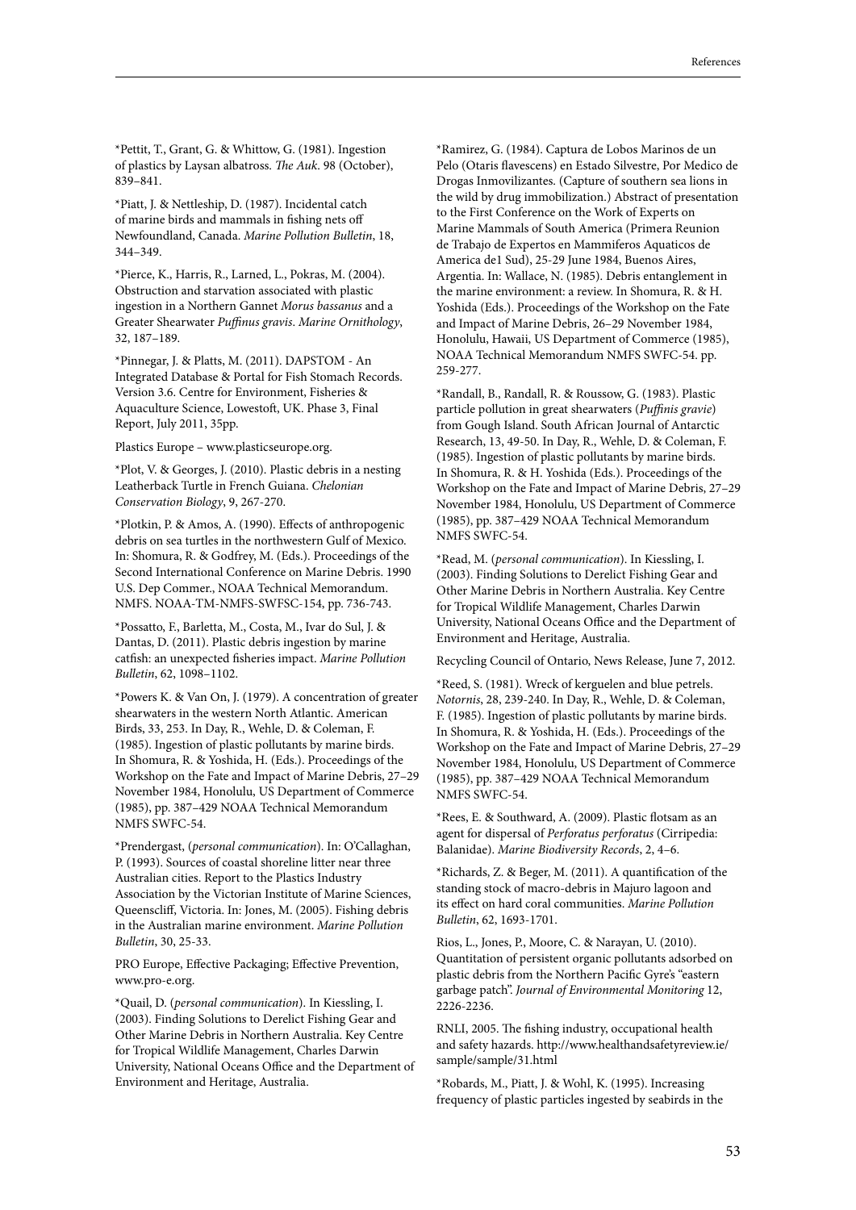*Pettit, T., Grant, G. & Whittow, G. (1981). Ingestion of plastics by Laysan albatross. *The Auk*. 98 (October), 839–841.

*Piatt, J. & Nettleship, D. (1987). Incidental catch of marine birds and mammals in fishing nets off Newfoundland, Canada. *Marine Pollution Bulletin*, 18, 344–349.

*Pierce, K., Harris, R., Larned, L., Pokras, M. (2004). Obstruction and starvation associated with plastic ingestion in a Northern Gannet *Morus bassanus* and a Greater Shearwater *Puffinus gravis*. *Marine Ornithology*, 32, 187–189.

*Pinnegar, J. & Platts, M. (2011). DAPSTOM - An Integrated Database & Portal for Fish Stomach Records. Version 3.6. Centre for Environment, Fisheries & Aquaculture Science, Lowestoft, UK. Phase 3, Final Report, July 2011, 35pp.

Plastics Europe – www.plasticseurope.org.

*Plot, V. & Georges, J. (2010). Plastic debris in a nesting Leatherback Turtle in French Guiana. *Chelonian Conservation Biology*, 9, 267-270.

*Plotkin, P. & Amos, A. (1990). Effects of anthropogenic debris on sea turtles in the northwestern Gulf of Mexico. In: Shomura, R. & Godfrey, M. (Eds.). Proceedings of the Second International Conference on Marine Debris. 1990 U.S. Dep Commer., NOAA Technical Memorandum. NMFS. NOAA-TM-NMFS-SWFSC-154, pp. 736-743.

*Possatto, F., Barletta, M., Costa, M., Ivar do Sul, J. & Dantas, D. (2011). Plastic debris ingestion by marine catfish: an unexpected fisheries impact. *Marine Pollution Bulletin*, 62, 1098–1102.

*Powers K. & Van On, J. (1979). A concentration of greater shearwaters in the western North Atlantic. American Birds, 33, 253. In Day, R., Wehle, D. & Coleman, F. (1985). Ingestion of plastic pollutants by marine birds. In Shomura, R. & Yoshida, H. (Eds.). Proceedings of the Workshop on the Fate and Impact of Marine Debris, 27–29 November 1984, Honolulu, US Department of Commerce (1985), pp. 387–429 NOAA Technical Memorandum NMFS SWFC-54.

*Prendergast, (*personal communication*). In: O'Callaghan, P. (1993). Sources of coastal shoreline litter near three Australian cities. Report to the Plastics Industry Association by the Victorian Institute of Marine Sciences, Queenscliff, Victoria. In: Jones, M. (2005). Fishing debris in the Australian marine environment. *Marine Pollution Bulletin*, 30, 25-33.

PRO Europe, Effective Packaging; Effective Prevention, www.pro-e.org.

*Quail, D. (*personal communication*). In Kiessling, I. (2003). Finding Solutions to Derelict Fishing Gear and Other Marine Debris in Northern Australia. Key Centre for Tropical Wildlife Management, Charles Darwin University, National Oceans Office and the Department of Environment and Heritage, Australia.

*Ramirez, G. (1984). Captura de Lobos Marinos de un Pelo (Otaris flavescens) en Estado Silvestre, Por Medico de Drogas Inmovilizantes. (Capture of southern sea lions in the wild by drug immobilization.) Abstract of presentation to the First Conference on the Work of Experts on Marine Mammals of South America (Primera Reunion de Trabajo de Expertos en Mammiferos Aquaticos de America de1 Sud), 25-29 June 1984, Buenos Aires, Argentina. In: Wallace, N. (1985). Debris entanglement in the marine environment: a review. In Shomura, R. & H. Yoshida (Eds.). Proceedings of the Workshop on the Fate and Impact of Marine Debris, 26–29 November 1984, Honolulu, Hawaii, US Department of Commerce (1985), NOAA Technical Memorandum NMFS SWFC-54. pp. 259-277.

*Randall, B., Randall, R. & Roussow, G. (1983). Plastic particle pollution in great shearwaters (*Puffinis gravie*) from Gough Island. South African Journal of Antarctic Research, 13, 49-50. In Day, R., Wehle, D. & Coleman, F. (1985). Ingestion of plastic pollutants by marine birds. In Shomura, R. & H. Yoshida (Eds.). Proceedings of the Workshop on the Fate and Impact of Marine Debris, 27–29 November 1984, Honolulu, US Department of Commerce (1985), pp. 387–429 NOAA Technical Memorandum NMFS SWFC-54.

*Read, M. (*personal communication*). In Kiessling, I. (2003). Finding Solutions to Derelict Fishing Gear and Other Marine Debris in Northern Australia. Key Centre for Tropical Wildlife Management, Charles Darwin University, National Oceans Office and the Department of Environment and Heritage, Australia.

Recycling Council of Ontario, News Release, June 7, 2012.

*Reed, S. (1981). Wreck of kerguelen and blue petrels. *Notornis*, 28, 239-240. In Day, R., Wehle, D. & Coleman, F. (1985). Ingestion of plastic pollutants by marine birds. In Shomura, R. & Yoshida, H. (Eds.). Proceedings of the Workshop on the Fate and Impact of Marine Debris, 27–29 November 1984, Honolulu, US Department of Commerce (1985), pp. 387–429 NOAA Technical Memorandum NMFS SWFC-54.

*Rees, E. & Southward, A. (2009). Plastic flotsam as an agent for dispersal of *Perforatus perforatus* (Cirripedia: Balanidae). *Marine Biodiversity Records*, 2, 4–6.

*Richards, Z. & Beger, M. (2011). A quantification of the standing stock of macro-debris in Majuro lagoon and its effect on hard coral communities. *Marine Pollution Bulletin*, 62, 1693-1701.

Rios, L., Jones, P., Moore, C. & Narayan, U. (2010). Quantitation of persistent organic pollutants adsorbed on plastic debris from the Northern Pacific Gyre's "eastern garbage patch". *Journal of Environmental Monitoring* 12, 2226-2236.

RNLI, 2005. The fishing industry, occupational health and safety hazards. http://www.healthandsafetyreview.ie/sample/sample/31.html

*Robards, M., Piatt, J. & Wohl, K. (1995). Increasing frequency of plastic particles ingested by seabirds in the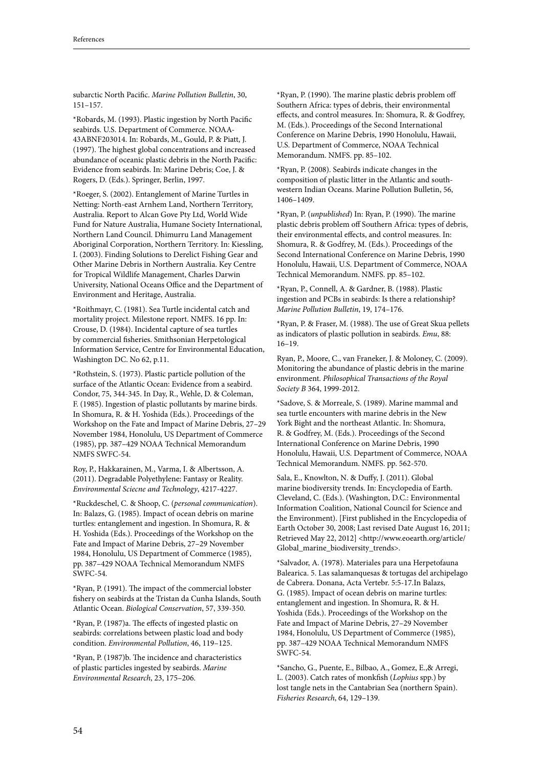subarctic North Pacific. *Marine Pollution Bulletin*, 30, 151–157.

*Robards, M. (1993). Plastic ingestion by North Pacific seabirds. U.S. Department of Commerce. NOAA-43ABNF203014. In: Robards, M., Gould, P. & Piatt, J. (1997). The highest global concentrations and increased abundance of oceanic plastic debris in the North Pacific: Evidence from seabirds. In: Marine Debris; Coe, J. & Rogers, D. (Eds.). Springer, Berlin, 1997.

*Roeger, S. (2002). Entanglement of Marine Turtles in Netting: North-east Arnhem Land, Northern Territory, Australia. Report to Alcan Gove Pty Ltd, World Wide Fund for Nature Australia, Humane Society International, Northern Land Council. Dhimurru Land Management Aboriginal Corporation, Northern Territory. In: Kiessling, I. (2003). Finding Solutions to Derelict Fishing Gear and Other Marine Debris in Northern Australia. Key Centre for Tropical Wildlife Management, Charles Darwin University, National Oceans Office and the Department of Environment and Heritage, Australia.

*Roithmayr, C. (1981). Sea Turtle incidental catch and mortality project. Milestone report. NMFS. 16 pp. In: Crouse, D. (1984). Incidental capture of sea turtles by commercial fisheries. Smithsonian Herpetological Information Service, Centre for Environmental Education, Washington DC. No 62, p.11.

*Rothstein, S. (1973). Plastic particle pollution of the surface of the Atlantic Ocean: Evidence from a seabird. Condor, 75, 344-345. In Day, R., Wehle, D. & Coleman, F. (1985). Ingestion of plastic pollutants by marine birds. In Shomura, R. & H. Yoshida (Eds.). Proceedings of the Workshop on the Fate and Impact of Marine Debris, 27–29 November 1984, Honolulu, US Department of Commerce (1985), pp. 387–429 NOAA Technical Memorandum NMFS SWFC-54.

Roy, P., Hakkarainen, M., Varma, I. & Albertsson, A. (2011). Degradable Polyethylene: Fantasy or Reality. *Environmental Sciecne and Technology*, 4217-4227.

*Ruckdeschel, C. & Shoop, C. (*personal communication*). In: Balazs, G. (1985). Impact of ocean debris on marine turtles: entanglement and ingestion. In Shomura, R. & H. Yoshida (Eds.). Proceedings of the Workshop on the Fate and Impact of Marine Debris, 27–29 November 1984, Honolulu, US Department of Commerce (1985), pp. 387–429 NOAA Technical Memorandum NMFS SWFC-54.

*Ryan, P. (1991). The impact of the commercial lobster fishery on seabirds at the Tristan da Cunha Islands, South Atlantic Ocean. *Biological Conservation*, 57, 339-350.

*Ryan, P. (1987)a. The effects of ingested plastic on seabirds: correlations between plastic load and body condition. *Environmental Pollution*, 46, 119–125.

*Ryan, P. (1987)b. The incidence and characteristics of plastic particles ingested by seabirds. *Marine Environmental Research*, 23, 175–206.

*Ryan, P. (1990). The marine plastic debris problem off Southern Africa: types of debris, their environmental effects, and control measures. In: Shomura, R. & Godfrey, M. (Eds.). Proceedings of the Second International Conference on Marine Debris, 1990 Honolulu, Hawaii, U.S. Department of Commerce, NOAA Technical Memorandum. NMFS. pp. 85–102.

*Ryan, P. (2008). Seabirds indicate changes in the composition of plastic litter in the Atlantic and south-western Indian Oceans. Marine Pollution Bulletin, 56, 1406–1409.

*Ryan, P. (*unpublished*) In: Ryan, P. (1990). The marine plastic debris problem off Southern Africa: types of debris, their environmental effects, and control measures. In: Shomura, R. & Godfrey, M. (Eds.). Proceedings of the Second International Conference on Marine Debris, 1990 Honolulu, Hawaii, U.S. Department of Commerce, NOAA Technical Memorandum. NMFS. pp. 85–102.

*Ryan, P., Connell, A. & Gardner, B. (1988). Plastic ingestion and PCBs in seabirds: Is there a relationship? *Marine Pollution Bulletin*, 19, 174–176.

*Ryan, P. & Fraser, M. (1988). The use of Great Skua pellets as indicators of plastic pollution in seabirds. *Emu*, 88: 16–19.

Ryan, P., Moore, C., van Franeker, J. & Moloney, C. (2009). Monitoring the abundance of plastic debris in the marine environment. *Philosophical Transactions of the Royal Society B* 364, 1999-2012.

*Sadove, S. & Morreale, S. (1989). Marine mammal and sea turtle encounters with marine debris in the New York Bight and the northeast Atlantic. In: Shomura, R. & Godfrey, M. (Eds.). Proceedings of the Second International Conference on Marine Debris, 1990 Honolulu, Hawaii, U.S. Department of Commerce, NOAA Technical Memorandum. NMFS. pp. 562-570.

Sala, E., Knowlton, N. & Duffy, J. (2011). Global marine biodiversity trends. In: Encyclopedia of Earth. Cleveland, C. (Eds.). (Washington, D.C.: Environmental Information Coalition, National Council for Science and the Environment). [First published in the Encyclopedia of Earth October 30, 2008; Last revised Date August 16, 2011; Retrieved May 22, 2012] <http://www.eoearth.org/article/Global_marine_biodiversity_trends>.

*Salvador, A. (1978). Materiales para una Herpetofauna Balearica. 5. Las salamanquesas & tortugas del archipelago de Cabrera. Donana, Acta Vertebr. 5:5-17.In Balazs, G. (1985). Impact of ocean debris on marine turtles: entanglement and ingestion. In Shomura, R. & H. Yoshida (Eds.). Proceedings of the Workshop on the Fate and Impact of Marine Debris, 27–29 November 1984, Honolulu, US Department of Commerce (1985), pp. 387–429 NOAA Technical Memorandum NMFS SWFC-54.

*Sancho, G., Puente, E., Bilbao, A., Gomez, E.,& Arregi, L. (2003). Catch rates of monkfish (*Lophius* spp.) by lost tangle nets in the Cantabrian Sea (northern Spain). *Fisheries Research*, 64, 129–139.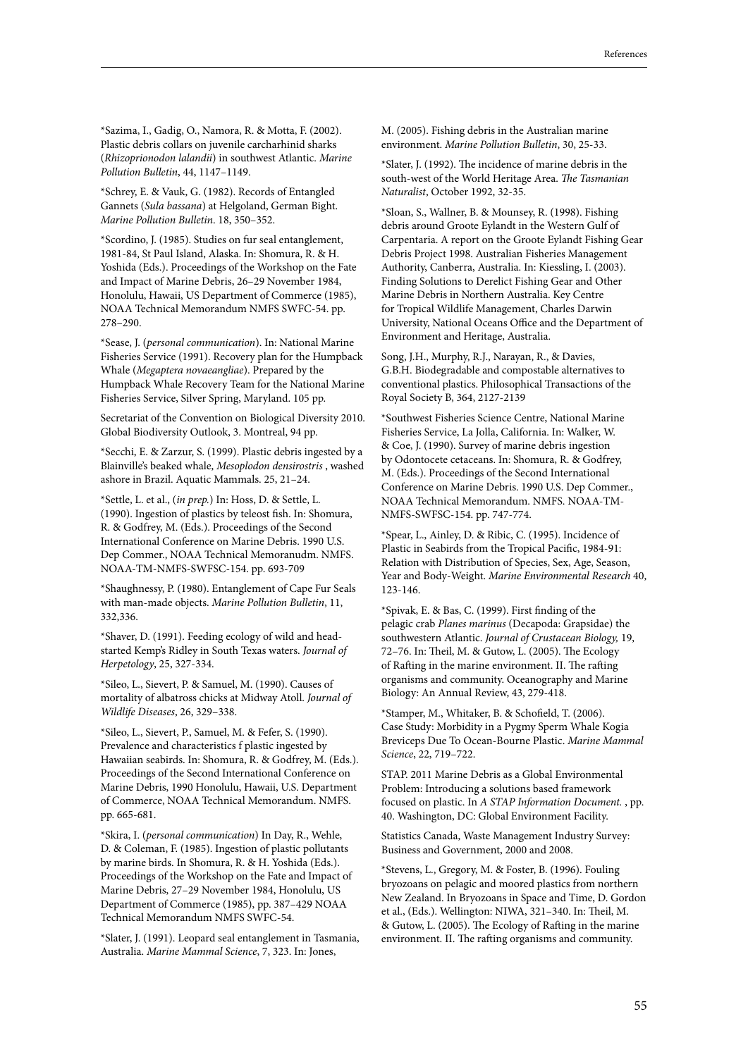*Sazima, I., Gadig, O., Namora, R. & Motta, F. (2002). Plastic debris collars on juvenile carcharhinid sharks (*Rhizoprionodon lalandii*) in southwest Atlantic. *Marine Pollution Bulletin*, 44, 1147–1149.

*Schrey, E. & Vauk, G. (1982). Records of Entangled Gannets (*Sula bassana*) at Helgoland, German Bight. *Marine Pollution Bulletin*. 18, 350–352.

*Scordino, J. (1985). Studies on fur seal entanglement, 1981-84, St Paul Island, Alaska. In: Shomura, R. & H. Yoshida (Eds.). Proceedings of the Workshop on the Fate and Impact of Marine Debris, 26–29 November 1984, Honolulu, Hawaii, US Department of Commerce (1985), NOAA Technical Memorandum NMFS SWFC-54. pp. 278–290.

*Sease, J. (*personal communication*). In: National Marine Fisheries Service (1991). Recovery plan for the Humpback Whale (*Megaptera novaeangliae*). Prepared by the Humpback Whale Recovery Team for the National Marine Fisheries Service, Silver Spring, Maryland. 105 pp.

Secretariat of the Convention on Biological Diversity 2010. Global Biodiversity Outlook, 3. Montreal, 94 pp.

*Secchi, E. & Zarzur, S. (1999). Plastic debris ingested by a Blainville's beaked whale, *Mesoplodon densirostris* , washed ashore in Brazil. Aquatic Mammals. 25, 21–24.

*Settle, L. et al., (*in prep.*) In: Hoss, D. & Settle, L. (1990). Ingestion of plastics by teleost fish. In: Shomura, R. & Godfrey, M. (Eds.). Proceedings of the Second International Conference on Marine Debris. 1990 U.S. Dep Commer., NOAA Technical Memoranudm. NMFS. NOAA-TM-NMFS-SWFSC-154. pp. 693-709

*Shaughnessy, P. (1980). Entanglement of Cape Fur Seals with man-made objects. *Marine Pollution Bulletin*, 11, 332,336.

*Shaver, D. (1991). Feeding ecology of wild and head-started Kemp's Ridley in South Texas waters. *Journal of Herpetology*, 25, 327-334.

*Sileo, L., Sievert, P. & Samuel, M. (1990). Causes of mortality of albatross chicks at Midway Atoll. *Journal of Wildlife Diseases*, 26, 329–338.

*Sileo, L., Sievert, P., Samuel, M. & Fefer, S. (1990). Prevalence and characteristics f plastic ingested by Hawaiian seabirds. In: Shomura, R. & Godfrey, M. (Eds.). Proceedings of the Second International Conference on Marine Debris, 1990 Honolulu, Hawaii, U.S. Department of Commerce, NOAA Technical Memorandum. NMFS. pp. 665-681.

*Skira, I. (*personal communication*) In Day, R., Wehle, D. & Coleman, F. (1985). Ingestion of plastic pollutants by marine birds. In Shomura, R. & H. Yoshida (Eds.). Proceedings of the Workshop on the Fate and Impact of Marine Debris, 27–29 November 1984, Honolulu, US Department of Commerce (1985), pp. 387–429 NOAA Technical Memorandum NMFS SWFC-54.

*Slater, J. (1991). Leopard seal entanglement in Tasmania, Australia. *Marine Mammal Science*, 7, 323. In: Jones, M. (2005). Fishing debris in the Australian marine environment. *Marine Pollution Bulletin*, 30, 25-33.

*Slater, J. (1992). The incidence of marine debris in the south-west of the World Heritage Area. *The Tasmanian Naturalist*, October 1992, 32-35.

*Sloan, S., Wallner, B. & Mounsey, R. (1998). Fishing debris around Groote Eylandt in the Western Gulf of Carpentaria. A report on the Groote Eylandt Fishing Gear Debris Project 1998. Australian Fisheries Management Authority, Canberra, Australia. In: Kiessling, I. (2003). Finding Solutions to Derelict Fishing Gear and Other Marine Debris in Northern Australia. Key Centre for Tropical Wildlife Management, Charles Darwin University, National Oceans Office and the Department of Environment and Heritage, Australia.

Song, J.H., Murphy, R.J., Narayan, R., & Davies, G.B.H. Biodegradable and compostable alternatives to conventional plastics. Philosophical Transactions of the Royal Society B, 364, 2127-2139

*Southwest Fisheries Science Centre, National Marine Fisheries Service, La Jolla, California. In: Walker, W. & Coe, J. (1990). Survey of marine debris ingestion by Odontocete cetaceans. In: Shomura, R. & Godfrey, M. (Eds.). Proceedings of the Second International Conference on Marine Debris. 1990 U.S. Dep Commer., NOAA Technical Memorandum. NMFS. NOAA-TM-NMFS-SWFSC-154. pp. 747-774.

*Spear, L., Ainley, D. & Ribic, C. (1995). Incidence of Plastic in Seabirds from the Tropical Pacific, 1984-91: Relation with Distribution of Species, Sex, Age, Season, Year and Body-Weight. *Marine Environmental Research* 40, 123-146.

*Spivak, E. & Bas, C. (1999). First finding of the pelagic crab *Planes marinus* (Decapoda: Grapsidae) the southwestern Atlantic. *Journal of Crustacean Biology,* 19, 72–76. In: Theil, M. & Gutow, L. (2005). The Ecology of Rafting in the marine environment. II. The rafting organisms and community. Oceanography and Marine Biology: An Annual Review, 43, 279-418.

*Stamper, M., Whitaker, B. & Schofield, T. (2006). Case Study: Morbidity in a Pygmy Sperm Whale Kogia Breviceps Due To Ocean-Bourne Plastic. *Marine Mammal Science*, 22, 719–722.

STAP. 2011 Marine Debris as a Global Environmental Problem: Introducing a solutions based framework focused on plastic. In *A STAP Information Document.* , pp. 40. Washington, DC: Global Environment Facility.

Statistics Canada, Waste Management Industry Survey: Business and Government, 2000 and 2008.

*Stevens, L., Gregory, M. & Foster, B. (1996). Fouling bryozoans on pelagic and moored plastics from northern New Zealand. In Bryozoans in Space and Time, D. Gordon et al., (Eds.). Wellington: NIWA, 321–340. In: Theil, M. & Gutow, L. (2005). The Ecology of Rafting in the marine environment. II. The rafting organisms and community.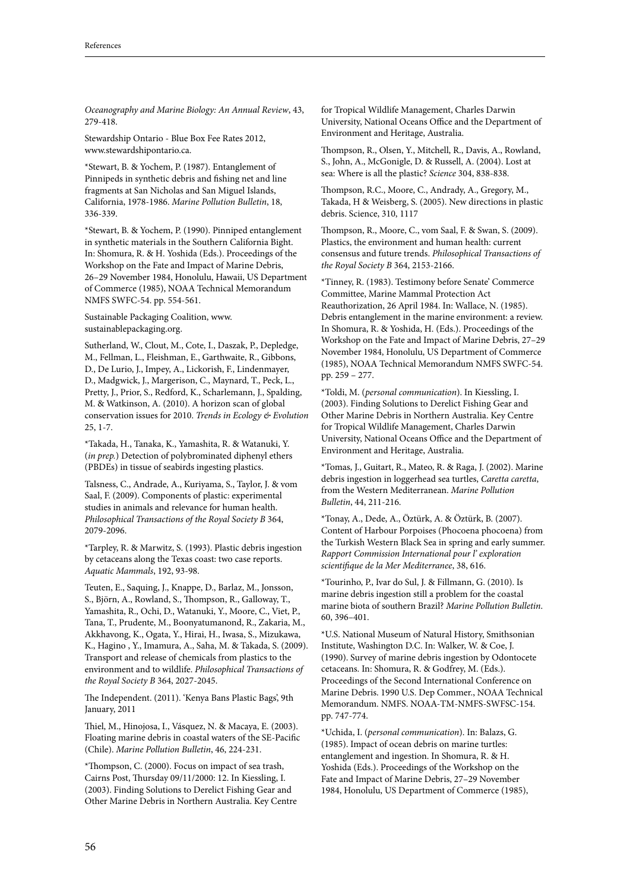*Oceanography and Marine Biology: An Annual Review*, 43, 279-418.

Stewardship Ontario - Blue Box Fee Rates 2012, www.stewardshipontario.ca.

*Stewart, B. & Yochem, P. (1987). Entanglement of Pinnipeds in synthetic debris and fishing net and line fragments at San Nicholas and San Miguel Islands, California, 1978-1986. *Marine Pollution Bulletin*, 18, 336-339.

*Stewart, B. & Yochem, P. (1990). Pinniped entanglement in synthetic materials in the Southern California Bight. In: Shomura, R. & H. Yoshida (Eds.). Proceedings of the Workshop on the Fate and Impact of Marine Debris, 26–29 November 1984, Honolulu, Hawaii, US Department of Commerce (1985), NOAA Technical Memorandum NMFS SWFC-54. pp. 554-561.

Sustainable Packaging Coalition, www. sustainablepackaging.org.

Sutherland, W., Clout, M., Cote, I., Daszak, P., Depledge, M., Fellman, L., Fleishman, E., Garthwaite, R., Gibbons, D., De Lurio, J., Impey, A., Lickorish, F., Lindenmayer, D., Madgwick, J., Margerison, C., Maynard, T., Peck, L., Pretty, J., Prior, S., Redford, K., Scharlemann, J., Spalding, M. & Watkinson, A. (2010). A horizon scan of global conservation issues for 2010. *Trends in Ecology & Evolution* 25, 1-7.

*Takada, H., Tanaka, K., Yamashita, R. & Watanuki, Y. (*in prep.*) Detection of polybrominated diphenyl ethers (PBDEs) in tissue of seabirds ingesting plastics.

Talsness, C., Andrade, A., Kuriyama, S., Taylor, J. & vom Saal, F. (2009). Components of plastic: experimental studies in animals and relevance for human health. *Philosophical Transactions of the Royal Society B* 364, 2079-2096.

*Tarpley, R. & Marwitz, S. (1993). Plastic debris ingestion by cetaceans along the Texas coast: two case reports. *Aquatic Mammals*, 192, 93-98.

Teuten, E., Saquing, J., Knappe, D., Barlaz, M., Jonsson, S., Björn, A., Rowland, S., Thompson, R., Galloway, T., Yamashita, R., Ochi, D., Watanuki, Y., Moore, C., Viet, P., Tana, T., Prudente, M., Boonyatumanond, R., Zakaria, M., Akkhavong, K., Ogata, Y., Hirai, H., Iwasa, S., Mizukawa, K., Hagino , Y., Imamura, A., Saha, M. & Takada, S. (2009). Transport and release of chemicals from plastics to the environment and to wildlife. *Philosophical Transactions of the Royal Society B* 364, 2027-2045.

The Independent. (2011). 'Kenya Bans Plastic Bags', 9th January, 2011

Thiel, M., Hinojosa, I., Vásquez, N. & Macaya, E. (2003). Floating marine debris in coastal waters of the SE-Pacific (Chile). *Marine Pollution Bulletin*, 46, 224-231.

*Thompson, C. (2000). Focus on impact of sea trash, Cairns Post, Thursday 09/11/2000: 12. In Kiessling, I. (2003). Finding Solutions to Derelict Fishing Gear and Other Marine Debris in Northern Australia. Key Centre for Tropical Wildlife Management, Charles Darwin University, National Oceans Office and the Department of Environment and Heritage, Australia.

Thompson, R., Olsen, Y., Mitchell, R., Davis, A., Rowland, S., John, A., McGonigle, D. & Russell, A. (2004). Lost at sea: Where is all the plastic? *Science* 304, 838-838.

Thompson, R.C., Moore, C., Andrady, A., Gregory, M., Takada, H & Weisberg, S. (2005). New directions in plastic debris. Science, 310, 1117

Thompson, R., Moore, C., vom Saal, F. & Swan, S. (2009). Plastics, the environment and human health: current consensus and future trends. *Philosophical Transactions of the Royal Society B* 364, 2153-2166.

*Tinney, R. (1983). Testimony before Senate' Commerce Committee, Marine Mammal Protection Act Reauthorization, 26 April 1984. In: Wallace, N. (1985). Debris entanglement in the marine environment: a review. In Shomura, R. & Yoshida, H. (Eds.). Proceedings of the Workshop on the Fate and Impact of Marine Debris, 27–29 November 1984, Honolulu, US Department of Commerce (1985), NOAA Technical Memorandum NMFS SWFC-54. pp. 259 – 277.

*Toldi, M. (*personal communication*). In Kiessling, I. (2003). Finding Solutions to Derelict Fishing Gear and Other Marine Debris in Northern Australia. Key Centre for Tropical Wildlife Management, Charles Darwin University, National Oceans Office and the Department of Environment and Heritage, Australia.

*Tomas, J., Guitart, R., Mateo, R. & Raga, J. (2002). Marine debris ingestion in loggerhead sea turtles, *Caretta caretta*, from the Western Mediterranean. *Marine Pollution Bulletin*, 44, 211-216.

*Tonay, A., Dede, A., Öztürk, A. & Öztürk, B. (2007). Content of Harbour Porpoises (Phocoena phocoena) from the Turkish Western Black Sea in spring and early summer. *Rapport Commission International pour l' exploration scientifique de la Mer Mediterranee*, 38, 616.

*Tourinho, P., Ivar do Sul, J. & Fillmann, G. (2010). Is marine debris ingestion still a problem for the coastal marine biota of southern Brazil? *Marine Pollution Bulletin*. 60, 396–401.

*U.S. National Museum of Natural History, Smithsonian Institute, Washington D.C. In: Walker, W. & Coe, J. (1990). Survey of marine debris ingestion by Odontocete cetaceans. In: Shomura, R. & Godfrey, M. (Eds.). Proceedings of the Second International Conference on Marine Debris. 1990 U.S. Dep Commer., NOAA Technical Memorandum. NMFS. NOAA-TM-NMFS-SWFSC-154. pp. 747-774.

*Uchida, I. (*personal communication*). In: Balazs, G. (1985). Impact of ocean debris on marine turtles: entanglement and ingestion. In Shomura, R. & H. Yoshida (Eds.). Proceedings of the Workshop on the Fate and Impact of Marine Debris, 27–29 November 1984, Honolulu, US Department of Commerce (1985),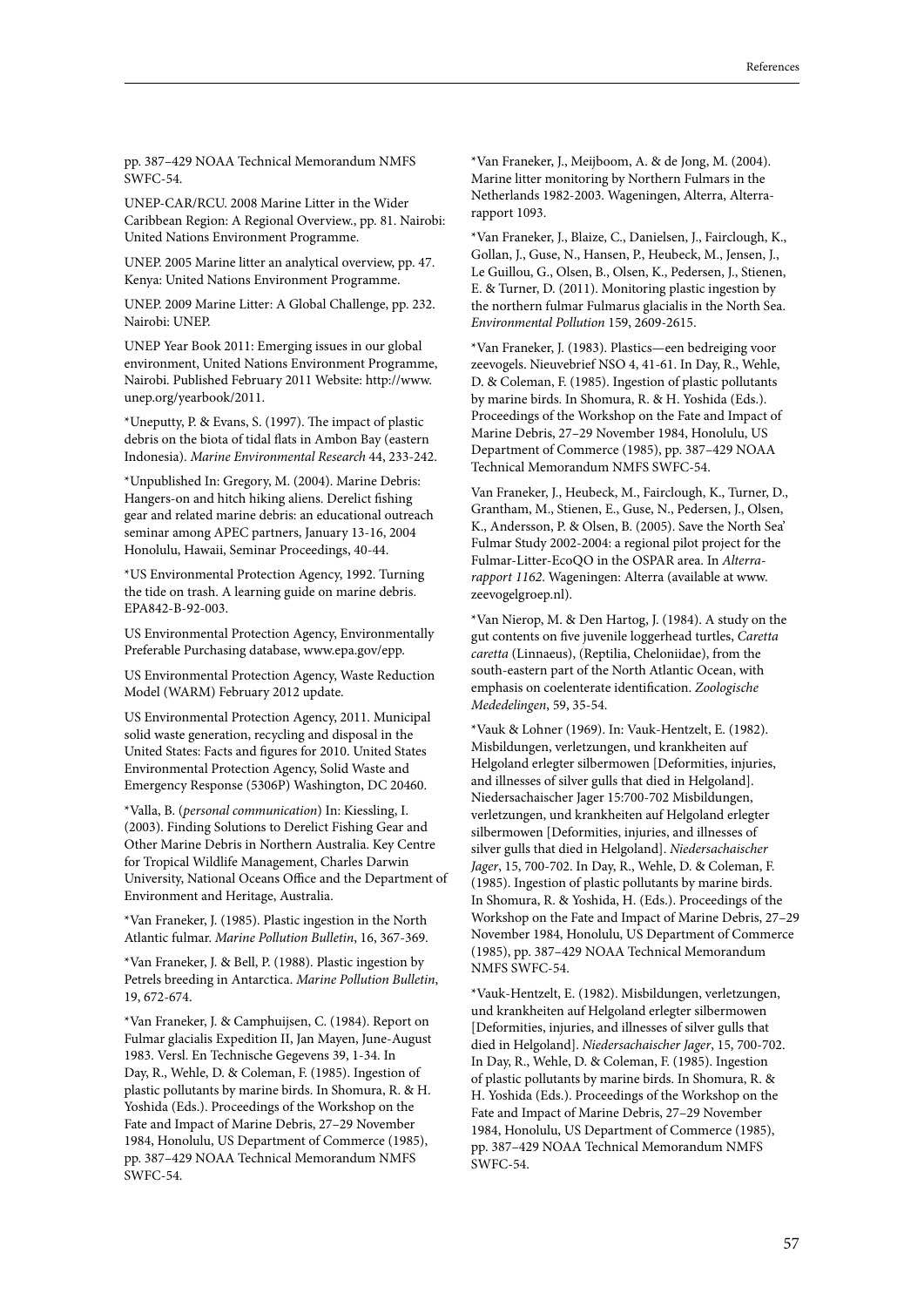pp. 387–429 NOAA Technical Memorandum NMFS SWFC-54.

UNEP-CAR/RCU. 2008 Marine Litter in the Wider Caribbean Region: A Regional Overview., pp. 81. Nairobi: United Nations Environment Programme.

UNEP. 2005 Marine litter an analytical overview, pp. 47. Kenya: United Nations Environment Programme.

UNEP. 2009 Marine Litter: A Global Challenge, pp. 232. Nairobi: UNEP.

UNEP Year Book 2011: Emerging issues in our global environment, United Nations Environment Programme, Nairobi. Published February 2011 Website: http://www.unep.org/yearbook/2011.

*Uneputty, P. & Evans, S. (1997). The impact of plastic debris on the biota of tidal flats in Ambon Bay (eastern Indonesia). *Marine Environmental Research* 44, 233-242.

*Unpublished In: Gregory, M. (2004). Marine Debris: Hangers-on and hitch hiking aliens. Derelict fishing gear and related marine debris: an educational outreach seminar among APEC partners, January 13-16, 2004 Honolulu, Hawaii, Seminar Proceedings, 40-44.

*US Environmental Protection Agency, 1992. Turning the tide on trash. A learning guide on marine debris. EPA842-B-92-003.

US Environmental Protection Agency, Environmentally Preferable Purchasing database, www.epa.gov/epp.

US Environmental Protection Agency, Waste Reduction Model (WARM) February 2012 update.

US Environmental Protection Agency, 2011. Municipal solid waste generation, recycling and disposal in the United States: Facts and figures for 2010. United States Environmental Protection Agency, Solid Waste and Emergency Response (5306P) Washington, DC 20460.

*Valla, B. (*personal communication*) In: Kiessling, I. (2003). Finding Solutions to Derelict Fishing Gear and Other Marine Debris in Northern Australia. Key Centre for Tropical Wildlife Management, Charles Darwin University, National Oceans Office and the Department of Environment and Heritage, Australia.

*Van Franeker, J. (1985). Plastic ingestion in the North Atlantic fulmar. *Marine Pollution Bulletin*, 16, 367-369.

*Van Franeker, J. & Bell, P. (1988). Plastic ingestion by Petrels breeding in Antarctica. *Marine Pollution Bulletin*, 19, 672-674.

*Van Franeker, J. & Camphuijsen, C. (1984). Report on Fulmar glacialis Expedition II, Jan Mayen, June-August 1983. Versl. En Technische Gegevens 39, 1-34. In Day, R., Wehle, D. & Coleman, F. (1985). Ingestion of plastic pollutants by marine birds. In Shomura, R. & H. Yoshida (Eds.). Proceedings of the Workshop on the Fate and Impact of Marine Debris, 27–29 November 1984, Honolulu, US Department of Commerce (1985), pp. 387–429 NOAA Technical Memorandum NMFS SWFC-54.

*Van Franeker, J., Meijboom, A. & de Jong, M. (2004). Marine litter monitoring by Northern Fulmars in the Netherlands 1982-2003. Wageningen, Alterra, Alterra-rapport 1093.

*Van Franeker, J., Blaize, C., Danielsen, J., Fairclough, K., Gollan, J., Guse, N., Hansen, P., Heubeck, M., Jensen, J., Le Guillou, G., Olsen, B., Olsen, K., Pedersen, J., Stienen, E. & Turner, D. (2011). Monitoring plastic ingestion by the northern fulmar Fulmarus glacialis in the North Sea. *Environmental Pollution* 159, 2609-2615.

*Van Franeker, J. (1983). Plastics—een bedreiging voor zeevogels. Nieuvebrief NSO 4, 41-61. In Day, R., Wehle, D. & Coleman, F. (1985). Ingestion of plastic pollutants by marine birds. In Shomura, R. & H. Yoshida (Eds.). Proceedings of the Workshop on the Fate and Impact of Marine Debris, 27–29 November 1984, Honolulu, US Department of Commerce (1985), pp. 387–429 NOAA Technical Memorandum NMFS SWFC-54.

Van Franeker, J., Heubeck, M., Fairclough, K., Turner, D., Grantham, M., Stienen, E., Guse, N., Pedersen, J., Olsen, K., Andersson, P. & Olsen, B. (2005). Save the North Sea' Fulmar Study 2002-2004: a regional pilot project for the Fulmar-Litter-EcoQO in the OSPAR area. In *Alterra-rapport 1162*. Wageningen: Alterra (available at www.zeevogelgroep.nl).

*Van Nierop, M. & Den Hartog, J. (1984). A study on the gut contents on five juvenile loggerhead turtles, *Caretta caretta* (Linnaeus), (Reptilia, Cheloniidae), from the south-eastern part of the North Atlantic Ocean, with emphasis on coelenterate identification. *Zoologische Mededelingen*, 59, 35-54.

*Vauk & Lohner (1969). In: Vauk-Hentzelt, E. (1982). Misbildungen, verletzungen, und krankheiten auf Helgoland erlegter silbermowen [Deformities, injuries, and illnesses of silver gulls that died in Helgoland]. Niedersachaischer Jager 15:700-702 Misbildungen, verletzungen, und krankheiten auf Helgoland erlegter silbermowen [Deformities, injuries, and illnesses of silver gulls that died in Helgoland]. *Niedersachaischer Jager*, 15, 700-702. In Day, R., Wehle, D. & Coleman, F. (1985). Ingestion of plastic pollutants by marine birds. In Shomura, R. & Yoshida, H. (Eds.). Proceedings of the Workshop on the Fate and Impact of Marine Debris, 27–29 November 1984, Honolulu, US Department of Commerce (1985), pp. 387–429 NOAA Technical Memorandum NMFS SWFC-54.

*Vauk-Hentzelt, E. (1982). Misbildungen, verletzungen, und krankheiten auf Helgoland erlegter silbermowen [Deformities, injuries, and illnesses of silver gulls that died in Helgoland]. *Niedersachaischer Jager*, 15, 700-702. In Day, R., Wehle, D. & Coleman, F. (1985). Ingestion of plastic pollutants by marine birds. In Shomura, R. & H. Yoshida (Eds.). Proceedings of the Workshop on the Fate and Impact of Marine Debris, 27–29 November 1984, Honolulu, US Department of Commerce (1985), pp. 387–429 NOAA Technical Memorandum NMFS SWFC-54.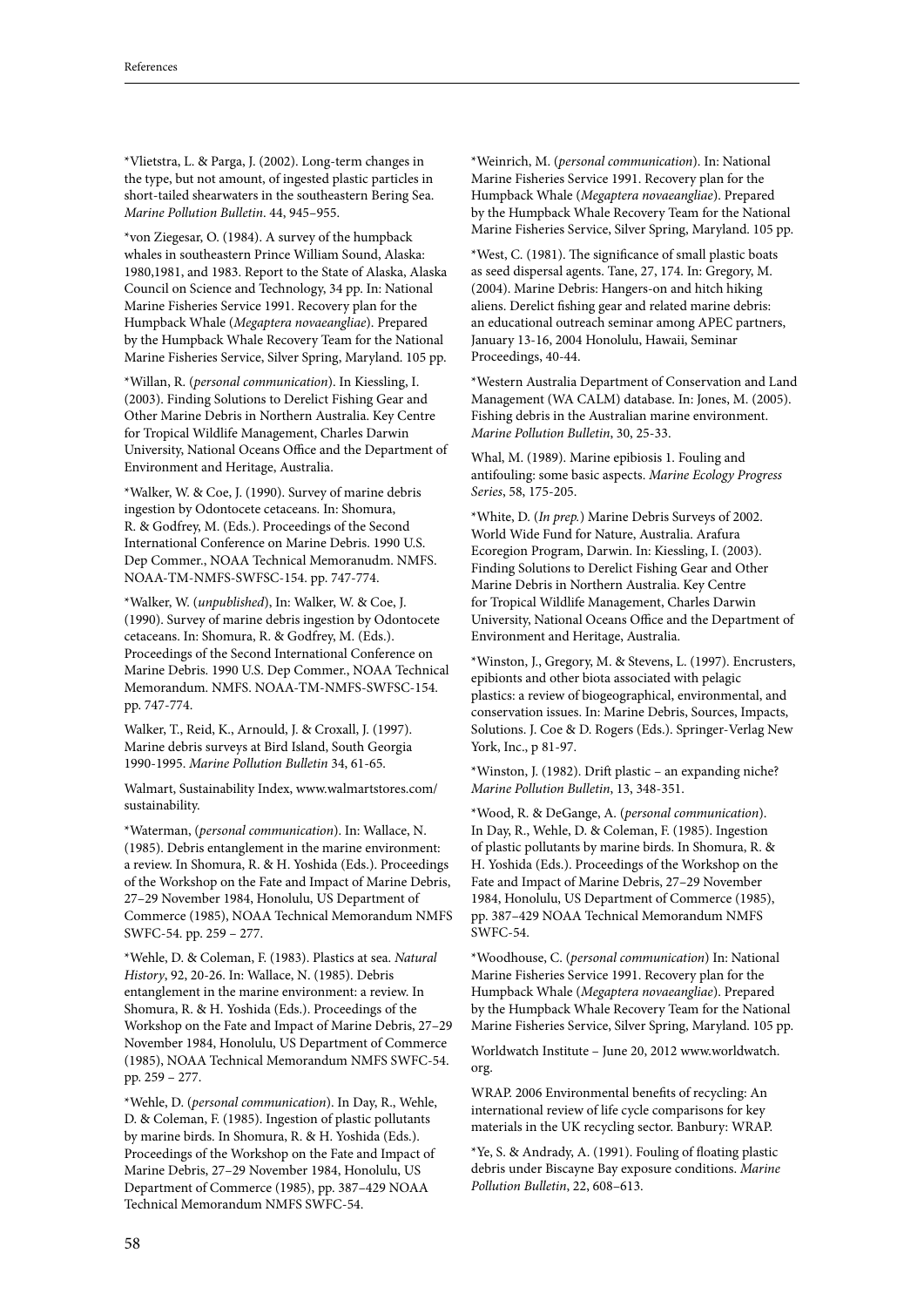*Vlietstra, L. & Parga, J. (2002). Long-term changes in the type, but not amount, of ingested plastic particles in short-tailed shearwaters in the southeastern Bering Sea. *Marine Pollution Bulletin*. 44, 945–955.

*von Ziegesar, O. (1984). A survey of the humpback whales in southeastern Prince William Sound, Alaska: 1980,1981, and 1983. Report to the State of Alaska, Alaska Council on Science and Technology, 34 pp. In: National Marine Fisheries Service 1991. Recovery plan for the Humpback Whale (*Megaptera novaeangliae*). Prepared by the Humpback Whale Recovery Team for the National Marine Fisheries Service, Silver Spring, Maryland. 105 pp.

*Willan, R. (*personal communication*). In Kiessling, I. (2003). Finding Solutions to Derelict Fishing Gear and Other Marine Debris in Northern Australia. Key Centre for Tropical Wildlife Management, Charles Darwin University, National Oceans Office and the Department of Environment and Heritage, Australia.

*Walker, W. & Coe, J. (1990). Survey of marine debris ingestion by Odontocete cetaceans. In: Shomura, R. & Godfrey, M. (Eds.). Proceedings of the Second International Conference on Marine Debris. 1990 U.S. Dep Commer., NOAA Technical Memoranudm. NMFS. NOAA-TM-NMFS-SWFSC-154. pp. 747-774.

*Walker, W. (*unpublished*), In: Walker, W. & Coe, J. (1990). Survey of marine debris ingestion by Odontocete cetaceans. In: Shomura, R. & Godfrey, M. (Eds.). Proceedings of the Second International Conference on Marine Debris. 1990 U.S. Dep Commer., NOAA Technical Memorandum. NMFS. NOAA-TM-NMFS-SWFSC-154. pp. 747-774.

Walker, T., Reid, K., Arnould, J. & Croxall, J. (1997). Marine debris surveys at Bird Island, South Georgia 1990-1995. *Marine Pollution Bulletin* 34, 61-65.

Walmart, Sustainability Index, www.walmartstores.com/sustainability.

*Waterman, (*personal communication*). In: Wallace, N. (1985). Debris entanglement in the marine environment: a review. In Shomura, R. & H. Yoshida (Eds.). Proceedings of the Workshop on the Fate and Impact of Marine Debris, 27–29 November 1984, Honolulu, US Department of Commerce (1985), NOAA Technical Memorandum NMFS SWFC-54. pp. 259 – 277.

*Wehle, D. & Coleman, F. (1983). Plastics at sea. *Natural History*, 92, 20-26. In: Wallace, N. (1985). Debris entanglement in the marine environment: a review. In Shomura, R. & H. Yoshida (Eds.). Proceedings of the Workshop on the Fate and Impact of Marine Debris, 27–29 November 1984, Honolulu, US Department of Commerce (1985), NOAA Technical Memorandum NMFS SWFC-54. pp. 259 – 277.

*Wehle, D. (*personal communication*). In Day, R., Wehle, D. & Coleman, F. (1985). Ingestion of plastic pollutants by marine birds. In Shomura, R. & H. Yoshida (Eds.). Proceedings of the Workshop on the Fate and Impact of Marine Debris, 27–29 November 1984, Honolulu, US Department of Commerce (1985), pp. 387–429 NOAA Technical Memorandum NMFS SWFC-54.

*Weinrich, M. (*personal communication*). In: National Marine Fisheries Service 1991. Recovery plan for the Humpback Whale (*Megaptera novaeangliae*). Prepared by the Humpback Whale Recovery Team for the National Marine Fisheries Service, Silver Spring, Maryland. 105 pp.

*West, C. (1981). The significance of small plastic boats as seed dispersal agents. Tane, 27, 174. In: Gregory, M. (2004). Marine Debris: Hangers-on and hitch hiking aliens. Derelict fishing gear and related marine debris: an educational outreach seminar among APEC partners, January 13-16, 2004 Honolulu, Hawaii, Seminar Proceedings, 40-44.

*Western Australia Department of Conservation and Land Management (WA CALM) database. In: Jones, M. (2005). Fishing debris in the Australian marine environment. *Marine Pollution Bulletin*, 30, 25-33.

Whal, M. (1989). Marine epibiosis 1. Fouling and antifouling: some basic aspects. *Marine Ecology Progress Series*, 58, 175-205.

*White, D. (*In prep.*) Marine Debris Surveys of 2002. World Wide Fund for Nature, Australia. Arafura Ecoregion Program, Darwin. In: Kiessling, I. (2003). Finding Solutions to Derelict Fishing Gear and Other Marine Debris in Northern Australia. Key Centre for Tropical Wildlife Management, Charles Darwin University, National Oceans Office and the Department of Environment and Heritage, Australia.

*Winston, J., Gregory, M. & Stevens, L. (1997). Encrusters, epibionts and other biota associated with pelagic plastics: a review of biogeographical, environmental, and conservation issues. In: Marine Debris, Sources, Impacts, Solutions. J. Coe & D. Rogers (Eds.). Springer-Verlag New York, Inc., p 81-97.

*Winston, J. (1982). Drift plastic – an expanding niche? *Marine Pollution Bulletin*, 13, 348-351.

*Wood, R. & DeGange, A. (*personal communication*). In Day, R., Wehle, D. & Coleman, F. (1985). Ingestion of plastic pollutants by marine birds. In Shomura, R. & H. Yoshida (Eds.). Proceedings of the Workshop on the Fate and Impact of Marine Debris, 27–29 November 1984, Honolulu, US Department of Commerce (1985), pp. 387–429 NOAA Technical Memorandum NMFS SWFC-54.

*Woodhouse, C. (*personal communication*) In: National Marine Fisheries Service 1991. Recovery plan for the Humpback Whale (*Megaptera novaeangliae*). Prepared by the Humpback Whale Recovery Team for the National Marine Fisheries Service, Silver Spring, Maryland. 105 pp.

Worldwatch Institute – June 20, 2012 www.worldwatch.org.

WRAP. 2006 Environmental benefits of recycling: An international review of life cycle comparisons for key materials in the UK recycling sector. Banbury: WRAP.

*Ye, S. & Andrady, A. (1991). Fouling of floating plastic debris under Biscayne Bay exposure conditions. *Marine Pollution Bulletin*, 22, 608–613.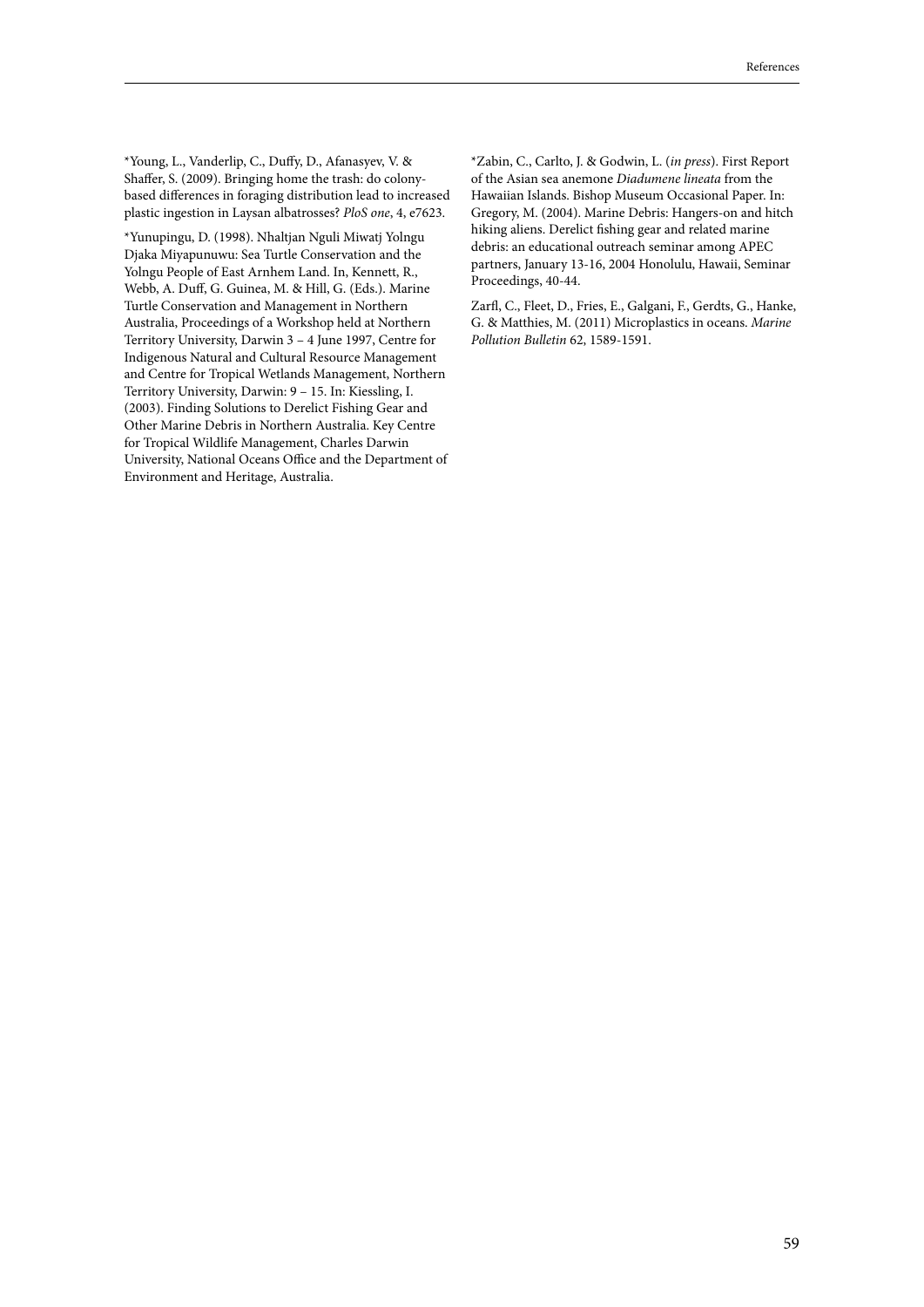*Young, L., Vanderlip, C., Duffy, D., Afanasyev, V. & Shaffer, S. (2009). Bringing home the trash: do colony-based differences in foraging distribution lead to increased plastic ingestion in Laysan albatrosses? *PloS one*, 4, e7623.

*Yunupingu, D. (1998). Nhaltjan Nguli Miwatj Yolngu Djaka Miyapunuwu: Sea Turtle Conservation and the Yolngu People of East Arnhem Land. In, Kennett, R., Webb, A. Duff, G. Guinea, M. & Hill, G. (Eds.). Marine Turtle Conservation and Management in Northern Australia, Proceedings of a Workshop held at Northern Territory University, Darwin 3 – 4 June 1997, Centre for Indigenous Natural and Cultural Resource Management and Centre for Tropical Wetlands Management, Northern Territory University, Darwin: 9 – 15. In: Kiessling, I. (2003). Finding Solutions to Derelict Fishing Gear and Other Marine Debris in Northern Australia. Key Centre for Tropical Wildlife Management, Charles Darwin University, National Oceans Office and the Department of Environment and Heritage, Australia.

*Zabin, C., Carlto, J. & Godwin, L. (*in press*). First Report of the Asian sea anemone *Diadumene lineata* from the Hawaiian Islands. Bishop Museum Occasional Paper. In: Gregory, M. (2004). Marine Debris: Hangers-on and hitch hiking aliens. Derelict fishing gear and related marine debris: an educational outreach seminar among APEC partners, January 13-16, 2004 Honolulu, Hawaii, Seminar Proceedings, 40-44.

Zarfl, C., Fleet, D., Fries, E., Galgani, F., Gerdts, G., Hanke, G. & Matthies, M. (2011) Microplastics in oceans. *Marine Pollution Bulletin* 62, 1589-1591.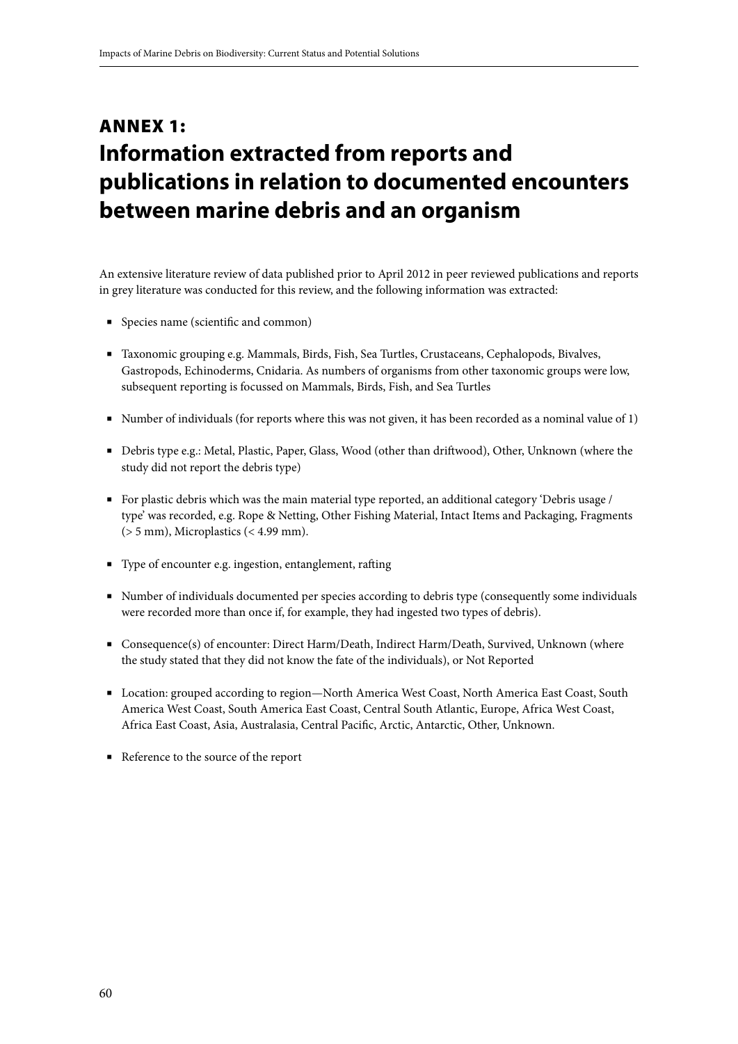# ANNEX 1: Information extracted from reports and publications in relation to documented encounters between marine debris and an organism

An extensive literature review of data published prior to April 2012 in peer reviewed publications and reports in grey literature was conducted for this review, and the following information was extracted:

- Species name (scientific and common)
- Taxonomic grouping e.g. Mammals, Birds, Fish, Sea Turtles, Crustaceans, Cephalopods, Bivalves, Gastropods, Echinoderms, Cnidaria. As numbers of organisms from other taxonomic groups were low, subsequent reporting is focussed on Mammals, Birds, Fish, and Sea Turtles
- Number of individuals (for reports where this was not given, it has been recorded as a nominal value of 1)
- Debris type e.g.: Metal, Plastic, Paper, Glass, Wood (other than driftwood), Other, Unknown (where the study did not report the debris type)
- For plastic debris which was the main material type reported, an additional category 'Debris usage / type' was recorded, e.g. Rope & Netting, Other Fishing Material, Intact Items and Packaging, Fragments (> 5 mm), Microplastics (< 4.99 mm).
- Type of encounter e.g. ingestion, entanglement, rafting
- Number of individuals documented per species according to debris type (consequently some individuals were recorded more than once if, for example, they had ingested two types of debris).
- Consequence(s) of encounter: Direct Harm/Death, Indirect Harm/Death, Survived, Unknown (where the study stated that they did not know the fate of the individuals), or Not Reported
- Location: grouped according to region—North America West Coast, North America East Coast, South America West Coast, South America East Coast, Central South Atlantic, Europe, Africa West Coast, Africa East Coast, Asia, Australasia, Central Pacific, Arctic, Antarctic, Other, Unknown.
- Reference to the source of the report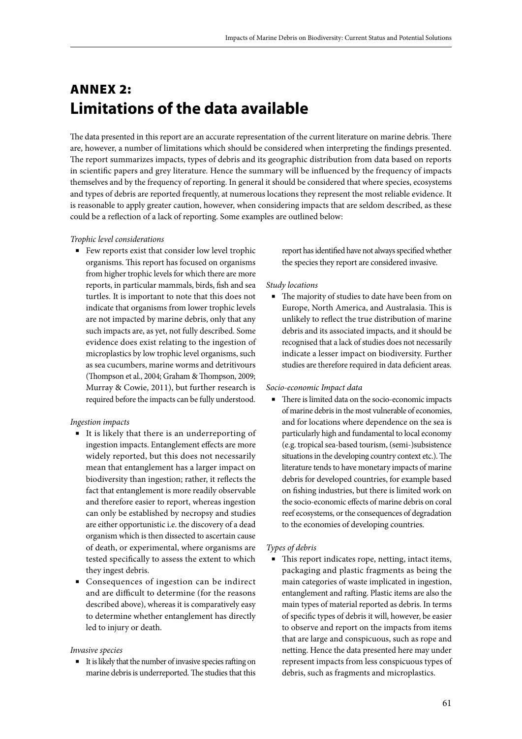# ANNEX 2:
# Limitations of the data available

The data presented in this report are an accurate representation of the current literature on marine debris. There are, however, a number of limitations which should be considered when interpreting the findings presented. The report summarizes impacts, types of debris and its geographic distribution from data based on reports in scientific papers and grey literature. Hence the summary will be influenced by the frequency of impacts themselves and by the frequency of reporting. In general it should be considered that where species, ecosystems and types of debris are reported frequently, at numerous locations they represent the most reliable evidence. It is reasonable to apply greater caution, however, when considering impacts that are seldom described, as these could be a reflection of a lack of reporting. Some examples are outlined below:

*Trophic level considerations*

- Few reports exist that consider low level trophic organisms. This report has focused on organisms from higher trophic levels for which there are more reports, in particular mammals, birds, fish and sea turtles. It is important to note that this does not indicate that organisms from lower trophic levels are not impacted by marine debris, only that any such impacts are, as yet, not fully described. Some evidence does exist relating to the ingestion of microplastics by low trophic level organisms, such as sea cucumbers, marine worms and detritivours (Thompson et al., 2004; Graham & Thompson, 2009; Murray & Cowie, 2011), but further research is required before the impacts can be fully understood.

*Ingestion impacts*

- It is likely that there is an underreporting of ingestion impacts. Entanglement effects are more widely reported, but this does not necessarily mean that entanglement has a larger impact on biodiversity than ingestion; rather, it reflects the fact that entanglement is more readily observable and therefore easier to report, whereas ingestion can only be established by necropsy and studies are either opportunistic i.e. the discovery of a dead organism which is then dissected to ascertain cause of death, or experimental, where organisms are tested specifically to assess the extent to which they ingest debris.
- Consequences of ingestion can be indirect and are difficult to determine (for the reasons described above), whereas it is comparatively easy to determine whether entanglement has directly led to injury or death.

*Invasive species*

- It is likely that the number of invasive species rafting on marine debris is underreported. The studies that this report has identified have not always specified whether the species they report are considered invasive.

*Study locations*

- The majority of studies to date have been from on Europe, North America, and Australasia. This is unlikely to reflect the true distribution of marine debris and its associated impacts, and it should be recognised that a lack of studies does not necessarily indicate a lesser impact on biodiversity. Further studies are therefore required in data deficient areas.

*Socio-economic Impact data*

- There is limited data on the socio-economic impacts of marine debris in the most vulnerable of economies, and for locations where dependence on the sea is particularly high and fundamental to local economy (e.g. tropical sea-based tourism, (semi-)subsistence situations in the developing country context etc.). The literature tends to have monetary impacts of marine debris for developed countries, for example based on fishing industries, but there is limited work on the socio-economic effects of marine debris on coral reef ecosystems, or the consequences of degradation to the economies of developing countries.

*Types of debris*

- This report indicates rope, netting, intact items, packaging and plastic fragments as being the main categories of waste implicated in ingestion, entanglement and rafting. Plastic items are also the main types of material reported as debris. In terms of specific types of debris it will, however, be easier to observe and report on the impacts from items that are large and conspicuous, such as rope and netting. Hence the data presented here may under represent impacts from less conspicuous types of debris, such as fragments and microplastics.